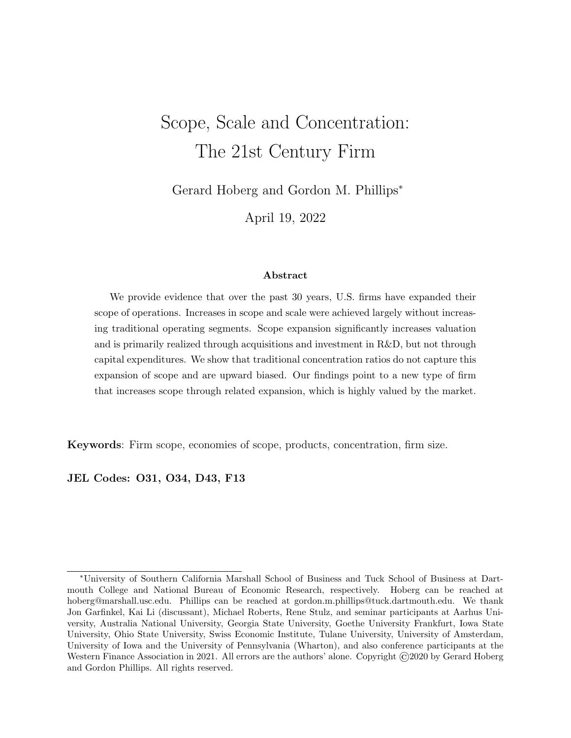# Scope, Scale and Concentration: The 21st Century Firm

Gerard Hoberg and Gordon M. Phillips*

April 19, 2022

### Abstract

We provide evidence that over the past 30 years, U.S. firms have expanded their scope of operations. Increases in scope and scale were achieved largely without increasing traditional operating segments. Scope expansion significantly increases valuation and is primarily realized through acquisitions and investment in R&D, but not through capital expenditures. We show that traditional concentration ratios do not capture this expansion of scope and are upward biased. Our findings point to a new type of firm that increases scope through related expansion, which is highly valued by the market.

**Keywords**: Firm scope, economies of scope, products, concentration, firm size.

**JEL Codes: O31, O34, D43, F13**

---

*University of Southern California Marshall School of Business and Tuck School of Business at Dartmouth College and National Bureau of Economic Research, respectively. Hoberg can be reached at hoberg@marshall.usc.edu. Phillips can be reached at gordon.m.phillips@tuck.dartmouth.edu. We thank Jon Garfinkel, Kai Li (discussant), Michael Roberts, Rene Stulz, and seminar participants at Aarhus University, Australia National University, Georgia State University, Goethe University Frankfurt, Iowa State University, Ohio State University, Swiss Economic Institute, Tulane University, University of Amsterdam, University of Iowa and the University of Pennsylvania (Wharton), and also conference participants at the Western Finance Association in 2021. All errors are the authors' alone. Copyright ©2020 by Gerard Hoberg and Gordon Phillips. All rights reserved.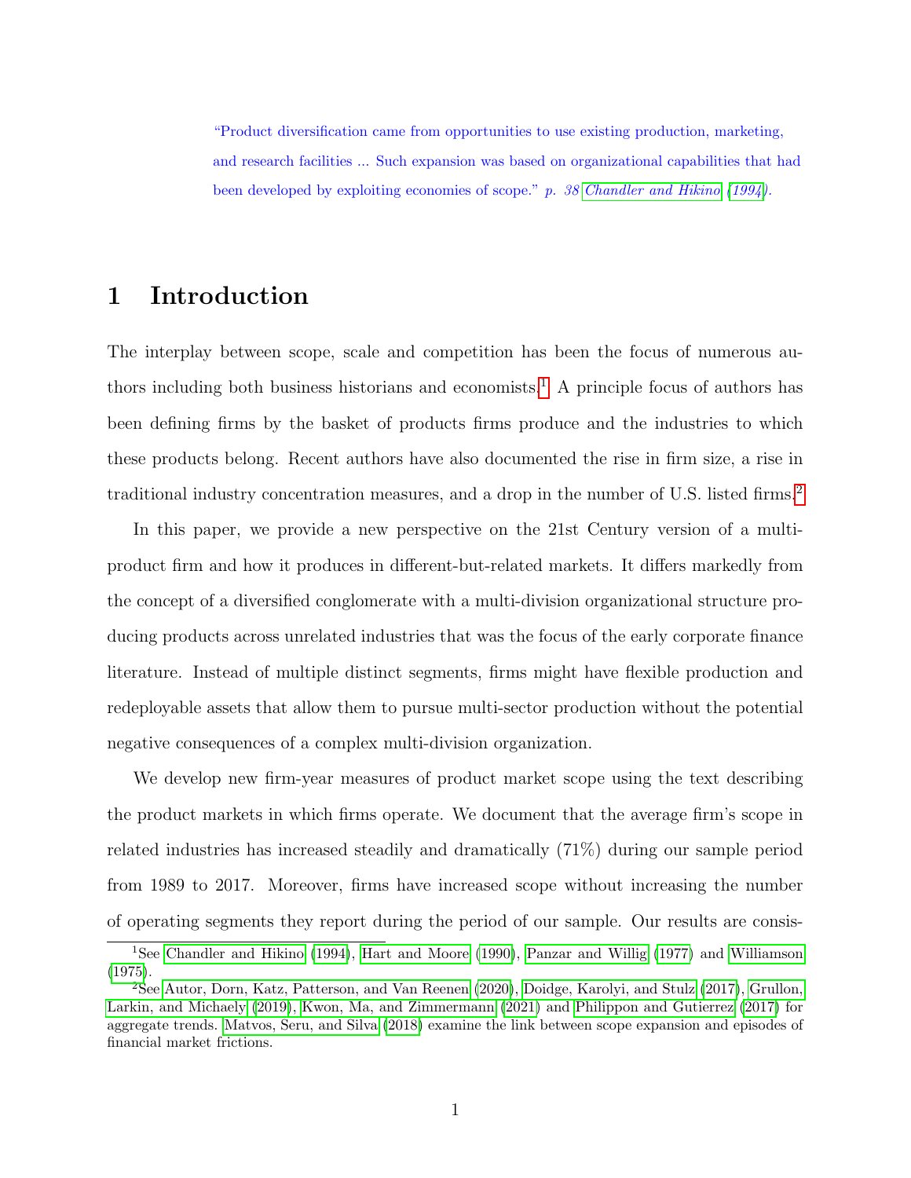"Product diversification came from opportunities to use existing production, marketing, and research facilities ... Such expansion was based on organizational capabilities that had been developed by exploiting economies of scope." *p. 38 Chandler and Hikino (1994).*

# 1 Introduction

The interplay between scope, scale and competition has been the focus of numerous authors including both business historians and economists.[1] A principle focus of authors has been defining firms by the basket of products firms produce and the industries to which these products belong. Recent authors have also documented the rise in firm size, a rise in traditional industry concentration measures, and a drop in the number of U.S. listed firms.[2]

In this paper, we provide a new perspective on the 21st Century version of a multi-product firm and how it produces in different-but-related markets. It differs markedly from the concept of a diversified conglomerate with a multi-division organizational structure producing products across unrelated industries that was the focus of the early corporate finance literature. Instead of multiple distinct segments, firms might have flexible production and redeployable assets that allow them to pursue multi-sector production without the potential negative consequences of a complex multi-division organization.

We develop new firm-year measures of product market scope using the text describing the product markets in which firms operate. We document that the average firm's scope in related industries has increased steadily and dramatically (71%) during our sample period from 1989 to 2017. Moreover, firms have increased scope without increasing the number of operating segments they report during the period of our sample. Our results are consis-

[1] See Chandler and Hikino (1994), Hart and Moore (1990), Panzar and Willig (1977) and Williamson (1975).

[2] See Autor, Dorn, Katz, Patterson, and Van Reenen (2020), Doidge, Karolyi, and Stulz (2017), Grullon, Larkin, and Michaely (2019), Kwon, Ma, and Zimmermann (2021) and Philippon and Gutierrez (2017) for aggregate trends. Matvos, Seru, and Silva (2018) examine the link between scope expansion and episodes of financial market frictions.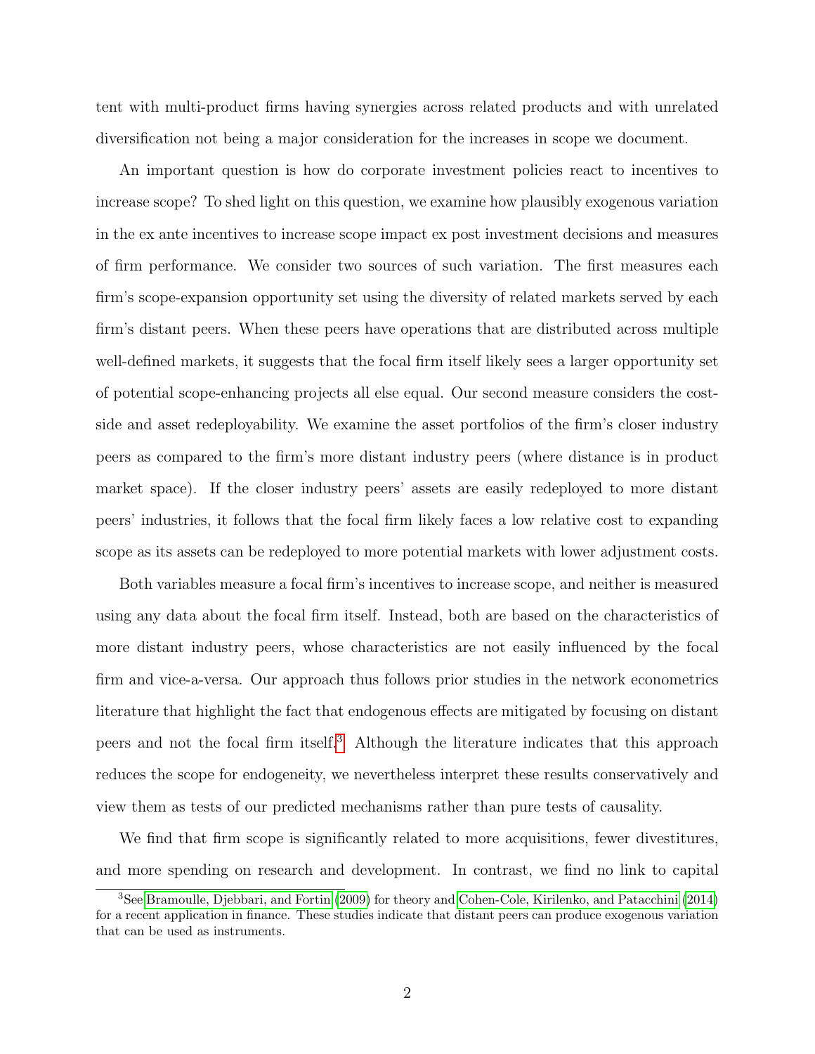tent with multi-product firms having synergies across related products and with unrelated diversification not being a major consideration for the increases in scope we document.

An important question is how do corporate investment policies react to incentives to increase scope? To shed light on this question, we examine how plausibly exogenous variation in the ex ante incentives to increase scope impact ex post investment decisions and measures of firm performance. We consider two sources of such variation. The first measures each firm's scope-expansion opportunity set using the diversity of related markets served by each firm's distant peers. When these peers have operations that are distributed across multiple well-defined markets, it suggests that the focal firm itself likely sees a larger opportunity set of potential scope-enhancing projects all else equal. Our second measure considers the cost-side and asset redeployability. We examine the asset portfolios of the firm's closer industry peers as compared to the firm's more distant industry peers (where distance is in product market space). If the closer industry peers' assets are easily redeployed to more distant peers' industries, it follows that the focal firm likely faces a low relative cost to expanding scope as its assets can be redeployed to more potential markets with lower adjustment costs.

Both variables measure a focal firm's incentives to increase scope, and neither is measured using any data about the focal firm itself. Instead, both are based on the characteristics of more distant industry peers, whose characteristics are not easily influenced by the focal firm and vice-a-versa. Our approach thus follows prior studies in the network econometrics literature that highlight the fact that endogenous effects are mitigated by focusing on distant peers and not the focal firm itself.[3] Although the literature indicates that this approach reduces the scope for endogeneity, we nevertheless interpret these results conservatively and view them as tests of our predicted mechanisms rather than pure tests of causality.

We find that firm scope is significantly related to more acquisitions, fewer divestitures, and more spending on research and development. In contrast, we find no link to capital

[3] See Bramoulle, Djebbari, and Fortin (2009) for theory and Cohen-Cole, Kirilenko, and Patacchini (2014) for a recent application in finance. These studies indicate that distant peers can produce exogenous variation that can be used as instruments.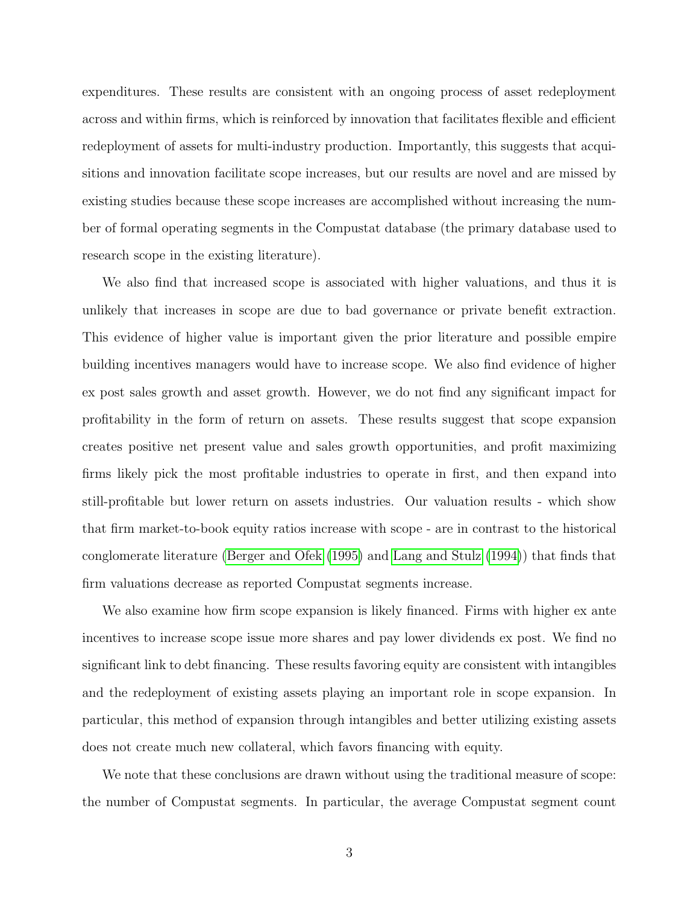expenditures. These results are consistent with an ongoing process of asset redeployment across and within firms, which is reinforced by innovation that facilitates flexible and efficient redeployment of assets for multi-industry production. Importantly, this suggests that acquisitions and innovation facilitate scope increases, but our results are novel and are missed by existing studies because these scope increases are accomplished without increasing the number of formal operating segments in the Compustat database (the primary database used to research scope in the existing literature).

We also find that increased scope is associated with higher valuations, and thus it is unlikely that increases in scope are due to bad governance or private benefit extraction. This evidence of higher value is important given the prior literature and possible empire building incentives managers would have to increase scope. We also find evidence of higher ex post sales growth and asset growth. However, we do not find any significant impact for profitability in the form of return on assets. These results suggest that scope expansion creates positive net present value and sales growth opportunities, and profit maximizing firms likely pick the most profitable industries to operate in first, and then expand into still-profitable but lower return on assets industries. Our valuation results - which show that firm market-to-book equity ratios increase with scope - are in contrast to the historical conglomerate literature (Berger and Ofek (1995) and Lang and Stulz (1994)) that finds that firm valuations decrease as reported Compustat segments increase.

We also examine how firm scope expansion is likely financed. Firms with higher ex ante incentives to increase scope issue more shares and pay lower dividends ex post. We find no significant link to debt financing. These results favoring equity are consistent with intangibles and the redeployment of existing assets playing an important role in scope expansion. In particular, this method of expansion through intangibles and better utilizing existing assets does not create much new collateral, which favors financing with equity.

We note that these conclusions are drawn without using the traditional measure of scope: the number of Compustat segments. In particular, the average Compustat segment count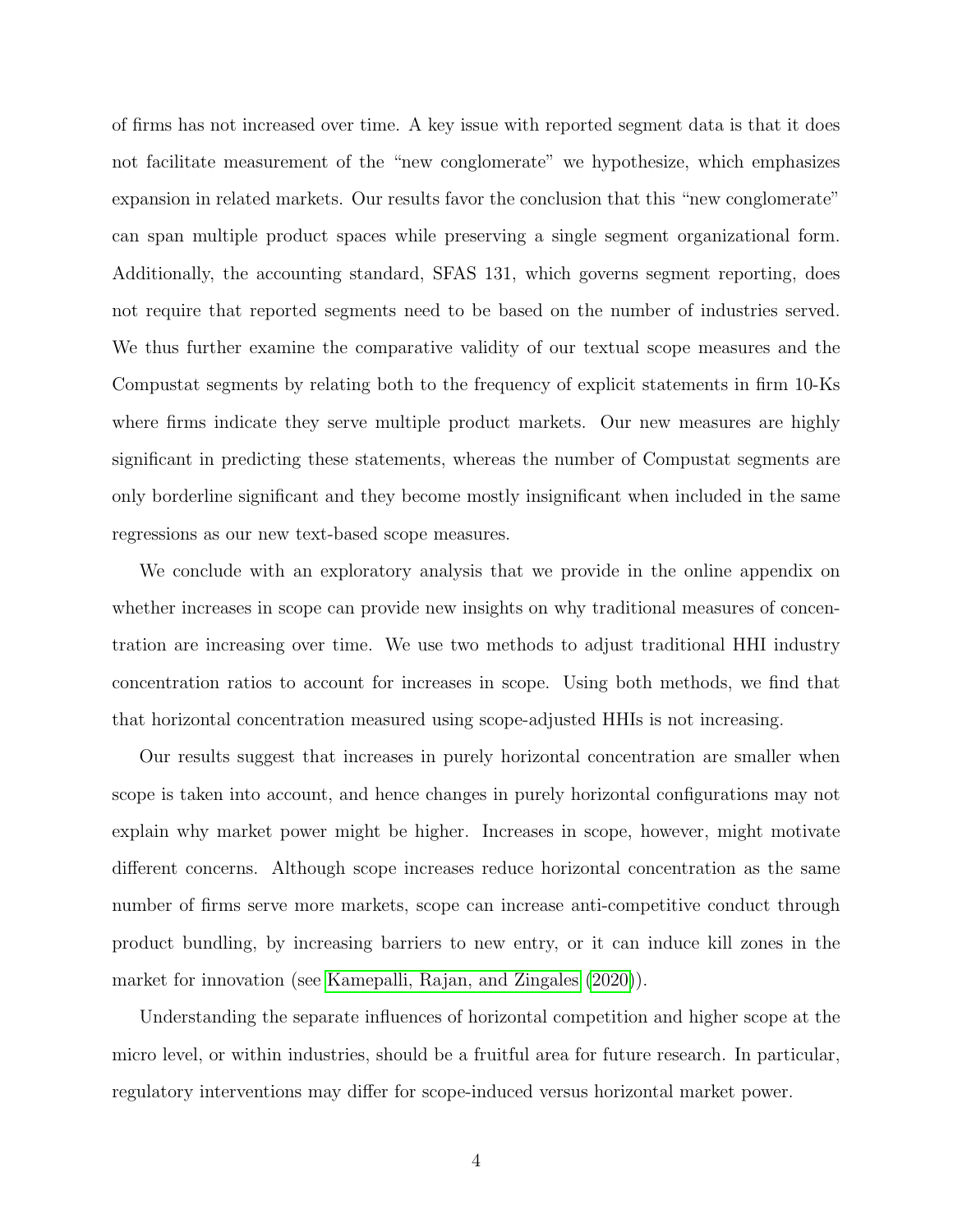of firms has not increased over time. A key issue with reported segment data is that it does not facilitate measurement of the "new conglomerate" we hypothesize, which emphasizes expansion in related markets. Our results favor the conclusion that this "new conglomerate" can span multiple product spaces while preserving a single segment organizational form. Additionally, the accounting standard, SFAS 131, which governs segment reporting, does not require that reported segments need to be based on the number of industries served. We thus further examine the comparative validity of our textual scope measures and the Compustat segments by relating both to the frequency of explicit statements in firm 10-Ks where firms indicate they serve multiple product markets. Our new measures are highly significant in predicting these statements, whereas the number of Compustat segments are only borderline significant and they become mostly insignificant when included in the same regressions as our new text-based scope measures.

We conclude with an exploratory analysis that we provide in the online appendix on whether increases in scope can provide new insights on why traditional measures of concentration are increasing over time. We use two methods to adjust traditional HHI industry concentration ratios to account for increases in scope. Using both methods, we find that that horizontal concentration measured using scope-adjusted HHIs is not increasing.

Our results suggest that increases in purely horizontal concentration are smaller when scope is taken into account, and hence changes in purely horizontal configurations may not explain why market power might be higher. Increases in scope, however, might motivate different concerns. Although scope increases reduce horizontal concentration as the same number of firms serve more markets, scope can increase anti-competitive conduct through product bundling, by increasing barriers to new entry, or it can induce kill zones in the market for innovation (see Kamepalli, Rajan, and Zingales (2020)).

Understanding the separate influences of horizontal competition and higher scope at the micro level, or within industries, should be a fruitful area for future research. In particular, regulatory interventions may differ for scope-induced versus horizontal market power.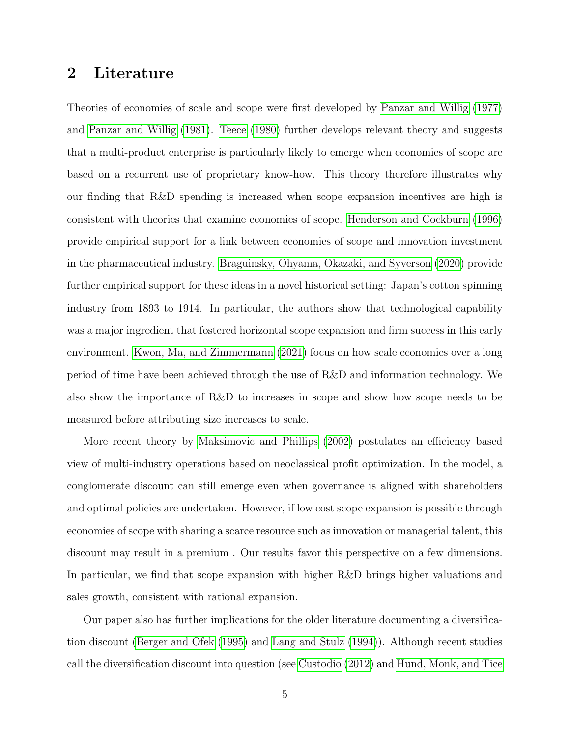## 2 Literature

Theories of economies of scale and scope were first developed by Panzar and Willig (1977) and Panzar and Willig (1981). Teece (1980) further develops relevant theory and suggests that a multi-product enterprise is particularly likely to emerge when economies of scope are based on a recurrent use of proprietary know-how. This theory therefore illustrates why our finding that R&D spending is increased when scope expansion incentives are high is consistent with theories that examine economies of scope. Henderson and Cockburn (1996) provide empirical support for a link between economies of scope and innovation investment in the pharmaceutical industry. Braguinsky, Ohyama, Okazaki, and Syverson (2020) provide further empirical support for these ideas in a novel historical setting: Japan's cotton spinning industry from 1893 to 1914. In particular, the authors show that technological capability was a major ingredient that fostered horizontal scope expansion and firm success in this early environment. Kwon, Ma, and Zimmermann (2021) focus on how scale economies over a long period of time have been achieved through the use of R&D and information technology. We also show the importance of R&D to increases in scope and show how scope needs to be measured before attributing size increases to scale.

More recent theory by Maksimovic and Phillips (2002) postulates an efficiency based view of multi-industry operations based on neoclassical profit optimization. In the model, a conglomerate discount can still emerge even when governance is aligned with shareholders and optimal policies are undertaken. However, if low cost scope expansion is possible through economies of scope with sharing a scarce resource such as innovation or managerial talent, this discount may result in a premium . Our results favor this perspective on a few dimensions. In particular, we find that scope expansion with higher R&D brings higher valuations and sales growth, consistent with rational expansion.

Our paper also has further implications for the older literature documenting a diversification discount (Berger and Ofek (1995) and Lang and Stulz (1994)). Although recent studies call the diversification discount into question (see Custodio (2012) and Hund, Monk, and Tice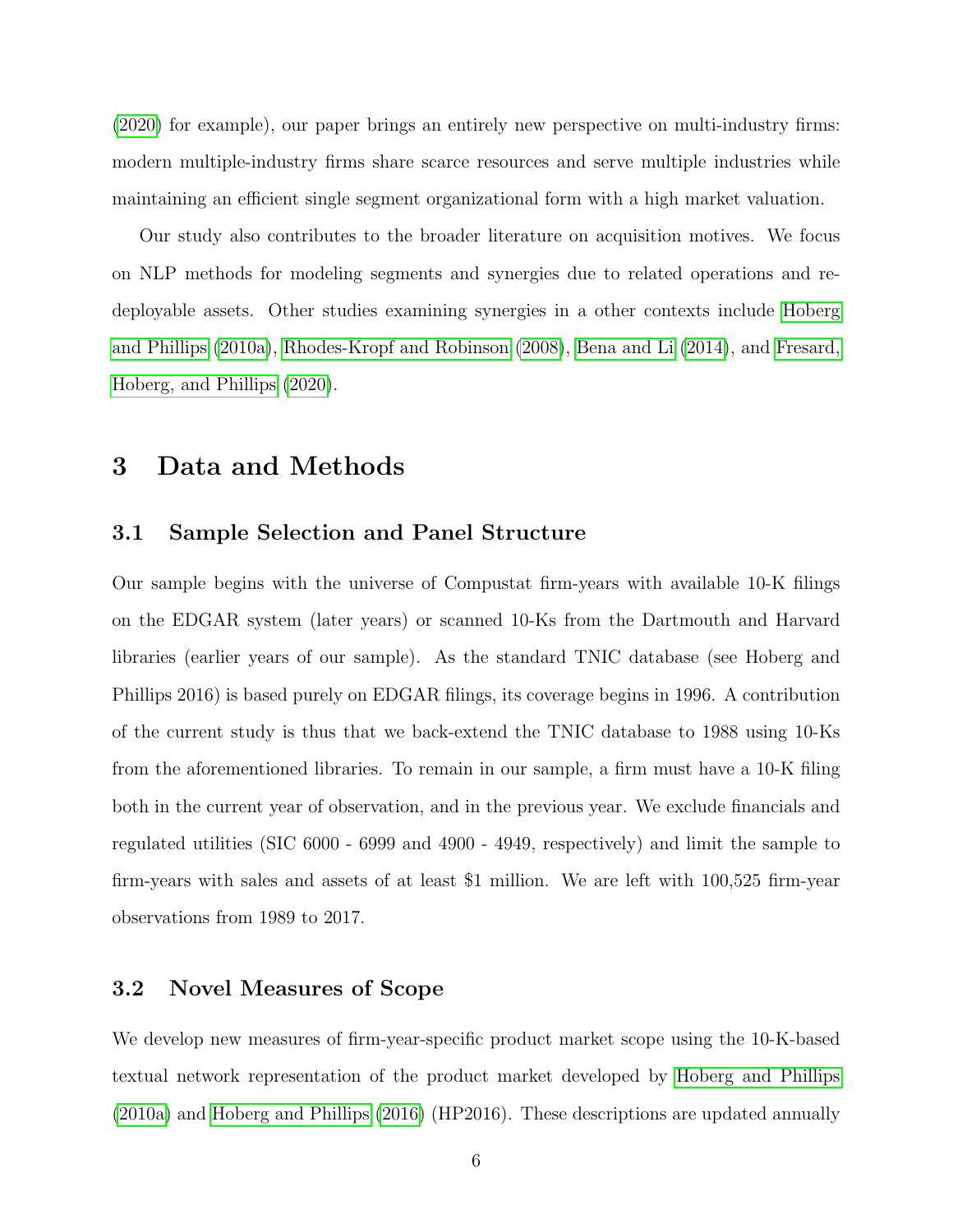(2020) for example), our paper brings an entirely new perspective on multi-industry firms: modern multiple-industry firms share scarce resources and serve multiple industries while maintaining an efficient single segment organizational form with a high market valuation.

Our study also contributes to the broader literature on acquisition motives. We focus on NLP methods for modeling segments and synergies due to related operations and redeployable assets. Other studies examining synergies in a other contexts include Hoberg and Phillips (2010a), Rhodes-Kropf and Robinson (2008), Bena and Li (2014), and Fresard, Hoberg, and Phillips (2020).

# 3 Data and Methods

## 3.1 Sample Selection and Panel Structure

Our sample begins with the universe of Compustat firm-years with available 10-K filings on the EDGAR system (later years) or scanned 10-Ks from the Dartmouth and Harvard libraries (earlier years of our sample). As the standard TNIC database (see Hoberg and Phillips 2016) is based purely on EDGAR filings, its coverage begins in 1996. A contribution of the current study is thus that we back-extend the TNIC database to 1988 using 10-Ks from the aforementioned libraries. To remain in our sample, a firm must have a 10-K filing both in the current year of observation, and in the previous year. We exclude financials and regulated utilities (SIC 6000 - 6999 and 4900 - 4949, respectively) and limit the sample to firm-years with sales and assets of at least \$1 million. We are left with 100,525 firm-year observations from 1989 to 2017.

## 3.2 Novel Measures of Scope

We develop new measures of firm-year-specific product market scope using the 10-K-based textual network representation of the product market developed by Hoberg and Phillips (2010a) and Hoberg and Phillips (2016) (HP2016). These descriptions are updated annually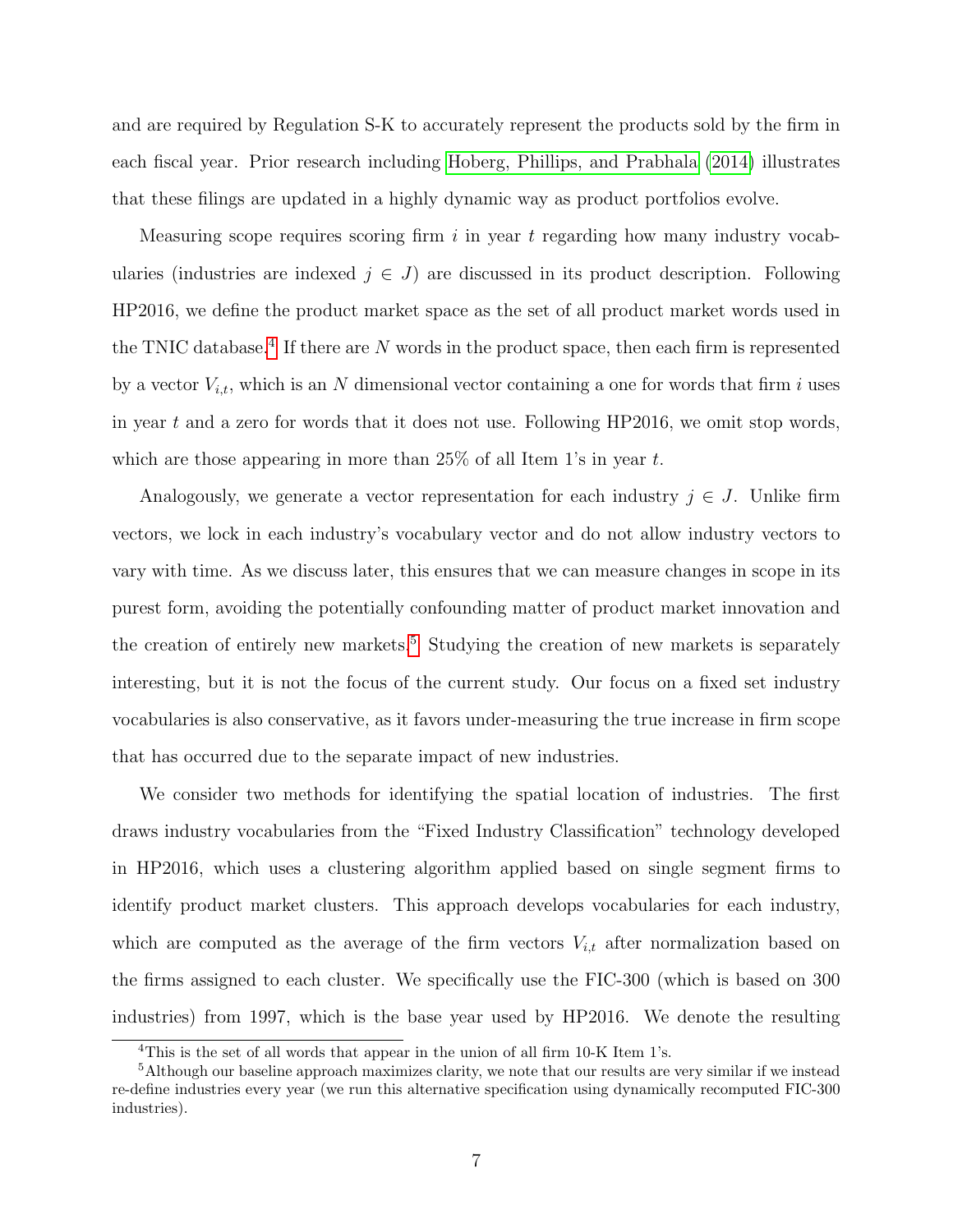and are required by Regulation S-K to accurately represent the products sold by the firm in each fiscal year. Prior research including Hoberg, Phillips, and Prabhala (2014) illustrates that these filings are updated in a highly dynamic way as product portfolios evolve.

Measuring scope requires scoring firm $i$ in year $t$ regarding how many industry vocabularies (industries are indexed $j \in J$) are discussed in its product description. Following HP2016, we define the product market space as the set of all product market words used in the TNIC database.[4] If there are $N$ words in the product space, then each firm is represented by a vector $V_{i,t}$, which is an $N$ dimensional vector containing a one for words that firm $i$ uses in year $t$ and a zero for words that it does not use. Following HP2016, we omit stop words, which are those appearing in more than 25% of all Item 1's in year $t$.

Analogously, we generate a vector representation for each industry $j \in J$. Unlike firm vectors, we lock in each industry's vocabulary vector and do not allow industry vectors to vary with time. As we discuss later, this ensures that we can measure changes in scope in its purest form, avoiding the potentially confounding matter of product market innovation and the creation of entirely new markets.[5] Studying the creation of new markets is separately interesting, but it is not the focus of the current study. Our focus on a fixed set industry vocabularies is also conservative, as it favors under-measuring the true increase in firm scope that has occurred due to the separate impact of new industries.

We consider two methods for identifying the spatial location of industries. The first draws industry vocabularies from the "Fixed Industry Classification" technology developed in HP2016, which uses a clustering algorithm applied based on single segment firms to identify product market clusters. This approach develops vocabularies for each industry, which are computed as the average of the firm vectors $V_{i,t}$ after normalization based on the firms assigned to each cluster. We specifically use the FIC-300 (which is based on 300 industries) from 1997, which is the base year used by HP2016. We denote the resulting

[4] This is the set of all words that appear in the union of all firm 10-K Item 1's.

[5] Although our baseline approach maximizes clarity, we note that our results are very similar if we instead re-define industries every year (we run this alternative specification using dynamically recomputed FIC-300 industries).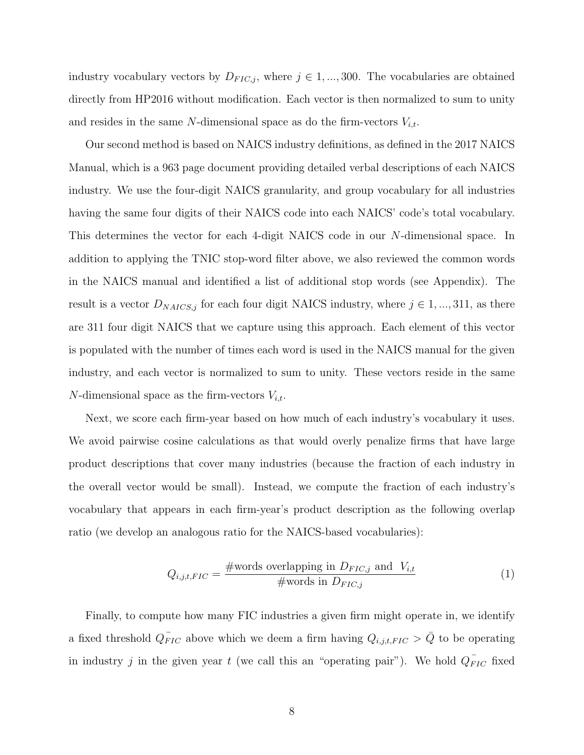industry vocabulary vectors by $D_{FIC,j}$, where $j \in 1, ..., 300$. The vocabularies are obtained directly from HP2016 without modification. Each vector is then normalized to sum to unity and resides in the same $N$-dimensional space as do the firm-vectors $V_{i,t}$.

Our second method is based on NAICS industry definitions, as defined in the 2017 NAICS Manual, which is a 963 page document providing detailed verbal descriptions of each NAICS industry. We use the four-digit NAICS granularity, and group vocabulary for all industries having the same four digits of their NAICS code into each NAICS' code's total vocabulary. This determines the vector for each 4-digit NAICS code in our $N$-dimensional space. In addition to applying the TNIC stop-word filter above, we also reviewed the common words in the NAICS manual and identified a list of additional stop words (see Appendix). The result is a vector $D_{NAICS,j}$ for each four digit NAICS industry, where $j \in 1, ..., 311$, as there are 311 four digit NAICS that we capture using this approach. Each element of this vector is populated with the number of times each word is used in the NAICS manual for the given industry, and each vector is normalized to sum to unity. These vectors reside in the same $N$-dimensional space as the firm-vectors $V_{i,t}$.

Next, we score each firm-year based on how much of each industry's vocabulary it uses. We avoid pairwise cosine calculations as that would overly penalize firms that have large product descriptions that cover many industries (because the fraction of each industry in the overall vector would be small). Instead, we compute the fraction of each industry's vocabulary that appears in each firm-year's product description as the following overlap ratio (we develop an analogous ratio for the NAICS-based vocabularies):

$$Q_{i,j,t,FIC} = \frac{\#\text{words overlapping in } D_{FIC,j} \text{ and } V_{i,t}}{\#\text{words in } D_{FIC,j}} \tag{1}$$

Finally, to compute how many FIC industries a given firm might operate in, we identify a fixed threshold $\bar{Q_{FIC}}$ above which we deem a firm having $Q_{i,j,t,FIC} > \bar{Q}$ to be operating in industry $j$ in the given year $t$ (we call this an "operating pair"). We hold $\bar{Q_{FIC}}$ fixed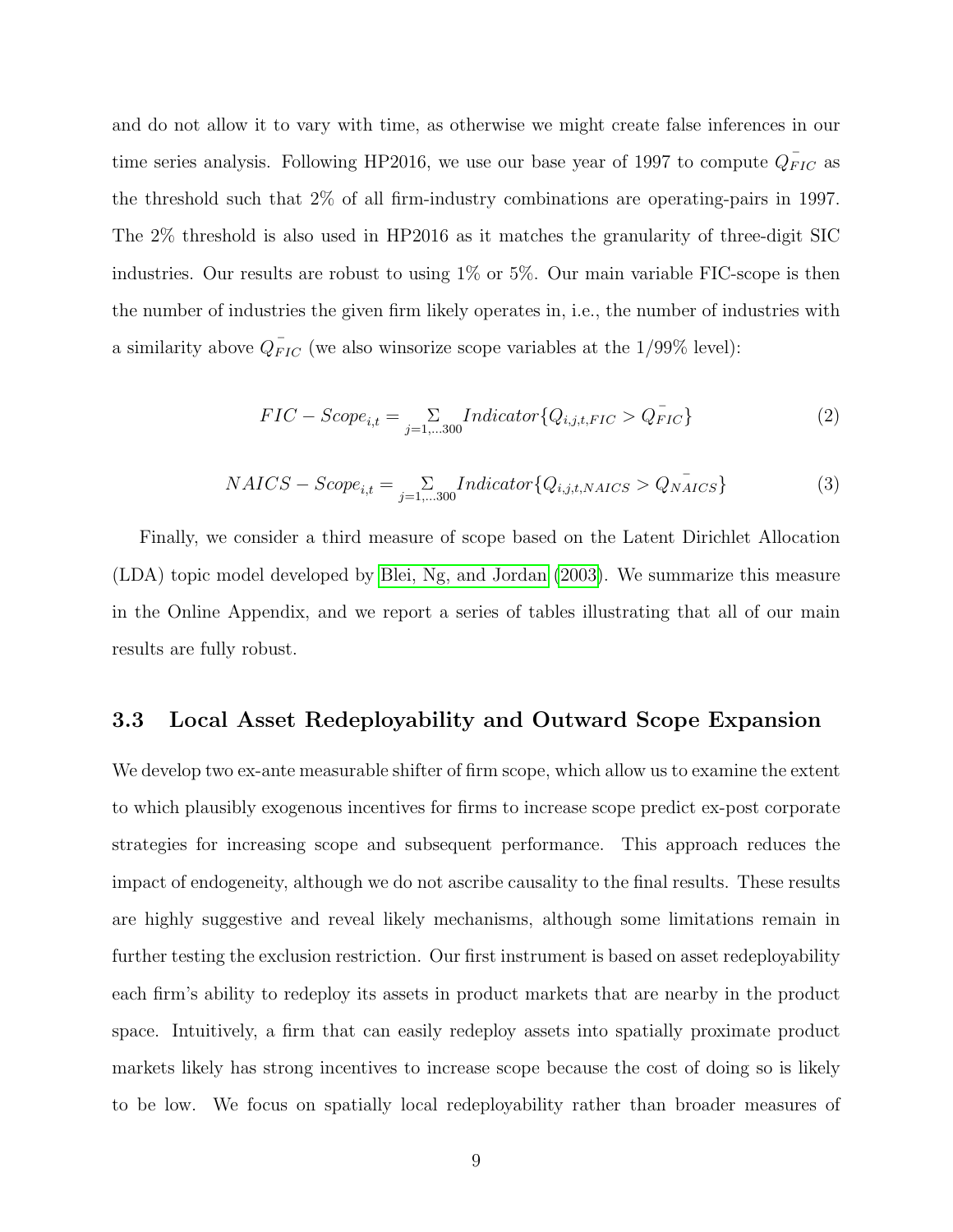and do not allow it to vary with time, as otherwise we might create false inferences in our time series analysis. Following HP2016, we use our base year of 1997 to compute $\bar{Q_{FIC}}$ as the threshold such that 2% of all firm-industry combinations are operating-pairs in 1997. The 2% threshold is also used in HP2016 as it matches the granularity of three-digit SIC industries. Our results are robust to using 1% or 5%. Our main variable FIC-scope is then the number of industries the given firm likely operates in, i.e., the number of industries with a similarity above $\bar{Q_{FIC}}$ (we also winsorize scope variables at the 1/99% level):

$$FIC - Scope_{i,t} = \sum_{j=1,...300} Indicator\{Q_{i,j,t,FIC} > \bar{Q_{FIC}}\} \tag{2}$$

$$NAICS - Scope_{i,t} = \sum_{j=1,...300} Indicator\{Q_{i,j,t,NAICS} > \bar{Q_{NAICS}}\} \tag{3}$$

Finally, we consider a third measure of scope based on the Latent Dirichlet Allocation (LDA) topic model developed by Blei, Ng, and Jordan (2003). We summarize this measure in the Online Appendix, and we report a series of tables illustrating that all of our main results are fully robust.

### 3.3 Local Asset Redeployability and Outward Scope Expansion

We develop two ex-ante measurable shifter of firm scope, which allow us to examine the extent to which plausibly exogenous incentives for firms to increase scope predict ex-post corporate strategies for increasing scope and subsequent performance. This approach reduces the impact of endogeneity, although we do not ascribe causality to the final results. These results are highly suggestive and reveal likely mechanisms, although some limitations remain in further testing the exclusion restriction. Our first instrument is based on asset redeployability each firm's ability to redeploy its assets in product markets that are nearby in the product space. Intuitively, a firm that can easily redeploy assets into spatially proximate product markets likely has strong incentives to increase scope because the cost of doing so is likely to be low. We focus on spatially local redeployability rather than broader measures of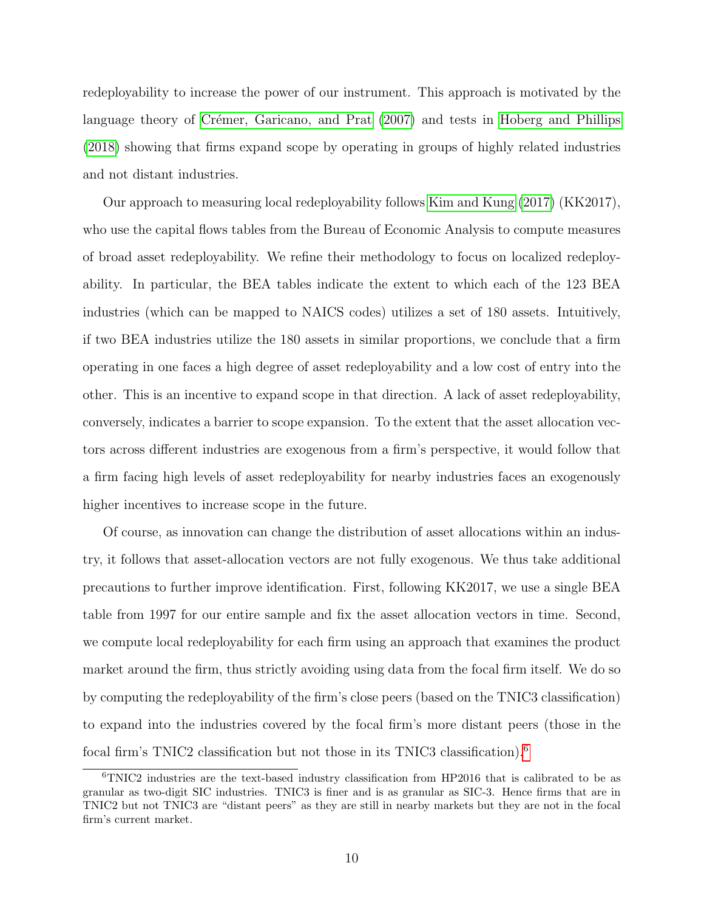redeployability to increase the power of our instrument. This approach is motivated by the language theory of Crémer, Garicano, and Prat (2007) and tests in Hoberg and Phillips (2018) showing that firms expand scope by operating in groups of highly related industries and not distant industries.

Our approach to measuring local redeployability follows Kim and Kung (2017) (KK2017), who use the capital flows tables from the Bureau of Economic Analysis to compute measures of broad asset redeployability. We refine their methodology to focus on localized redeployability. In particular, the BEA tables indicate the extent to which each of the 123 BEA industries (which can be mapped to NAICS codes) utilizes a set of 180 assets. Intuitively, if two BEA industries utilize the 180 assets in similar proportions, we conclude that a firm operating in one faces a high degree of asset redeployability and a low cost of entry into the other. This is an incentive to expand scope in that direction. A lack of asset redeployability, conversely, indicates a barrier to scope expansion. To the extent that the asset allocation vectors across different industries are exogenous from a firm's perspective, it would follow that a firm facing high levels of asset redeployability for nearby industries faces an exogenously higher incentives to increase scope in the future.

Of course, as innovation can change the distribution of asset allocations within an industry, it follows that asset-allocation vectors are not fully exogenous. We thus take additional precautions to further improve identification. First, following KK2017, we use a single BEA table from 1997 for our entire sample and fix the asset allocation vectors in time. Second, we compute local redeployability for each firm using an approach that examines the product market around the firm, thus strictly avoiding using data from the focal firm itself. We do so by computing the redeployability of the firm's close peers (based on the TNIC3 classification) to expand into the industries covered by the focal firm's more distant peers (those in the focal firm's TNIC2 classification but not those in its TNIC3 classification).[6]

[6] TNIC2 industries are the text-based industry classification from HP2016 that is calibrated to be as granular as two-digit SIC industries. TNIC3 is finer and is as granular as SIC-3. Hence firms that are in TNIC2 but not TNIC3 are "distant peers" as they are still in nearby markets but they are not in the focal firm's current market.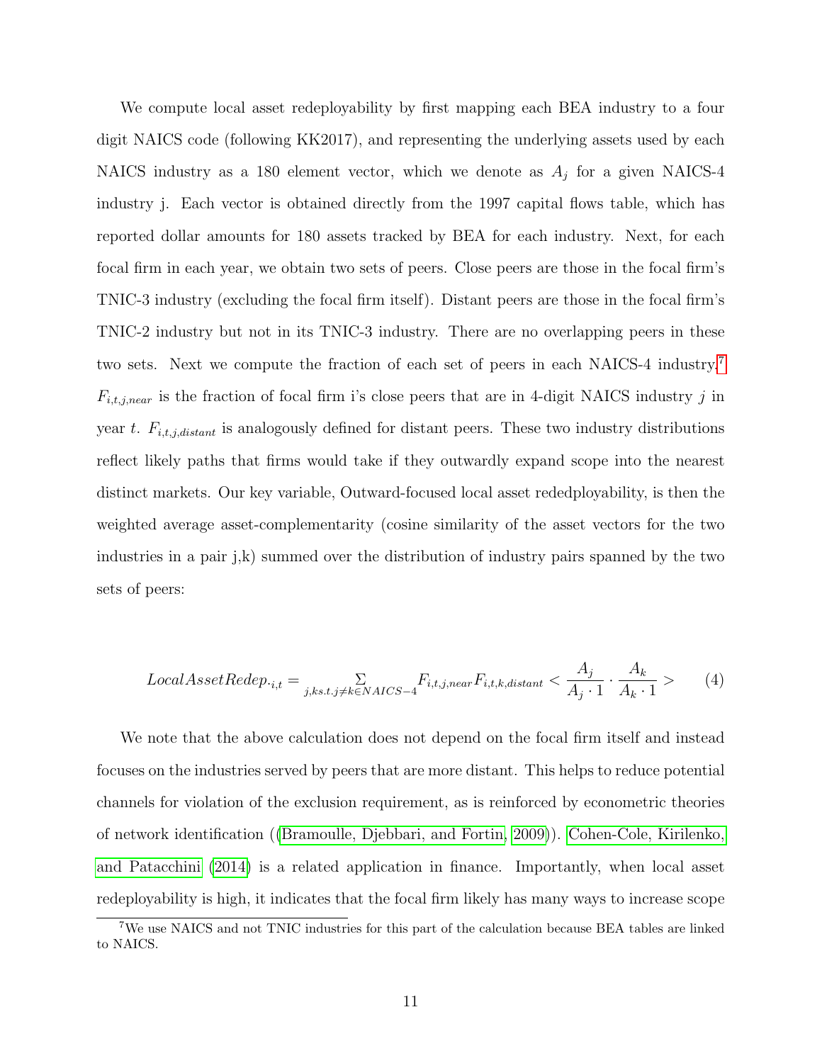We compute local asset redeployability by first mapping each BEA industry to a four digit NAICS code (following KK2017), and representing the underlying assets used by each NAICS industry as a 180 element vector, which we denote as $A_j$ for a given NAICS-4 industry j. Each vector is obtained directly from the 1997 capital flows table, which has reported dollar amounts for 180 assets tracked by BEA for each industry. Next, for each focal firm in each year, we obtain two sets of peers. Close peers are those in the focal firm's TNIC-3 industry (excluding the focal firm itself). Distant peers are those in the focal firm's TNIC-2 industry but not in its TNIC-3 industry. There are no overlapping peers in these two sets. Next we compute the fraction of each set of peers in each NAICS-4 industry.[7] $F_{i,t,j,near}$ is the fraction of focal firm i's close peers that are in 4-digit NAICS industry $j$ in year $t$. $F_{i,t,j,distant}$ is analogously defined for distant peers. These two industry distributions reflect likely paths that firms would take if they outwardly expand scope into the nearest distinct markets. Our key variable, Outward-focused local asset rededployability, is then the weighted average asset-complementarity (cosine similarity of the asset vectors for the two industries in a pair j,k) summed over the distribution of industry pairs spanned by the two sets of peers:

$$LocalAssetRedep._{i,t} = \sum_{j,ks.t.j \neq k \in NAICS-4} F_{i,t,j,near} F_{i,t,k,distant} < \frac{A_j}{A_j \cdot 1} \cdot \frac{A_k}{A_k \cdot 1} > \tag{4}$$

We note that the above calculation does not depend on the focal firm itself and instead focuses on the industries served by peers that are more distant. This helps to reduce potential channels for violation of the exclusion requirement, as is reinforced by econometric theories of network identification ((Bramoulle, Djebbari, and Fortin, 2009)). Cohen-Cole, Kirilenko, and Patacchini (2014) is a related application in finance. Importantly, when local asset redeployability is high, it indicates that the focal firm likely has many ways to increase scope

[7] We use NAICS and not TNIC industries for this part of the calculation because BEA tables are linked to NAICS.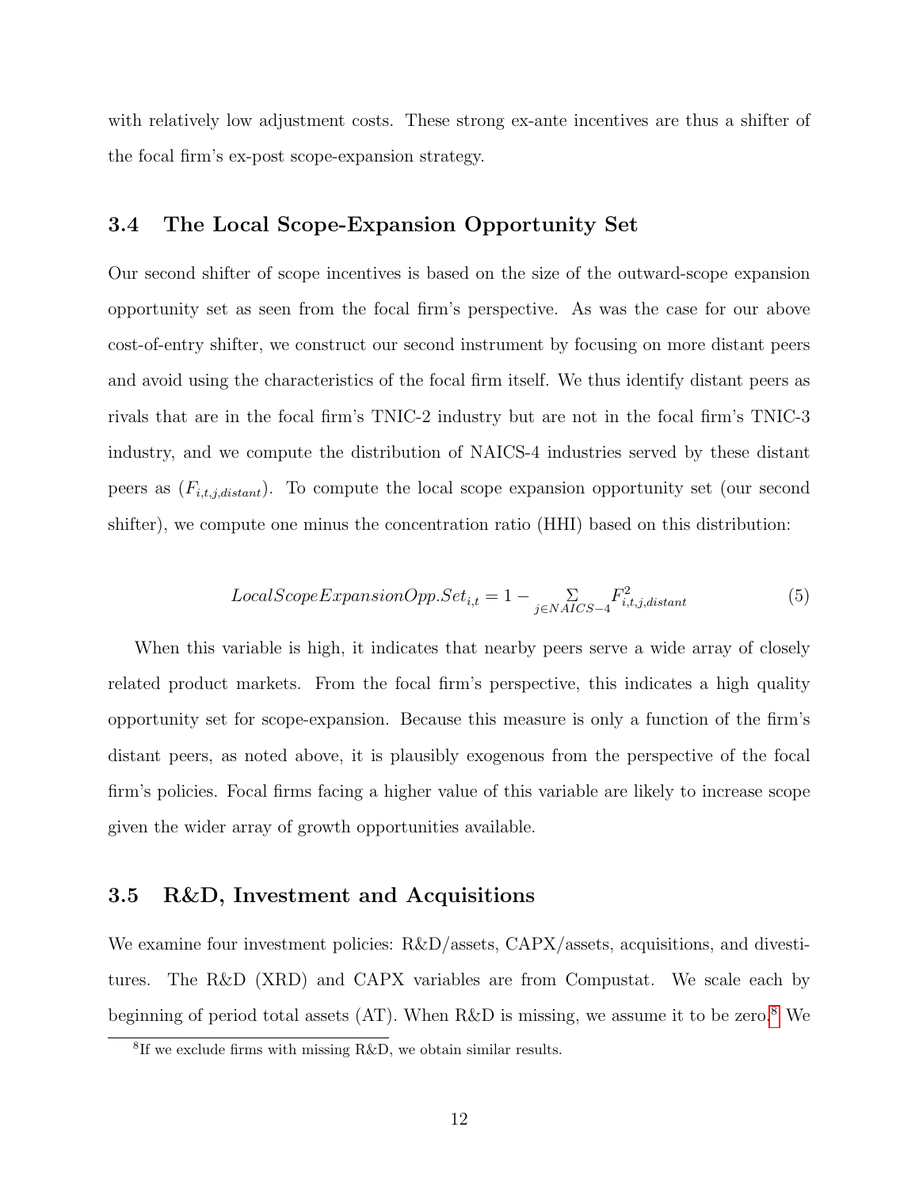with relatively low adjustment costs. These strong ex-ante incentives are thus a shifter of the focal firm's ex-post scope-expansion strategy.

### 3.4 The Local Scope-Expansion Opportunity Set

Our second shifter of scope incentives is based on the size of the outward-scope expansion opportunity set as seen from the focal firm's perspective. As was the case for our above cost-of-entry shifter, we construct our second instrument by focusing on more distant peers and avoid using the characteristics of the focal firm itself. We thus identify distant peers as rivals that are in the focal firm's TNIC-2 industry but are not in the focal firm's TNIC-3 industry, and we compute the distribution of NAICS-4 industries served by these distant peers as ($F_{i,t,j,distant}$). To compute the local scope expansion opportunity set (our second shifter), we compute one minus the concentration ratio (HHI) based on this distribution:

$$LocalScopeExpansionOpp.Set_{i,t} = 1 - \sum_{j \in NAICS-4} F^2_{i,t,j,distant} \tag{5}$$

When this variable is high, it indicates that nearby peers serve a wide array of closely related product markets. From the focal firm's perspective, this indicates a high quality opportunity set for scope-expansion. Because this measure is only a function of the firm's distant peers, as noted above, it is plausibly exogenous from the perspective of the focal firm's policies. Focal firms facing a higher value of this variable are likely to increase scope given the wider array of growth opportunities available.

### 3.5 R&D, Investment and Acquisitions

We examine four investment policies: R&D/assets, CAPX/assets, acquisitions, and divestitures. The R&D (XRD) and CAPX variables are from Compustat. We scale each by beginning of period total assets (AT). When R&D is missing, we assume it to be zero.[8] We

[8] If we exclude firms with missing R&D, we obtain similar results.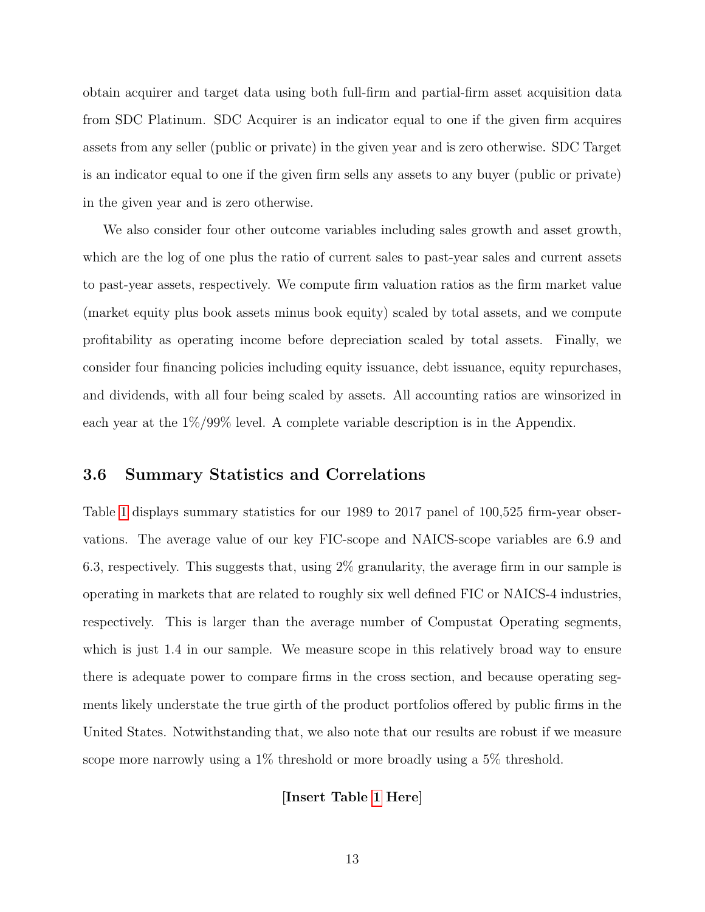obtain acquirer and target data using both full-firm and partial-firm asset acquisition data from SDC Platinum. SDC Acquirer is an indicator equal to one if the given firm acquires assets from any seller (public or private) in the given year and is zero otherwise. SDC Target is an indicator equal to one if the given firm sells any assets to any buyer (public or private) in the given year and is zero otherwise.

We also consider four other outcome variables including sales growth and asset growth, which are the log of one plus the ratio of current sales to past-year sales and current assets to past-year assets, respectively. We compute firm valuation ratios as the firm market value (market equity plus book assets minus book equity) scaled by total assets, and we compute profitability as operating income before depreciation scaled by total assets. Finally, we consider four financing policies including equity issuance, debt issuance, equity repurchases, and dividends, with all four being scaled by assets. All accounting ratios are winsorized in each year at the 1%/99% level. A complete variable description is in the Appendix.

### 3.6 Summary Statistics and Correlations

Table 1 displays summary statistics for our 1989 to 2017 panel of 100,525 firm-year observations. The average value of our key FIC-scope and NAICS-scope variables are 6.9 and 6.3, respectively. This suggests that, using 2% granularity, the average firm in our sample is operating in markets that are related to roughly six well defined FIC or NAICS-4 industries, respectively. This is larger than the average number of Compustat Operating segments, which is just 1.4 in our sample. We measure scope in this relatively broad way to ensure there is adequate power to compare firms in the cross section, and because operating segments likely understate the true girth of the product portfolios offered by public firms in the United States. Notwithstanding that, we also note that our results are robust if we measure scope more narrowly using a 1% threshold or more broadly using a 5% threshold.

**[Insert Table 1 Here]**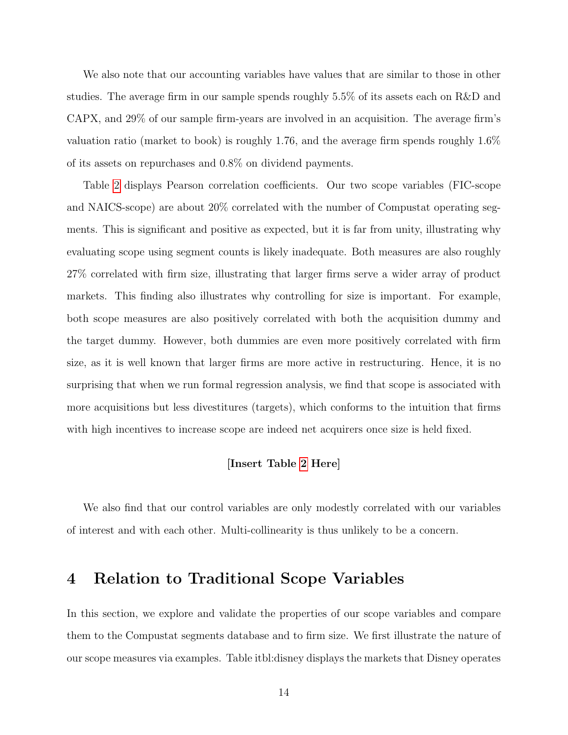We also note that our accounting variables have values that are similar to those in other studies. The average firm in our sample spends roughly 5.5% of its assets each on R&D and CAPX, and 29% of our sample firm-years are involved in an acquisition. The average firm's valuation ratio (market to book) is roughly 1.76, and the average firm spends roughly 1.6% of its assets on repurchases and 0.8% on dividend payments.

Table 2 displays Pearson correlation coefficients. Our two scope variables (FIC-scope and NAICS-scope) are about 20% correlated with the number of Compustat operating segments. This is significant and positive as expected, but it is far from unity, illustrating why evaluating scope using segment counts is likely inadequate. Both measures are also roughly 27% correlated with firm size, illustrating that larger firms serve a wider array of product markets. This finding also illustrates why controlling for size is important. For example, both scope measures are also positively correlated with both the acquisition dummy and the target dummy. However, both dummies are even more positively correlated with firm size, as it is well known that larger firms are more active in restructuring. Hence, it is no surprising that when we run formal regression analysis, we find that scope is associated with more acquisitions but less divestitures (targets), which conforms to the intuition that firms with high incentives to increase scope are indeed net acquirers once size is held fixed.

**[Insert Table 2 Here]**

We also find that our control variables are only modestly correlated with our variables of interest and with each other. Multi-collinearity is thus unlikely to be a concern.

# 4 Relation to Traditional Scope Variables

In this section, we explore and validate the properties of our scope variables and compare them to the Compustat segments database and to firm size. We first illustrate the nature of our scope measures via examples. Table itbl:disney displays the markets that Disney operates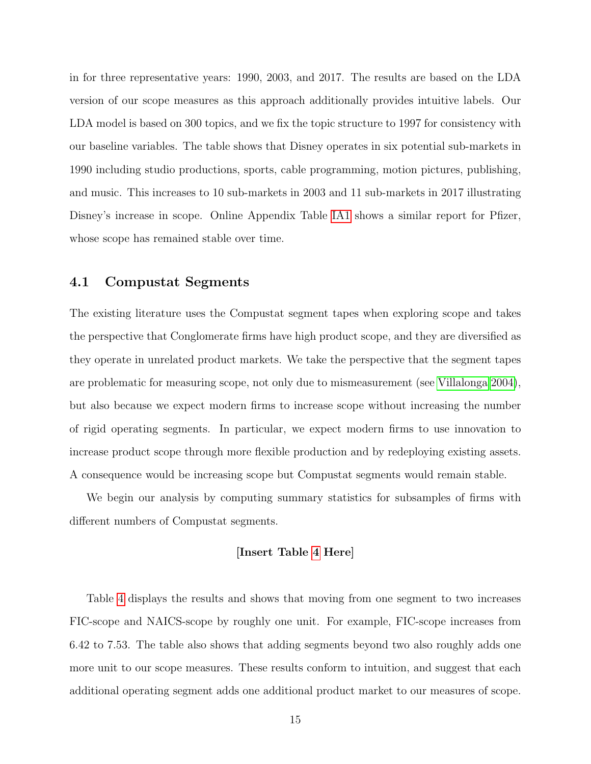in for three representative years: 1990, 2003, and 2017. The results are based on the LDA version of our scope measures as this approach additionally provides intuitive labels. Our LDA model is based on 300 topics, and we fix the topic structure to 1997 for consistency with our baseline variables. The table shows that Disney operates in six potential sub-markets in 1990 including studio productions, sports, cable programming, motion pictures, publishing, and music. This increases to 10 sub-markets in 2003 and 11 sub-markets in 2017 illustrating Disney's increase in scope. Online Appendix Table IA1 shows a similar report for Pfizer, whose scope has remained stable over time.

## 4.1 Compustat Segments

The existing literature uses the Compustat segment tapes when exploring scope and takes the perspective that Conglomerate firms have high product scope, and they are diversified as they operate in unrelated product markets. We take the perspective that the segment tapes are problematic for measuring scope, not only due to mismeasurement (see Villalonga 2004), but also because we expect modern firms to increase scope without increasing the number of rigid operating segments. In particular, we expect modern firms to use innovation to increase product scope through more flexible production and by redeploying existing assets. A consequence would be increasing scope but Compustat segments would remain stable.

We begin our analysis by computing summary statistics for subsamples of firms with different numbers of Compustat segments.

**[Insert Table 4 Here]**

Table 4 displays the results and shows that moving from one segment to two increases FIC-scope and NAICS-scope by roughly one unit. For example, FIC-scope increases from 6.42 to 7.53. The table also shows that adding segments beyond two also roughly adds one more unit to our scope measures. These results conform to intuition, and suggest that each additional operating segment adds one additional product market to our measures of scope.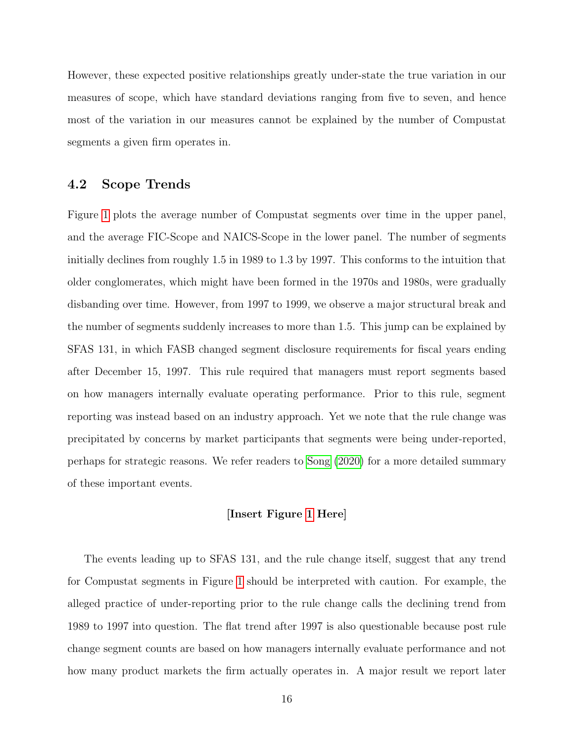However, these expected positive relationships greatly under-state the true variation in our measures of scope, which have standard deviations ranging from five to seven, and hence most of the variation in our measures cannot be explained by the number of Compustat segments a given firm operates in.

## 4.2 Scope Trends

Figure 1 plots the average number of Compustat segments over time in the upper panel, and the average FIC-Scope and NAICS-Scope in the lower panel. The number of segments initially declines from roughly 1.5 in 1989 to 1.3 by 1997. This conforms to the intuition that older conglomerates, which might have been formed in the 1970s and 1980s, were gradually disbanding over time. However, from 1997 to 1999, we observe a major structural break and the number of segments suddenly increases to more than 1.5. This jump can be explained by SFAS 131, in which FASB changed segment disclosure requirements for fiscal years ending after December 15, 1997. This rule required that managers must report segments based on how managers internally evaluate operating performance. Prior to this rule, segment reporting was instead based on an industry approach. Yet we note that the rule change was precipitated by concerns by market participants that segments were being under-reported, perhaps for strategic reasons. We refer readers to Song (2020) for a more detailed summary of these important events.

**[Insert Figure 1 Here]**

The events leading up to SFAS 131, and the rule change itself, suggest that any trend for Compustat segments in Figure 1 should be interpreted with caution. For example, the alleged practice of under-reporting prior to the rule change calls the declining trend from 1989 to 1997 into question. The flat trend after 1997 is also questionable because post rule change segment counts are based on how managers internally evaluate performance and not how many product markets the firm actually operates in. A major result we report later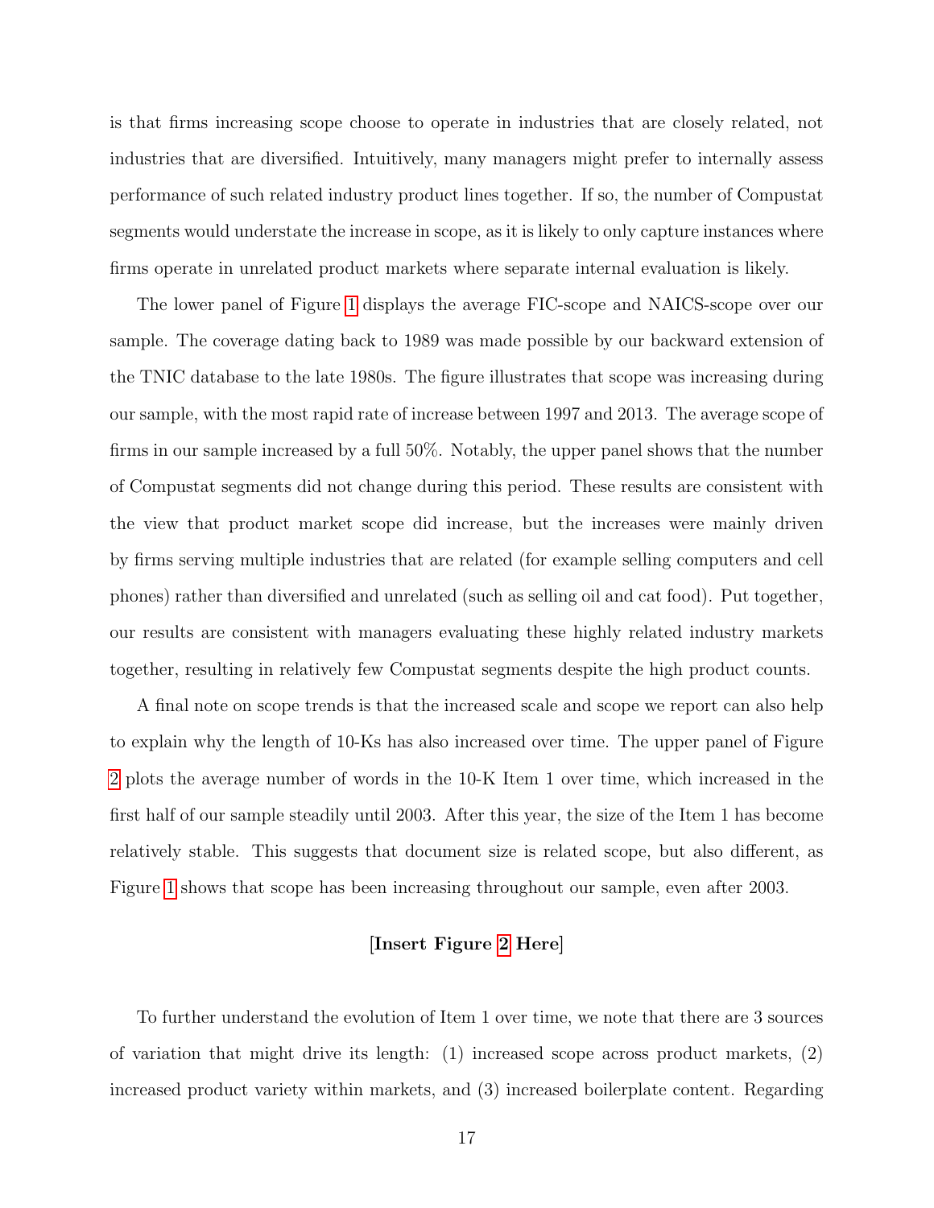is that firms increasing scope choose to operate in industries that are closely related, not industries that are diversified. Intuitively, many managers might prefer to internally assess performance of such related industry product lines together. If so, the number of Compustat segments would understate the increase in scope, as it is likely to only capture instances where firms operate in unrelated product markets where separate internal evaluation is likely.

The lower panel of Figure 1 displays the average FIC-scope and NAICS-scope over our sample. The coverage dating back to 1989 was made possible by our backward extension of the TNIC database to the late 1980s. The figure illustrates that scope was increasing during our sample, with the most rapid rate of increase between 1997 and 2013. The average scope of firms in our sample increased by a full 50%. Notably, the upper panel shows that the number of Compustat segments did not change during this period. These results are consistent with the view that product market scope did increase, but the increases were mainly driven by firms serving multiple industries that are related (for example selling computers and cell phones) rather than diversified and unrelated (such as selling oil and cat food). Put together, our results are consistent with managers evaluating these highly related industry markets together, resulting in relatively few Compustat segments despite the high product counts.

A final note on scope trends is that the increased scale and scope we report can also help to explain why the length of 10-Ks has also increased over time. The upper panel of Figure 2 plots the average number of words in the 10-K Item 1 over time, which increased in the first half of our sample steadily until 2003. After this year, the size of the Item 1 has become relatively stable. This suggests that document size is related scope, but also different, as Figure 1 shows that scope has been increasing throughout our sample, even after 2003.

**[Insert Figure 2 Here]**

To further understand the evolution of Item 1 over time, we note that there are 3 sources of variation that might drive its length: (1) increased scope across product markets, (2) increased product variety within markets, and (3) increased boilerplate content. Regarding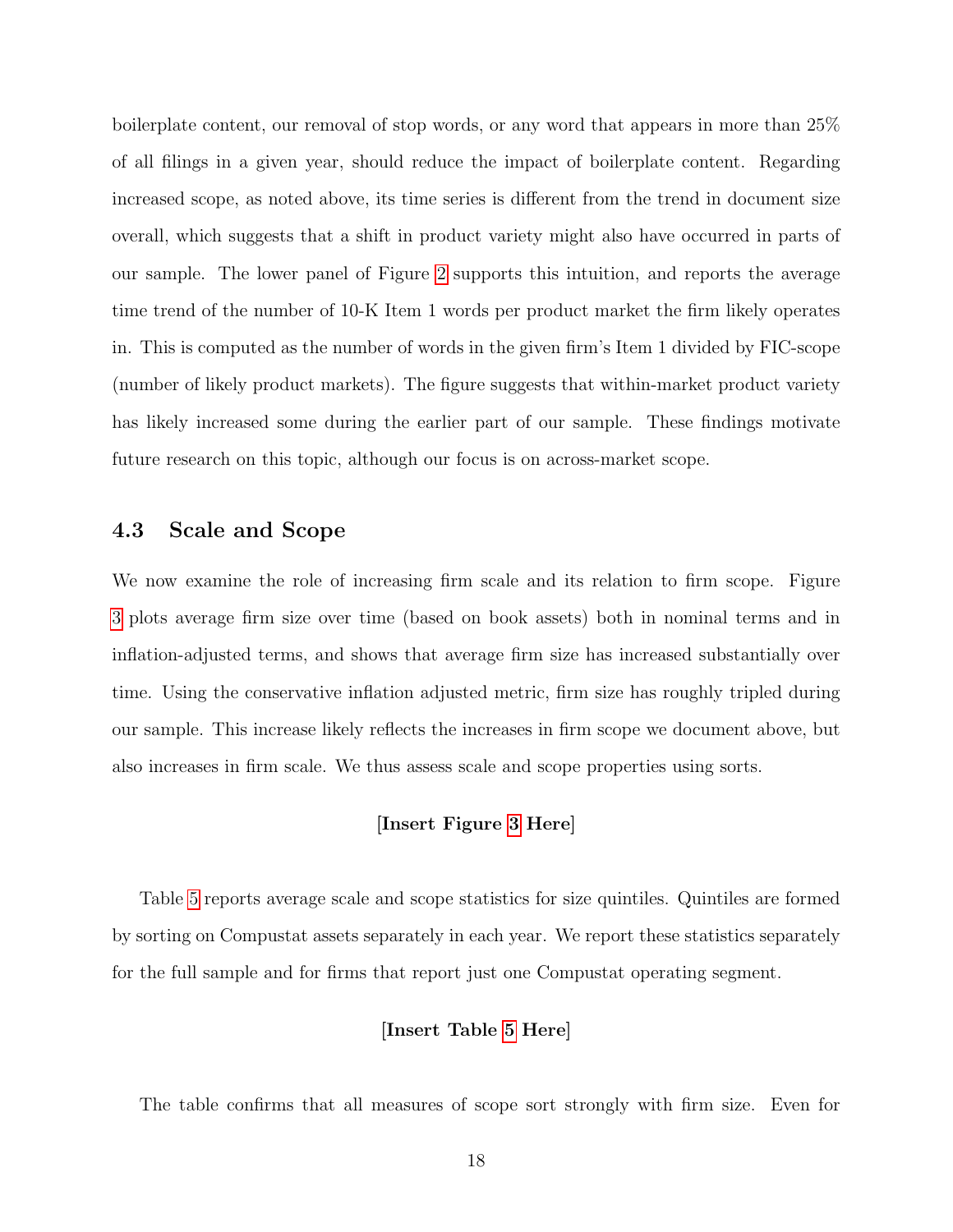boilerplate content, our removal of stop words, or any word that appears in more than 25% of all filings in a given year, should reduce the impact of boilerplate content. Regarding increased scope, as noted above, its time series is different from the trend in document size overall, which suggests that a shift in product variety might also have occurred in parts of our sample. The lower panel of Figure 2 supports this intuition, and reports the average time trend of the number of 10-K Item 1 words per product market the firm likely operates in. This is computed as the number of words in the given firm's Item 1 divided by FIC-scope (number of likely product markets). The figure suggests that within-market product variety has likely increased some during the earlier part of our sample. These findings motivate future research on this topic, although our focus is on across-market scope.

## 4.3 Scale and Scope

We now examine the role of increasing firm scale and its relation to firm scope. Figure 3 plots average firm size over time (based on book assets) both in nominal terms and in inflation-adjusted terms, and shows that average firm size has increased substantially over time. Using the conservative inflation adjusted metric, firm size has roughly tripled during our sample. This increase likely reflects the increases in firm scope we document above, but also increases in firm scale. We thus assess scale and scope properties using sorts.

**[Insert Figure 3 Here]**

Table 5 reports average scale and scope statistics for size quintiles. Quintiles are formed by sorting on Compustat assets separately in each year. We report these statistics separately for the full sample and for firms that report just one Compustat operating segment.

**[Insert Table 5 Here]**

The table confirms that all measures of scope sort strongly with firm size. Even for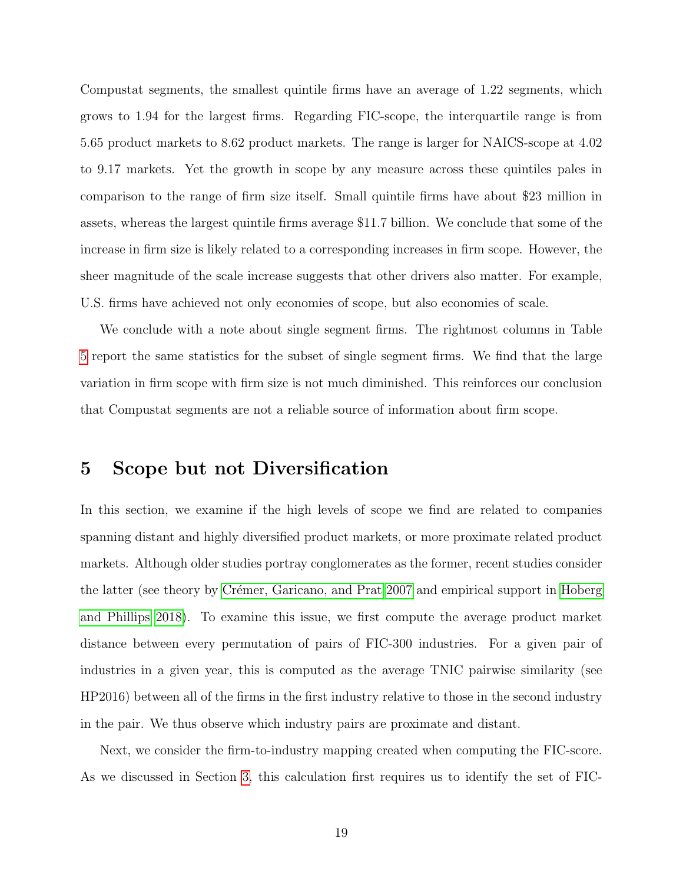Compustat segments, the smallest quintile firms have an average of 1.22 segments, which grows to 1.94 for the largest firms. Regarding FIC-scope, the interquartile range is from 5.65 product markets to 8.62 product markets. The range is larger for NAICS-scope at 4.02 to 9.17 markets. Yet the growth in scope by any measure across these quintiles pales in comparison to the range of firm size itself. Small quintile firms have about $23 million in assets, whereas the largest quintile firms average $11.7 billion. We conclude that some of the increase in firm size is likely related to a corresponding increases in firm scope. However, the sheer magnitude of the scale increase suggests that other drivers also matter. For example, U.S. firms have achieved not only economies of scope, but also economies of scale.

We conclude with a note about single segment firms. The rightmost columns in Table 5 report the same statistics for the subset of single segment firms. We find that the large variation in firm scope with firm size is not much diminished. This reinforces our conclusion that Compustat segments are not a reliable source of information about firm scope.

# 5 Scope but not Diversification

In this section, we examine if the high levels of scope we find are related to companies spanning distant and highly diversified product markets, or more proximate related product markets. Although older studies portray conglomerates as the former, recent studies consider the latter (see theory by Crémer, Garicano, and Prat 2007 and empirical support in Hoberg and Phillips 2018). To examine this issue, we first compute the average product market distance between every permutation of pairs of FIC-300 industries. For a given pair of industries in a given year, this is computed as the average TNIC pairwise similarity (see HP2016) between all of the firms in the first industry relative to those in the second industry in the pair. We thus observe which industry pairs are proximate and distant.

Next, we consider the firm-to-industry mapping created when computing the FIC-score. As we discussed in Section 3, this calculation first requires us to identify the set of FIC-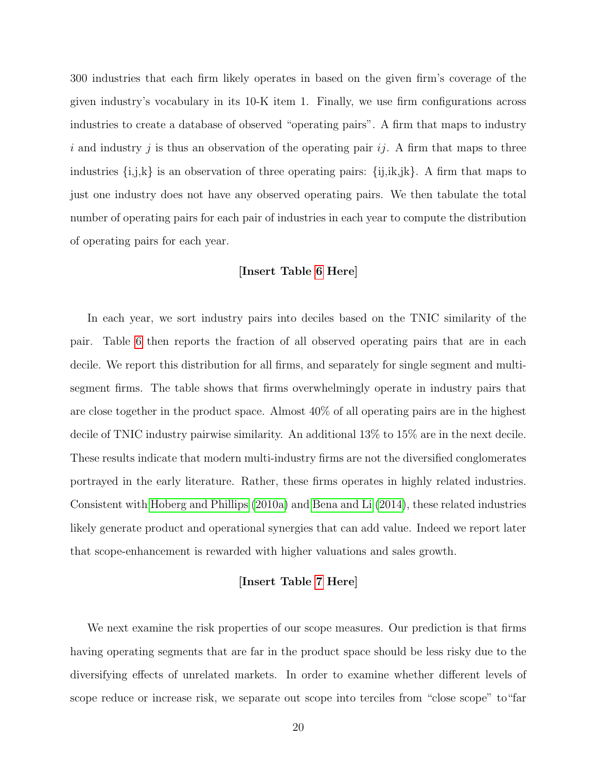300 industries that each firm likely operates in based on the given firm's coverage of the given industry's vocabulary in its 10-K item 1. Finally, we use firm configurations across industries to create a database of observed "operating pairs". A firm that maps to industry $i$ and industry $j$ is thus an observation of the operating pair $ij$. A firm that maps to three industries {i,j,k} is an observation of three operating pairs: {ij,ik,jk}. A firm that maps to just one industry does not have any observed operating pairs. We then tabulate the total number of operating pairs for each pair of industries in each year to compute the distribution of operating pairs for each year.

**[Insert Table 6 Here]**

In each year, we sort industry pairs into deciles based on the TNIC similarity of the pair. Table 6 then reports the fraction of all observed operating pairs that are in each decile. We report this distribution for all firms, and separately for single segment and multi-segment firms. The table shows that firms overwhelmingly operate in industry pairs that are close together in the product space. Almost 40% of all operating pairs are in the highest decile of TNIC industry pairwise similarity. An additional 13% to 15% are in the next decile. These results indicate that modern multi-industry firms are not the diversified conglomerates portrayed in the early literature. Rather, these firms operates in highly related industries. Consistent with Hoberg and Phillips (2010a) and Bena and Li (2014), these related industries likely generate product and operational synergies that can add value. Indeed we report later that scope-enhancement is rewarded with higher valuations and sales growth.

**[Insert Table 7 Here]**

We next examine the risk properties of our scope measures. Our prediction is that firms having operating segments that are far in the product space should be less risky due to the diversifying effects of unrelated markets. In order to examine whether different levels of scope reduce or increase risk, we separate out scope into terciles from "close scope" to"far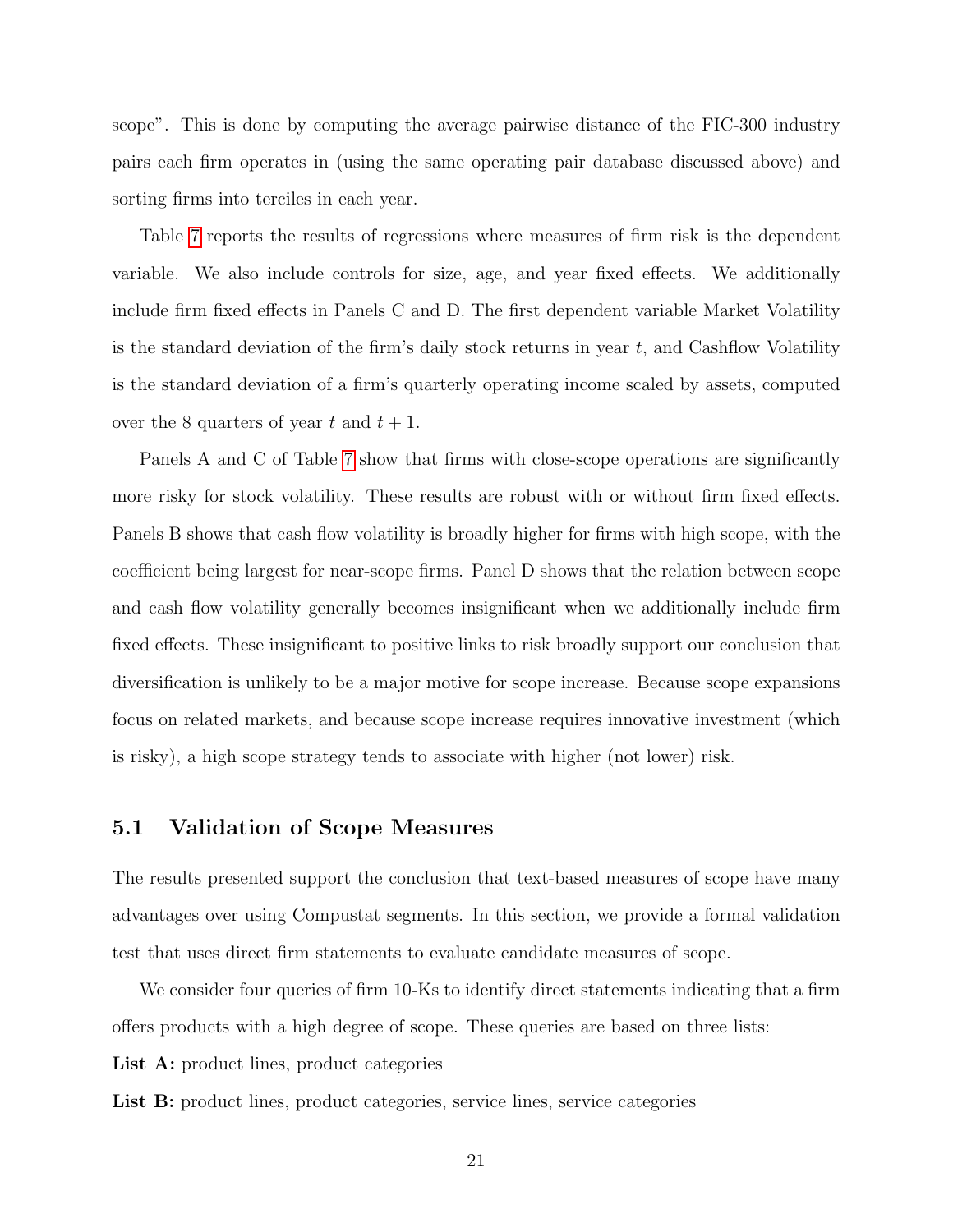scope". This is done by computing the average pairwise distance of the FIC-300 industry pairs each firm operates in (using the same operating pair database discussed above) and sorting firms into terciles in each year.

Table 7 reports the results of regressions where measures of firm risk is the dependent variable. We also include controls for size, age, and year fixed effects. We additionally include firm fixed effects in Panels C and D. The first dependent variable Market Volatility is the standard deviation of the firm's daily stock returns in year $t$, and Cashflow Volatility is the standard deviation of a firm's quarterly operating income scaled by assets, computed over the 8 quarters of year $t$ and $t+1$.

Panels A and C of Table 7 show that firms with close-scope operations are significantly more risky for stock volatility. These results are robust with or without firm fixed effects. Panels B shows that cash flow volatility is broadly higher for firms with high scope, with the coefficient being largest for near-scope firms. Panel D shows that the relation between scope and cash flow volatility generally becomes insignificant when we additionally include firm fixed effects. These insignificant to positive links to risk broadly support our conclusion that diversification is unlikely to be a major motive for scope increase. Because scope expansions focus on related markets, and because scope increase requires innovative investment (which is risky), a high scope strategy tends to associate with higher (not lower) risk.

## 5.1 Validation of Scope Measures

The results presented support the conclusion that text-based measures of scope have many advantages over using Compustat segments. In this section, we provide a formal validation test that uses direct firm statements to evaluate candidate measures of scope.

We consider four queries of firm 10-Ks to identify direct statements indicating that a firm offers products with a high degree of scope. These queries are based on three lists:

**List A:** product lines, product categories

**List B:** product lines, product categories, service lines, service categories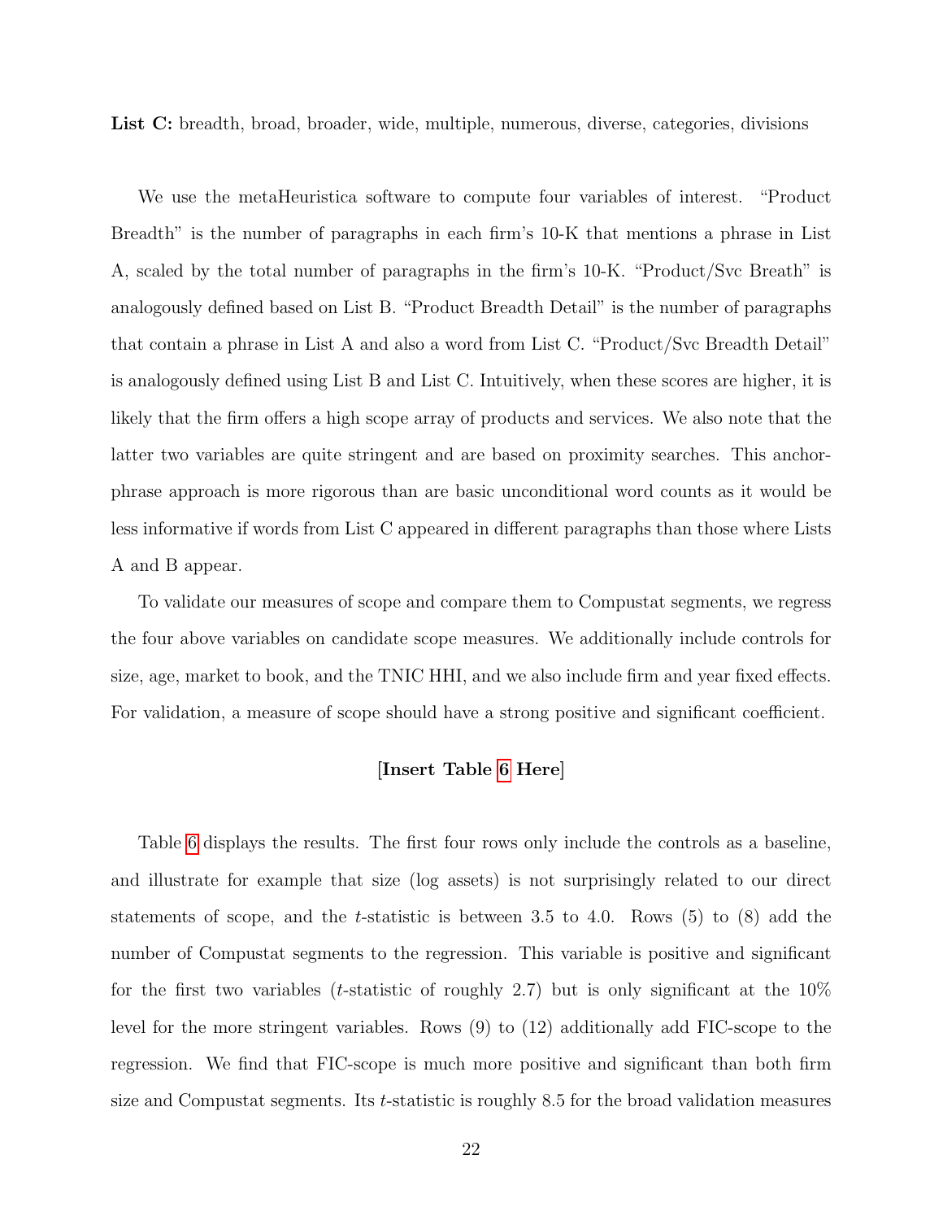**List C:** breadth, broad, broader, wide, multiple, numerous, diverse, categories, divisions

We use the metaHeuristica software to compute four variables of interest. "Product Breadth" is the number of paragraphs in each firm's 10-K that mentions a phrase in List A, scaled by the total number of paragraphs in the firm's 10-K. "Product/Svc Breath" is analogously defined based on List B. "Product Breadth Detail" is the number of paragraphs that contain a phrase in List A and also a word from List C. "Product/Svc Breadth Detail" is analogously defined using List B and List C. Intuitively, when these scores are higher, it is likely that the firm offers a high scope array of products and services. We also note that the latter two variables are quite stringent and are based on proximity searches. This anchor-phrase approach is more rigorous than are basic unconditional word counts as it would be less informative if words from List C appeared in different paragraphs than those where Lists A and B appear.

To validate our measures of scope and compare them to Compustat segments, we regress the four above variables on candidate scope measures. We additionally include controls for size, age, market to book, and the TNIC HHI, and we also include firm and year fixed effects. For validation, a measure of scope should have a strong positive and significant coefficient.

**[Insert Table 6 Here]**

Table 6 displays the results. The first four rows only include the controls as a baseline, and illustrate for example that size (log assets) is not surprisingly related to our direct statements of scope, and the $t$-statistic is between 3.5 to 4.0. Rows (5) to (8) add the number of Compustat segments to the regression. This variable is positive and significant for the first two variables ($t$-statistic of roughly 2.7) but is only significant at the 10% level for the more stringent variables. Rows (9) to (12) additionally add FIC-scope to the regression. We find that FIC-scope is much more positive and significant than both firm size and Compustat segments. Its $t$-statistic is roughly 8.5 for the broad validation measures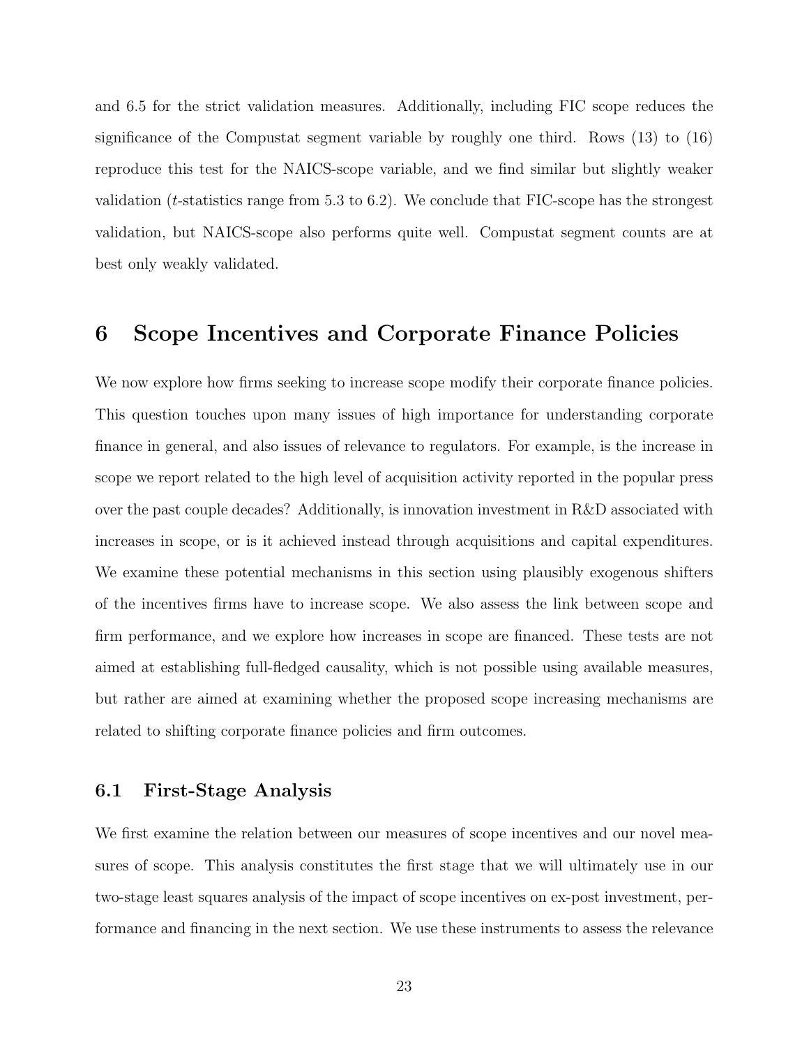and 6.5 for the strict validation measures. Additionally, including FIC scope reduces the significance of the Compustat segment variable by roughly one third. Rows (13) to (16) reproduce this test for the NAICS-scope variable, and we find similar but slightly weaker validation ($t$-statistics range from 5.3 to 6.2). We conclude that FIC-scope has the strongest validation, but NAICS-scope also performs quite well. Compustat segment counts are at best only weakly validated.

# 6 Scope Incentives and Corporate Finance Policies

We now explore how firms seeking to increase scope modify their corporate finance policies. This question touches upon many issues of high importance for understanding corporate finance in general, and also issues of relevance to regulators. For example, is the increase in scope we report related to the high level of acquisition activity reported in the popular press over the past couple decades? Additionally, is innovation investment in R&D associated with increases in scope, or is it achieved instead through acquisitions and capital expenditures. We examine these potential mechanisms in this section using plausibly exogenous shifters of the incentives firms have to increase scope. We also assess the link between scope and firm performance, and we explore how increases in scope are financed. These tests are not aimed at establishing full-fledged causality, which is not possible using available measures, but rather are aimed at examining whether the proposed scope increasing mechanisms are related to shifting corporate finance policies and firm outcomes.

## 6.1 First-Stage Analysis

We first examine the relation between our measures of scope incentives and our novel measures of scope. This analysis constitutes the first stage that we will ultimately use in our two-stage least squares analysis of the impact of scope incentives on ex-post investment, performance and financing in the next section. We use these instruments to assess the relevance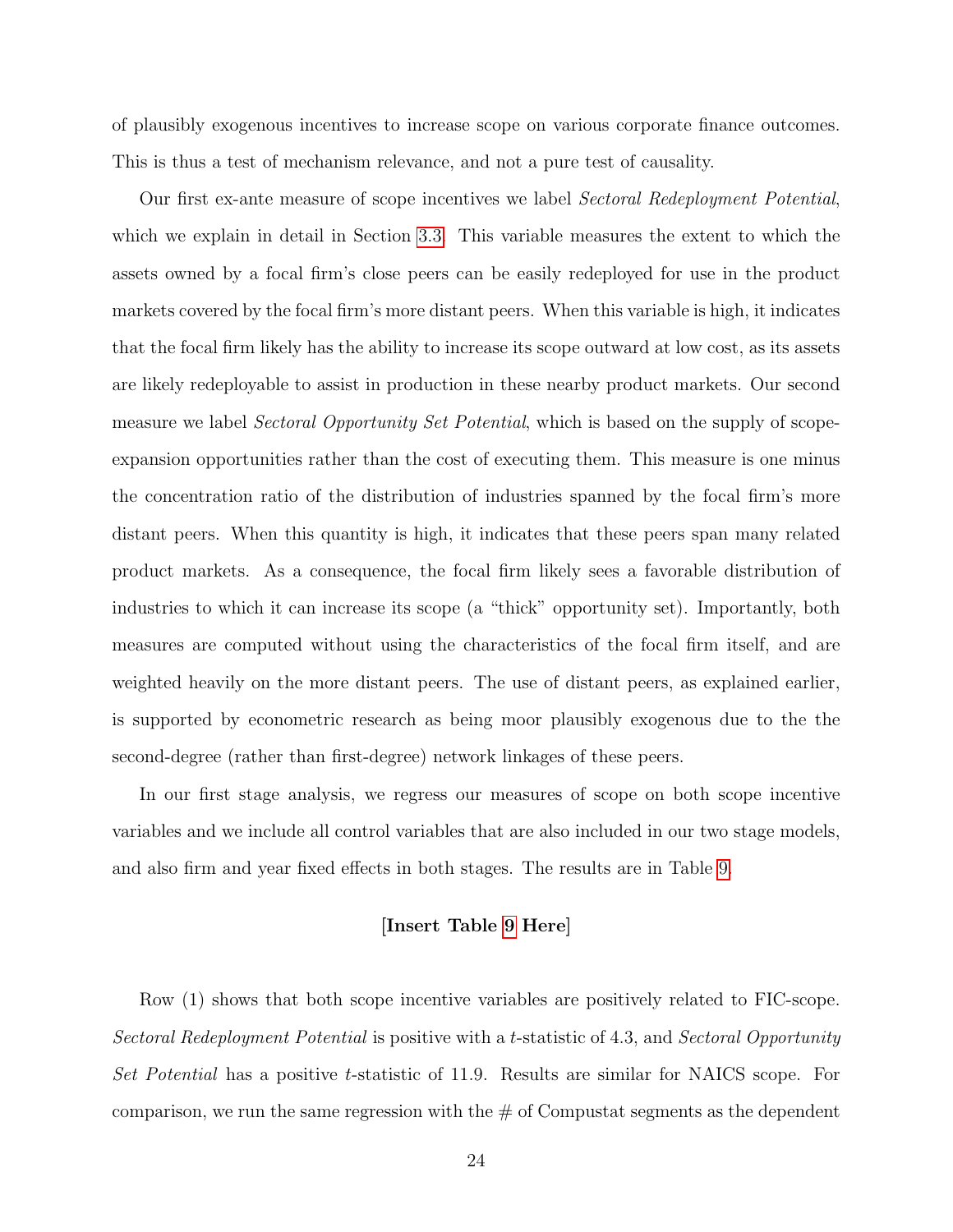of plausibly exogenous incentives to increase scope on various corporate finance outcomes. This is thus a test of mechanism relevance, and not a pure test of causality.

Our first ex-ante measure of scope incentives we label *Sectoral Redeployment Potential*, which we explain in detail in Section 3.3. This variable measures the extent to which the assets owned by a focal firm's close peers can be easily redeployed for use in the product markets covered by the focal firm's more distant peers. When this variable is high, it indicates that the focal firm likely has the ability to increase its scope outward at low cost, as its assets are likely redeployable to assist in production in these nearby product markets. Our second measure we label *Sectoral Opportunity Set Potential*, which is based on the supply of scope-expansion opportunities rather than the cost of executing them. This measure is one minus the concentration ratio of the distribution of industries spanned by the focal firm's more distant peers. When this quantity is high, it indicates that these peers span many related product markets. As a consequence, the focal firm likely sees a favorable distribution of industries to which it can increase its scope (a "thick" opportunity set). Importantly, both measures are computed without using the characteristics of the focal firm itself, and are weighted heavily on the more distant peers. The use of distant peers, as explained earlier, is supported by econometric research as being moor plausibly exogenous due to the the second-degree (rather than first-degree) network linkages of these peers.

In our first stage analysis, we regress our measures of scope on both scope incentive variables and we include all control variables that are also included in our two stage models, and also firm and year fixed effects in both stages. The results are in Table 9.

**[Insert Table 9 Here]**

Row (1) shows that both scope incentive variables are positively related to FIC-scope. *Sectoral Redeployment Potential* is positive with a $t$-statistic of 4.3, and *Sectoral Opportunity Set Potential* has a positive $t$-statistic of 11.9. Results are similar for NAICS scope. For comparison, we run the same regression with the # of Compustat segments as the dependent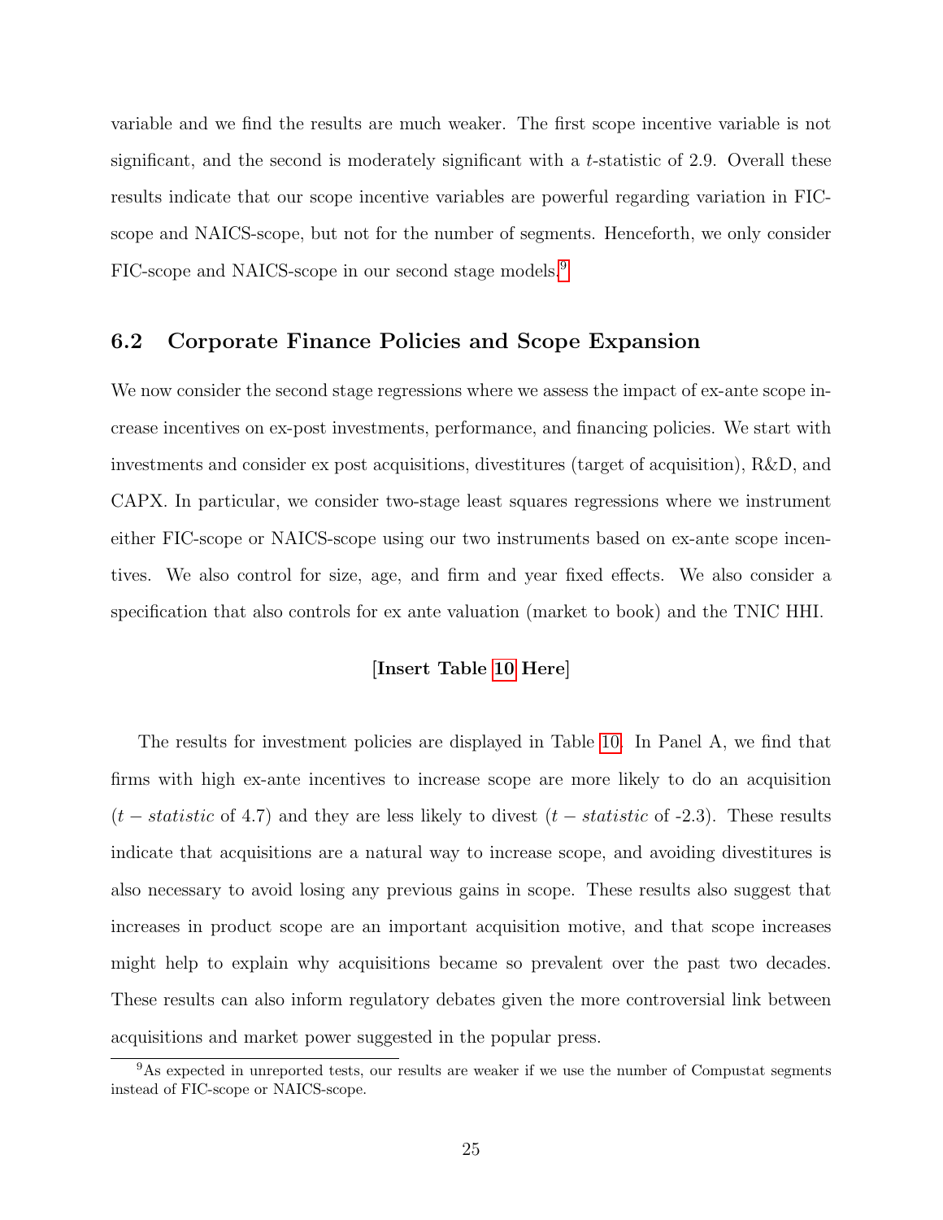variable and we find the results are much weaker. The first scope incentive variable is not significant, and the second is moderately significant with a $t$-statistic of 2.9. Overall these results indicate that our scope incentive variables are powerful regarding variation in FIC-scope and NAICS-scope, but not for the number of segments. Henceforth, we only consider FIC-scope and NAICS-scope in our second stage models.[9]

## 6.2 Corporate Finance Policies and Scope Expansion

We now consider the second stage regressions where we assess the impact of ex-ante scope increase incentives on ex-post investments, performance, and financing policies. We start with investments and consider ex post acquisitions, divestitures (target of acquisition), R&D, and CAPX. In particular, we consider two-stage least squares regressions where we instrument either FIC-scope or NAICS-scope using our two instruments based on ex-ante scope incentives. We also control for size, age, and firm and year fixed effects. We also consider a specification that also controls for ex ante valuation (market to book) and the TNIC HHI.

**[Insert Table 10 Here]**

The results for investment policies are displayed in Table 10. In Panel A, we find that firms with high ex-ante incentives to increase scope are more likely to do an acquisition ($t-statistic$ of 4.7) and they are less likely to divest ($t-statistic$ of -2.3). These results indicate that acquisitions are a natural way to increase scope, and avoiding divestitures is also necessary to avoid losing any previous gains in scope. These results also suggest that increases in product scope are an important acquisition motive, and that scope increases might help to explain why acquisitions became so prevalent over the past two decades. These results can also inform regulatory debates given the more controversial link between acquisitions and market power suggested in the popular press.

[9] As expected in unreported tests, our results are weaker if we use the number of Compustat segments instead of FIC-scope or NAICS-scope.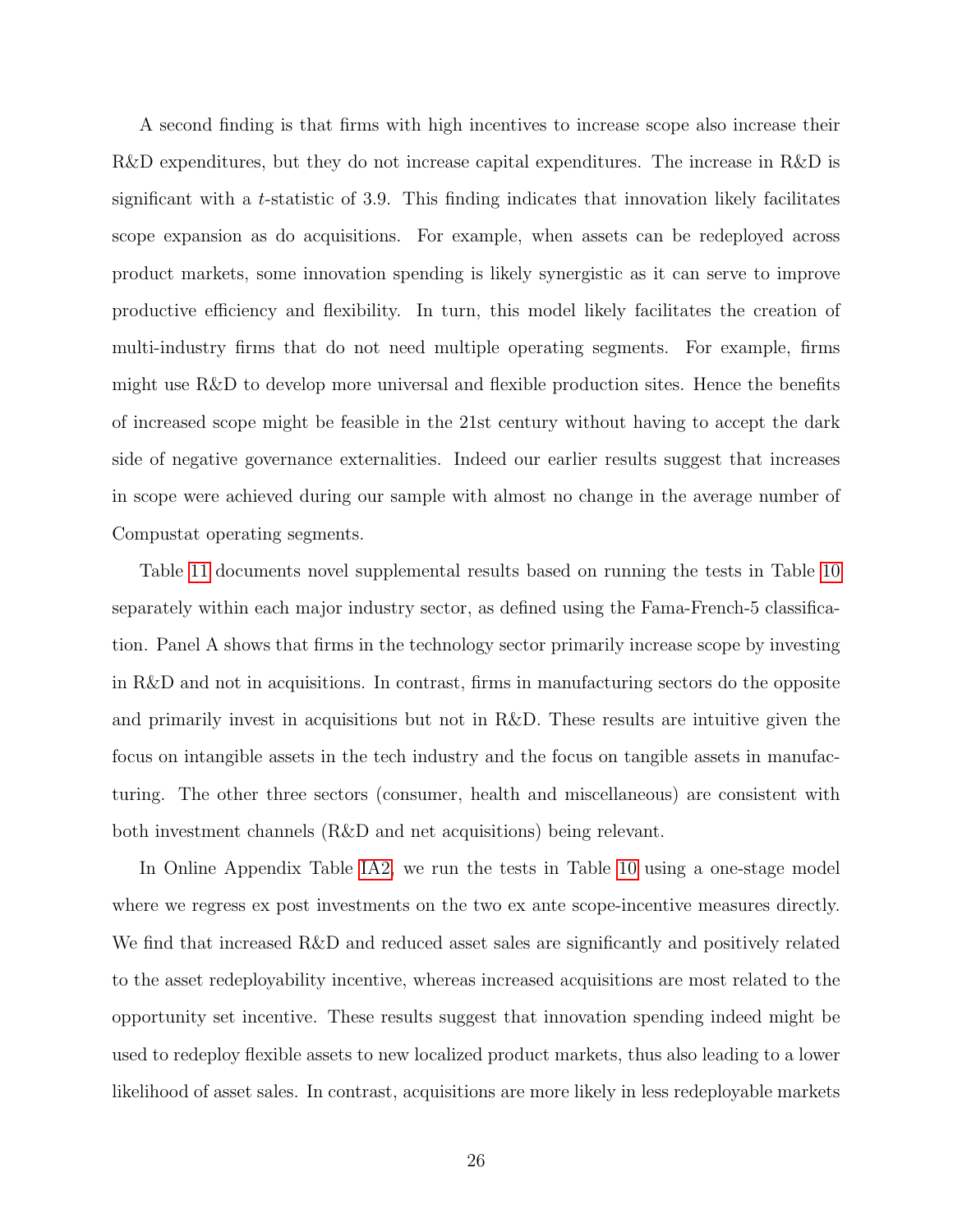A second finding is that firms with high incentives to increase scope also increase their R&D expenditures, but they do not increase capital expenditures. The increase in R&D is significant with a $t$-statistic of 3.9. This finding indicates that innovation likely facilitates scope expansion as do acquisitions. For example, when assets can be redeployed across product markets, some innovation spending is likely synergistic as it can serve to improve productive efficiency and flexibility. In turn, this model likely facilitates the creation of multi-industry firms that do not need multiple operating segments. For example, firms might use R&D to develop more universal and flexible production sites. Hence the benefits of increased scope might be feasible in the 21st century without having to accept the dark side of negative governance externalities. Indeed our earlier results suggest that increases in scope were achieved during our sample with almost no change in the average number of Compustat operating segments.

Table 11 documents novel supplemental results based on running the tests in Table 10 separately within each major industry sector, as defined using the Fama-French-5 classification. Panel A shows that firms in the technology sector primarily increase scope by investing in R&D and not in acquisitions. In contrast, firms in manufacturing sectors do the opposite and primarily invest in acquisitions but not in R&D. These results are intuitive given the focus on intangible assets in the tech industry and the focus on tangible assets in manufacturing. The other three sectors (consumer, health and miscellaneous) are consistent with both investment channels (R&D and net acquisitions) being relevant.

In Online Appendix Table IA2, we run the tests in Table 10 using a one-stage model where we regress ex post investments on the two ex ante scope-incentive measures directly. We find that increased R&D and reduced asset sales are significantly and positively related to the asset redeployability incentive, whereas increased acquisitions are most related to the opportunity set incentive. These results suggest that innovation spending indeed might be used to redeploy flexible assets to new localized product markets, thus also leading to a lower likelihood of asset sales. In contrast, acquisitions are more likely in less redeployable markets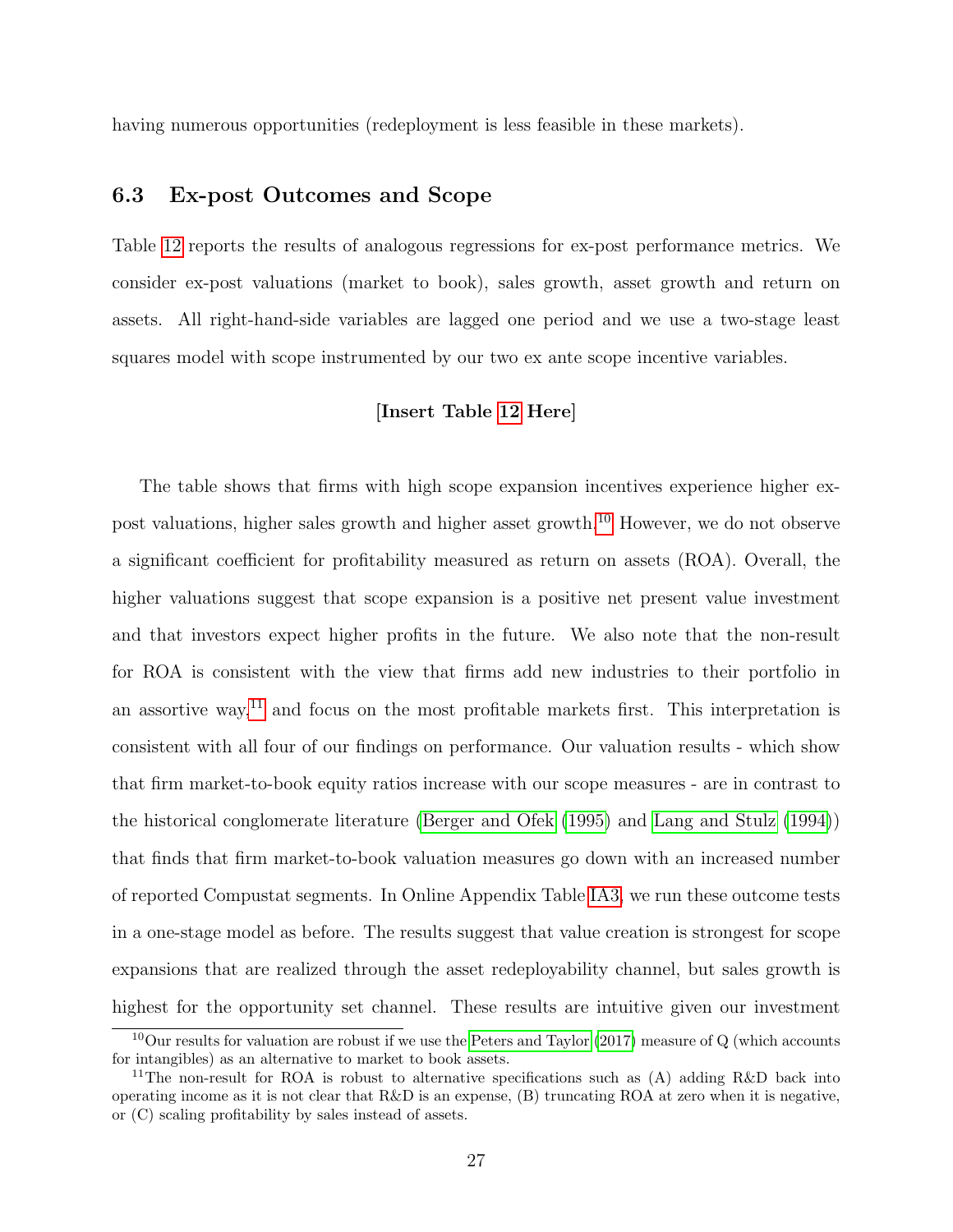having numerous opportunities (redeployment is less feasible in these markets).

### 6.3 Ex-post Outcomes and Scope

Table 12 reports the results of analogous regressions for ex-post performance metrics. We consider ex-post valuations (market to book), sales growth, asset growth and return on assets. All right-hand-side variables are lagged one period and we use a two-stage least squares model with scope instrumented by our two ex ante scope incentive variables.

**[Insert Table 12 Here]**

The table shows that firms with high scope expansion incentives experience higher ex-post valuations, higher sales growth and higher asset growth.[10] However, we do not observe a significant coefficient for profitability measured as return on assets (ROA). Overall, the higher valuations suggest that scope expansion is a positive net present value investment and that investors expect higher profits in the future. We also note that the non-result for ROA is consistent with the view that firms add new industries to their portfolio in an assortive way,[11] and focus on the most profitable markets first. This interpretation is consistent with all four of our findings on performance. Our valuation results - which show that firm market-to-book equity ratios increase with our scope measures - are in contrast to the historical conglomerate literature (Berger and Ofek (1995) and Lang and Stulz (1994)) that finds that firm market-to-book valuation measures go down with an increased number of reported Compustat segments. In Online Appendix Table IA3, we run these outcome tests in a one-stage model as before. The results suggest that value creation is strongest for scope expansions that are realized through the asset redeployability channel, but sales growth is highest for the opportunity set channel. These results are intuitive given our investment

[10] Our results for valuation are robust if we use the Peters and Taylor (2017) measure of Q (which accounts for intangibles) as an alternative to market to book assets.

[11] The non-result for ROA is robust to alternative specifications such as (A) adding R&D back into operating income as it is not clear that R&D is an expense, (B) truncating ROA at zero when it is negative, or (C) scaling profitability by sales instead of assets.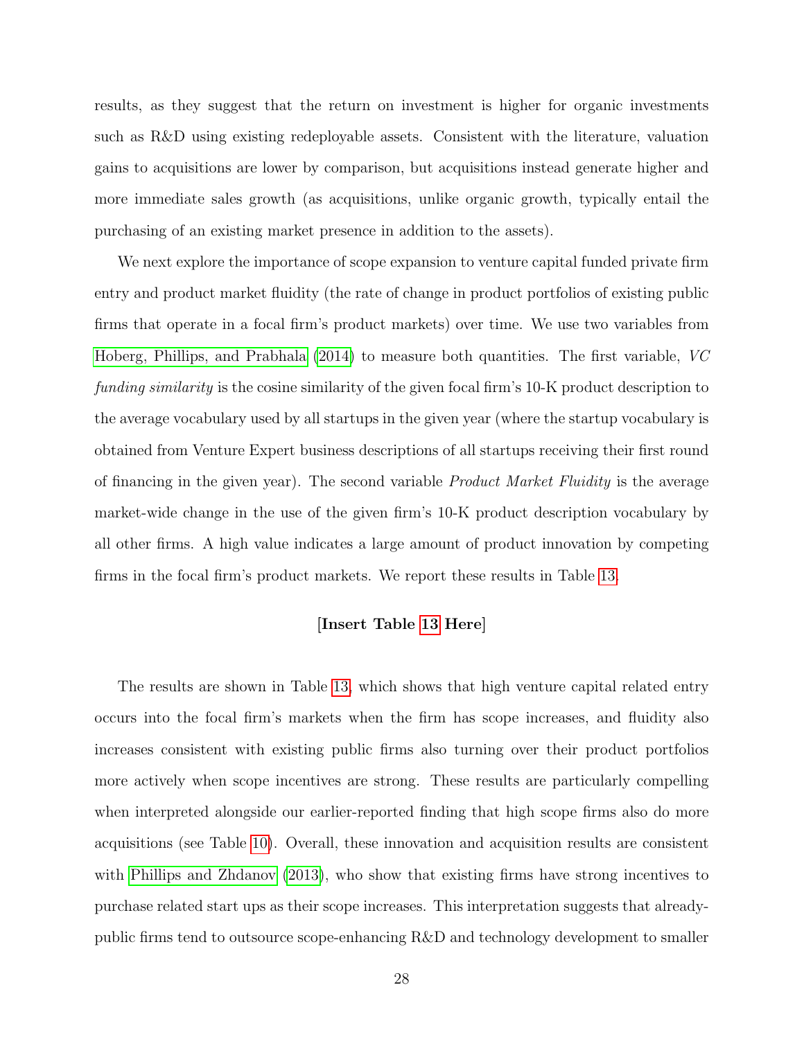results, as they suggest that the return on investment is higher for organic investments such as R&D using existing redeployable assets. Consistent with the literature, valuation gains to acquisitions are lower by comparison, but acquisitions instead generate higher and more immediate sales growth (as acquisitions, unlike organic growth, typically entail the purchasing of an existing market presence in addition to the assets).

We next explore the importance of scope expansion to venture capital funded private firm entry and product market fluidity (the rate of change in product portfolios of existing public firms that operate in a focal firm's product markets) over time. We use two variables from Hoberg, Phillips, and Prabhala (2014) to measure both quantities. The first variable, *VC funding similarity* is the cosine similarity of the given focal firm's 10-K product description to the average vocabulary used by all startups in the given year (where the startup vocabulary is obtained from Venture Expert business descriptions of all startups receiving their first round of financing in the given year). The second variable *Product Market Fluidity* is the average market-wide change in the use of the given firm's 10-K product description vocabulary by all other firms. A high value indicates a large amount of product innovation by competing firms in the focal firm's product markets. We report these results in Table 13.

**[Insert Table 13 Here]**

The results are shown in Table 13, which shows that high venture capital related entry occurs into the focal firm's markets when the firm has scope increases, and fluidity also increases consistent with existing public firms also turning over their product portfolios more actively when scope incentives are strong. These results are particularly compelling when interpreted alongside our earlier-reported finding that high scope firms also do more acquisitions (see Table 10). Overall, these innovation and acquisition results are consistent with Phillips and Zhdanov (2013), who show that existing firms have strong incentives to purchase related start ups as their scope increases. This interpretation suggests that already-public firms tend to outsource scope-enhancing R&D and technology development to smaller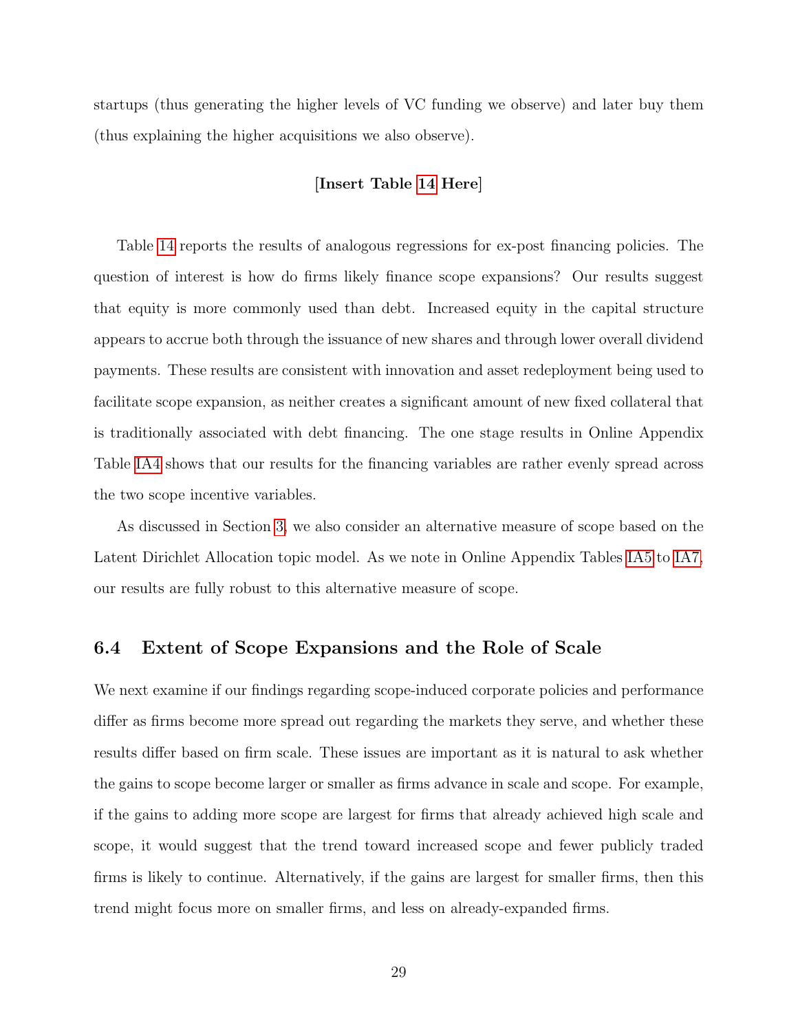startups (thus generating the higher levels of VC funding we observe) and later buy them (thus explaining the higher acquisitions we also observe).

**[Insert Table 14 Here]**

Table 14 reports the results of analogous regressions for ex-post financing policies. The question of interest is how do firms likely finance scope expansions? Our results suggest that equity is more commonly used than debt. Increased equity in the capital structure appears to accrue both through the issuance of new shares and through lower overall dividend payments. These results are consistent with innovation and asset redeployment being used to facilitate scope expansion, as neither creates a significant amount of new fixed collateral that is traditionally associated with debt financing. The one stage results in Online Appendix Table IA4 shows that our results for the financing variables are rather evenly spread across the two scope incentive variables.

As discussed in Section 3, we also consider an alternative measure of scope based on the Latent Dirichlet Allocation topic model. As we note in Online Appendix Tables IA5 to IA7, our results are fully robust to this alternative measure of scope.

## 6.4 Extent of Scope Expansions and the Role of Scale

We next examine if our findings regarding scope-induced corporate policies and performance differ as firms become more spread out regarding the markets they serve, and whether these results differ based on firm scale. These issues are important as it is natural to ask whether the gains to scope become larger or smaller as firms advance in scale and scope. For example, if the gains to adding more scope are largest for firms that already achieved high scale and scope, it would suggest that the trend toward increased scope and fewer publicly traded firms is likely to continue. Alternatively, if the gains are largest for smaller firms, then this trend might focus more on smaller firms, and less on already-expanded firms.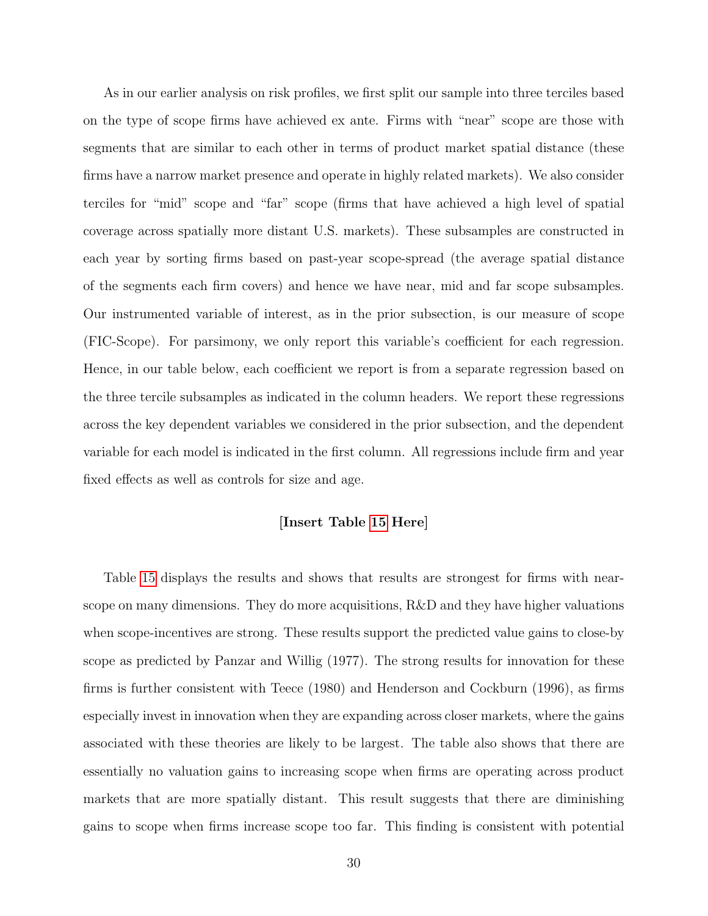As in our earlier analysis on risk profiles, we first split our sample into three terciles based on the type of scope firms have achieved ex ante. Firms with "near" scope are those with segments that are similar to each other in terms of product market spatial distance (these firms have a narrow market presence and operate in highly related markets). We also consider terciles for "mid" scope and "far" scope (firms that have achieved a high level of spatial coverage across spatially more distant U.S. markets). These subsamples are constructed in each year by sorting firms based on past-year scope-spread (the average spatial distance of the segments each firm covers) and hence we have near, mid and far scope subsamples. Our instrumented variable of interest, as in the prior subsection, is our measure of scope (FIC-Scope). For parsimony, we only report this variable's coefficient for each regression. Hence, in our table below, each coefficient we report is from a separate regression based on the three tercile subsamples as indicated in the column headers. We report these regressions across the key dependent variables we considered in the prior subsection, and the dependent variable for each model is indicated in the first column. All regressions include firm and year fixed effects as well as controls for size and age.

**[Insert Table 15 Here]**

Table 15 displays the results and shows that results are strongest for firms with near-scope on many dimensions. They do more acquisitions, R&D and they have higher valuations when scope-incentives are strong. These results support the predicted value gains to close-by scope as predicted by Panzar and Willig (1977). The strong results for innovation for these firms is further consistent with Teece (1980) and Henderson and Cockburn (1996), as firms especially invest in innovation when they are expanding across closer markets, where the gains associated with these theories are likely to be largest. The table also shows that there are essentially no valuation gains to increasing scope when firms are operating across product markets that are more spatially distant. This result suggests that there are diminishing gains to scope when firms increase scope too far. This finding is consistent with potential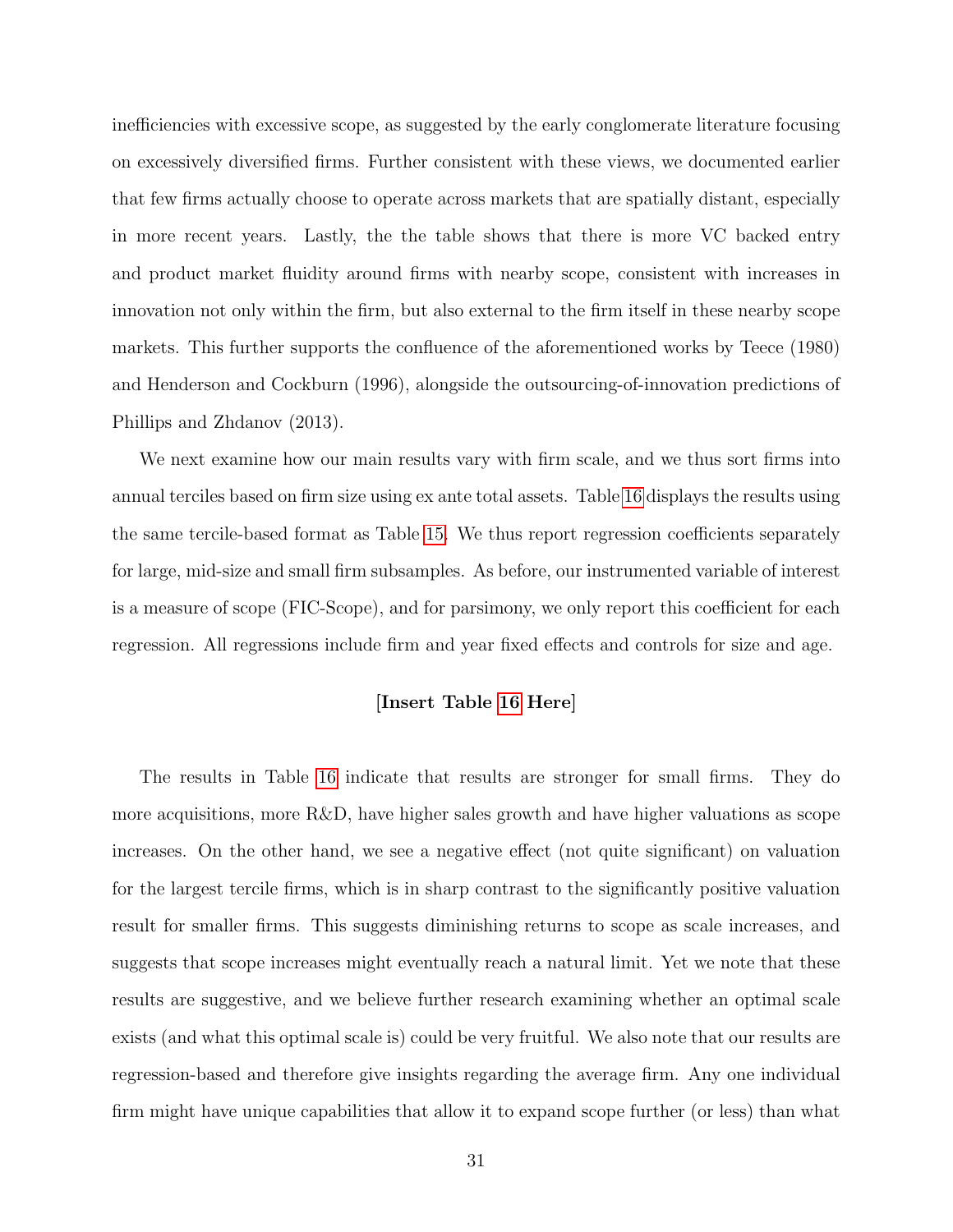inefficiencies with excessive scope, as suggested by the early conglomerate literature focusing on excessively diversified firms. Further consistent with these views, we documented earlier that few firms actually choose to operate across markets that are spatially distant, especially in more recent years. Lastly, the the table shows that there is more VC backed entry and product market fluidity around firms with nearby scope, consistent with increases in innovation not only within the firm, but also external to the firm itself in these nearby scope markets. This further supports the confluence of the aforementioned works by Teece (1980) and Henderson and Cockburn (1996), alongside the outsourcing-of-innovation predictions of Phillips and Zhdanov (2013).

We next examine how our main results vary with firm scale, and we thus sort firms into annual terciles based on firm size using ex ante total assets. Table 16 displays the results using the same tercile-based format as Table 15. We thus report regression coefficients separately for large, mid-size and small firm subsamples. As before, our instrumented variable of interest is a measure of scope (FIC-Scope), and for parsimony, we only report this coefficient for each regression. All regressions include firm and year fixed effects and controls for size and age.

**[Insert Table 16 Here]**

The results in Table 16 indicate that results are stronger for small firms. They do more acquisitions, more R&D, have higher sales growth and have higher valuations as scope increases. On the other hand, we see a negative effect (not quite significant) on valuation for the largest tercile firms, which is in sharp contrast to the significantly positive valuation result for smaller firms. This suggests diminishing returns to scope as scale increases, and suggests that scope increases might eventually reach a natural limit. Yet we note that these results are suggestive, and we believe further research examining whether an optimal scale exists (and what this optimal scale is) could be very fruitful. We also note that our results are regression-based and therefore give insights regarding the average firm. Any one individual firm might have unique capabilities that allow it to expand scope further (or less) than what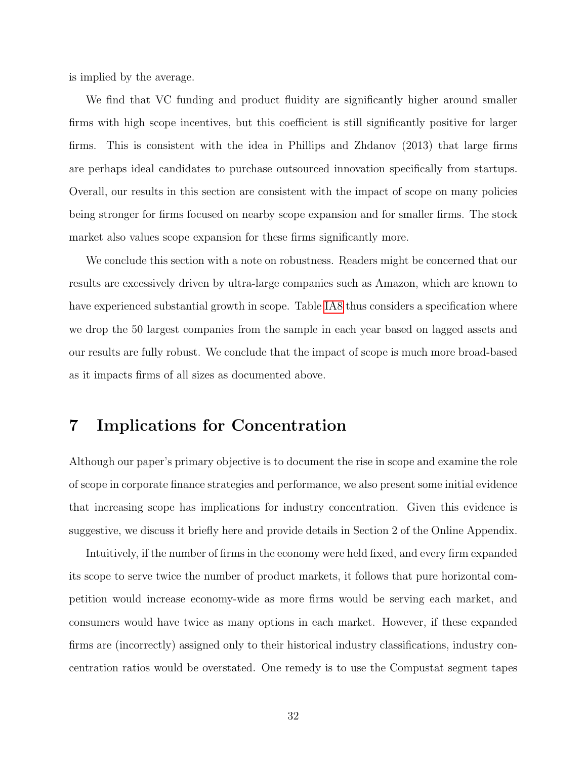is implied by the average.

We find that VC funding and product fluidity are significantly higher around smaller firms with high scope incentives, but this coefficient is still significantly positive for larger firms. This is consistent with the idea in Phillips and Zhdanov (2013) that large firms are perhaps ideal candidates to purchase outsourced innovation specifically from startups. Overall, our results in this section are consistent with the impact of scope on many policies being stronger for firms focused on nearby scope expansion and for smaller firms. The stock market also values scope expansion for these firms significantly more.

We conclude this section with a note on robustness. Readers might be concerned that our results are excessively driven by ultra-large companies such as Amazon, which are known to have experienced substantial growth in scope. Table IA8 thus considers a specification where we drop the 50 largest companies from the sample in each year based on lagged assets and our results are fully robust. We conclude that the impact of scope is much more broad-based as it impacts firms of all sizes as documented above.

# 7 Implications for Concentration

Although our paper's primary objective is to document the rise in scope and examine the role of scope in corporate finance strategies and performance, we also present some initial evidence that increasing scope has implications for industry concentration. Given this evidence is suggestive, we discuss it briefly here and provide details in Section 2 of the Online Appendix.

Intuitively, if the number of firms in the economy were held fixed, and every firm expanded its scope to serve twice the number of product markets, it follows that pure horizontal competition would increase economy-wide as more firms would be serving each market, and consumers would have twice as many options in each market. However, if these expanded firms are (incorrectly) assigned only to their historical industry classifications, industry concentration ratios would be overstated. One remedy is to use the Compustat segment tapes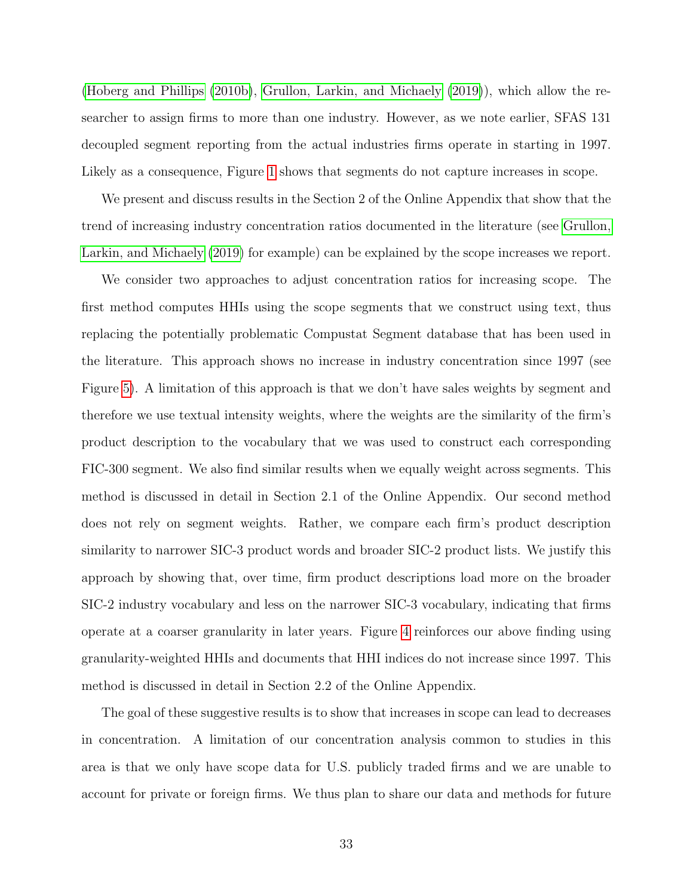(Hoberg and Phillips (2010b), Grullon, Larkin, and Michaely (2019)), which allow the researcher to assign firms to more than one industry. However, as we note earlier, SFAS 131 decoupled segment reporting from the actual industries firms operate in starting in 1997. Likely as a consequence, Figure 1 shows that segments do not capture increases in scope.

We present and discuss results in the Section 2 of the Online Appendix that show that the trend of increasing industry concentration ratios documented in the literature (see Grullon, Larkin, and Michaely (2019) for example) can be explained by the scope increases we report.

We consider two approaches to adjust concentration ratios for increasing scope. The first method computes HHIs using the scope segments that we construct using text, thus replacing the potentially problematic Compustat Segment database that has been used in the literature. This approach shows no increase in industry concentration since 1997 (see Figure 5). A limitation of this approach is that we don't have sales weights by segment and therefore we use textual intensity weights, where the weights are the similarity of the firm's product description to the vocabulary that we was used to construct each corresponding FIC-300 segment. We also find similar results when we equally weight across segments. This method is discussed in detail in Section 2.1 of the Online Appendix. Our second method does not rely on segment weights. Rather, we compare each firm's product description similarity to narrower SIC-3 product words and broader SIC-2 product lists. We justify this approach by showing that, over time, firm product descriptions load more on the broader SIC-2 industry vocabulary and less on the narrower SIC-3 vocabulary, indicating that firms operate at a coarser granularity in later years. Figure 4 reinforces our above finding using granularity-weighted HHIs and documents that HHI indices do not increase since 1997. This method is discussed in detail in Section 2.2 of the Online Appendix.

The goal of these suggestive results is to show that increases in scope can lead to decreases in concentration. A limitation of our concentration analysis common to studies in this area is that we only have scope data for U.S. publicly traded firms and we are unable to account for private or foreign firms. We thus plan to share our data and methods for future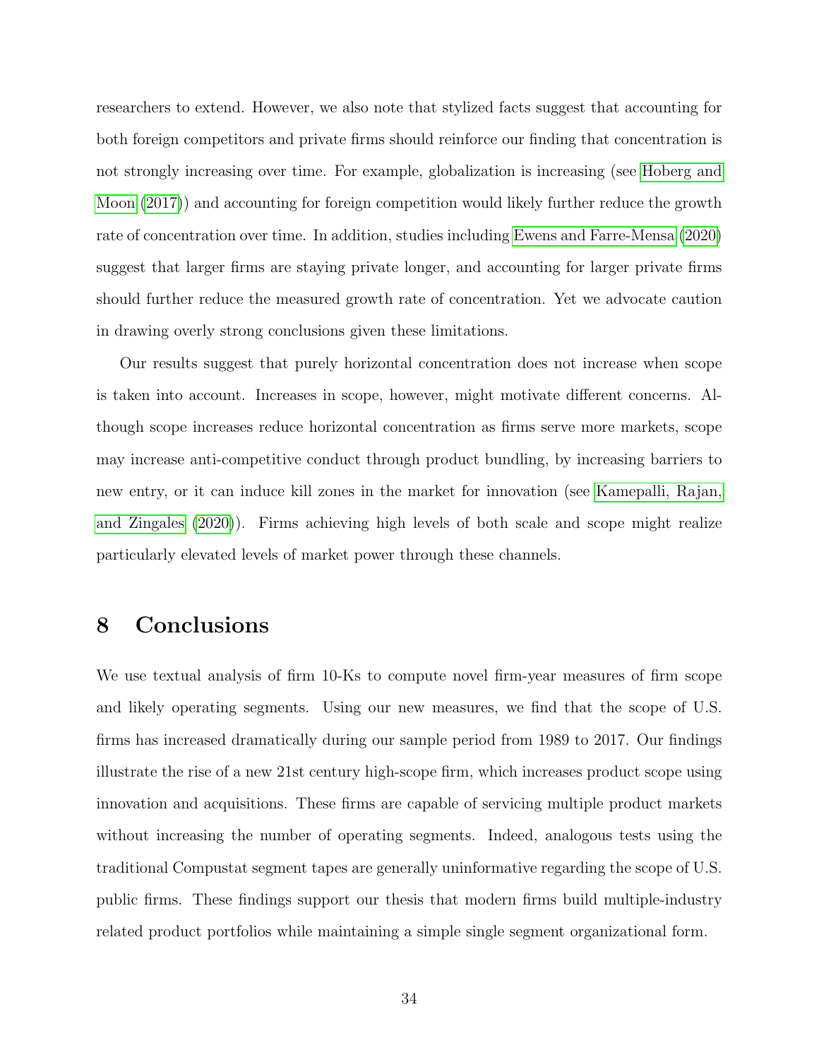researchers to extend. However, we also note that stylized facts suggest that accounting for both foreign competitors and private firms should reinforce our finding that concentration is not strongly increasing over time. For example, globalization is increasing (see Hoberg and Moon (2017)) and accounting for foreign competition would likely further reduce the growth rate of concentration over time. In addition, studies including Ewens and Farre-Mensa (2020) suggest that larger firms are staying private longer, and accounting for larger private firms should further reduce the measured growth rate of concentration. Yet we advocate caution in drawing overly strong conclusions given these limitations.

Our results suggest that purely horizontal concentration does not increase when scope is taken into account. Increases in scope, however, might motivate different concerns. Although scope increases reduce horizontal concentration as firms serve more markets, scope may increase anti-competitive conduct through product bundling, by increasing barriers to new entry, or it can induce kill zones in the market for innovation (see Kamepalli, Rajan, and Zingales (2020)). Firms achieving high levels of both scale and scope might realize particularly elevated levels of market power through these channels.

# 8 Conclusions

We use textual analysis of firm 10-Ks to compute novel firm-year measures of firm scope and likely operating segments. Using our new measures, we find that the scope of U.S. firms has increased dramatically during our sample period from 1989 to 2017. Our findings illustrate the rise of a new 21st century high-scope firm, which increases product scope using innovation and acquisitions. These firms are capable of servicing multiple product markets without increasing the number of operating segments. Indeed, analogous tests using the traditional Compustat segment tapes are generally uninformative regarding the scope of U.S. public firms. These findings support our thesis that modern firms build multiple-industry related product portfolios while maintaining a simple single segment organizational form.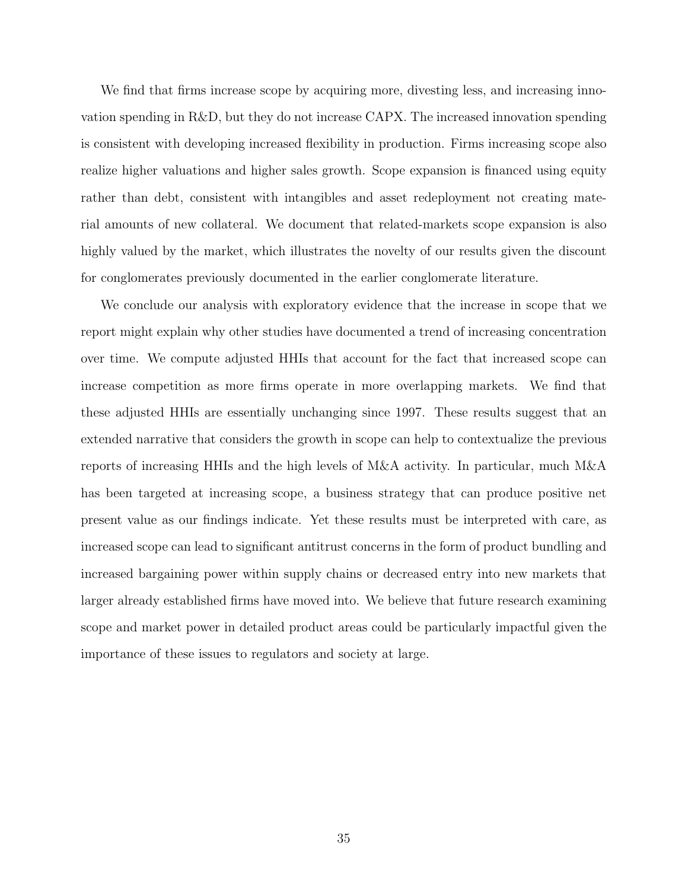We find that firms increase scope by acquiring more, divesting less, and increasing innovation spending in R&D, but they do not increase CAPX. The increased innovation spending is consistent with developing increased flexibility in production. Firms increasing scope also realize higher valuations and higher sales growth. Scope expansion is financed using equity rather than debt, consistent with intangibles and asset redeployment not creating material amounts of new collateral. We document that related-markets scope expansion is also highly valued by the market, which illustrates the novelty of our results given the discount for conglomerates previously documented in the earlier conglomerate literature.

We conclude our analysis with exploratory evidence that the increase in scope that we report might explain why other studies have documented a trend of increasing concentration over time. We compute adjusted HHIs that account for the fact that increased scope can increase competition as more firms operate in more overlapping markets. We find that these adjusted HHIs are essentially unchanging since 1997. These results suggest that an extended narrative that considers the growth in scope can help to contextualize the previous reports of increasing HHIs and the high levels of M&A activity. In particular, much M&A has been targeted at increasing scope, a business strategy that can produce positive net present value as our findings indicate. Yet these results must be interpreted with care, as increased scope can lead to significant antitrust concerns in the form of product bundling and increased bargaining power within supply chains or decreased entry into new markets that larger already established firms have moved into. We believe that future research examining scope and market power in detailed product areas could be particularly impactful given the importance of these issues to regulators and society at large.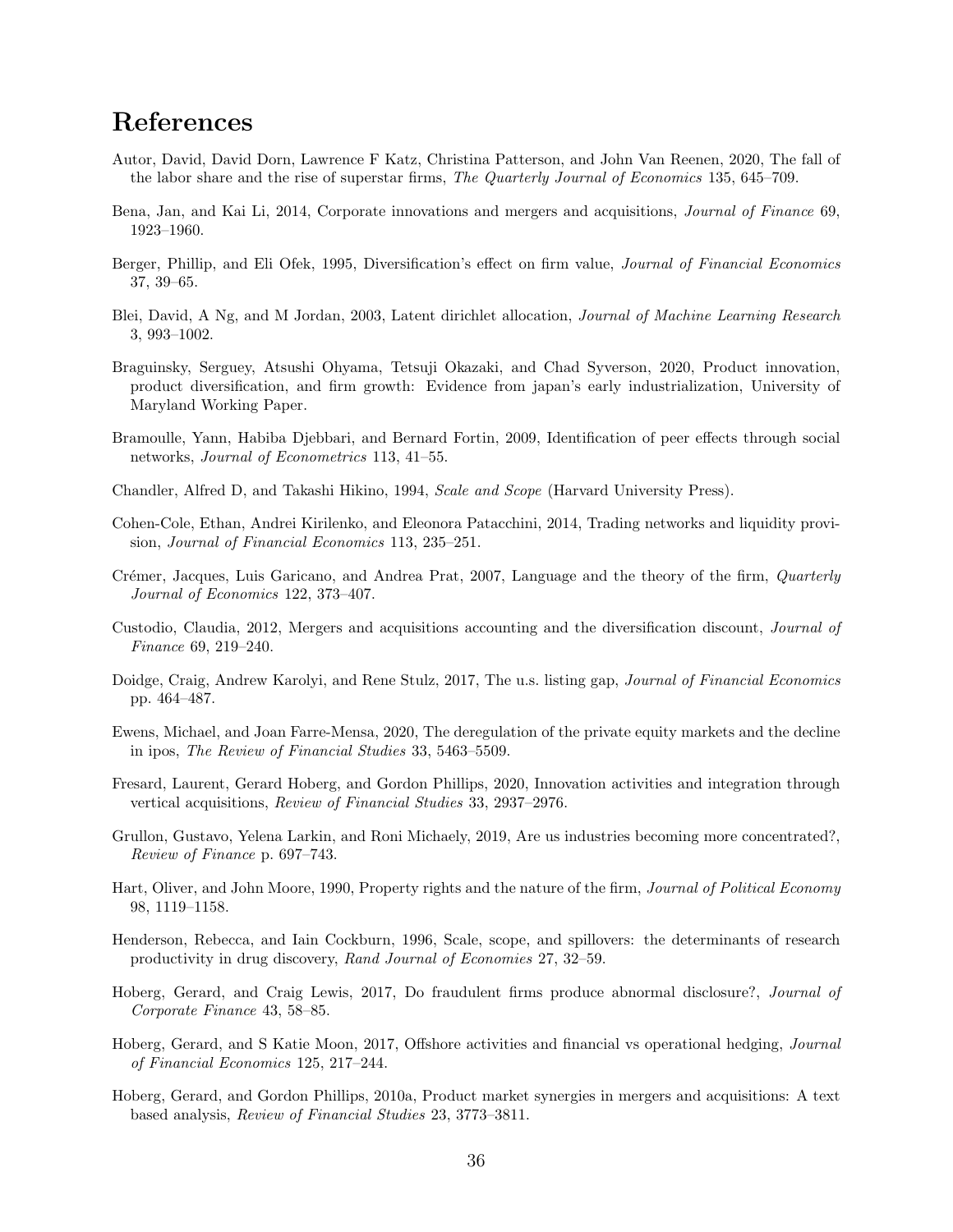# References

Autor, David, David Dorn, Lawrence F Katz, Christina Patterson, and John Van Reenen, 2020, The fall of the labor share and the rise of superstar firms, *The Quarterly Journal of Economics* 135, 645–709.

Bena, Jan, and Kai Li, 2014, Corporate innovations and mergers and acquisitions, *Journal of Finance* 69, 1923–1960.

Berger, Phillip, and Eli Ofek, 1995, Diversification's effect on firm value, *Journal of Financial Economics* 37, 39–65.

Blei, David, A Ng, and M Jordan, 2003, Latent dirichlet allocation, *Journal of Machine Learning Research* 3, 993–1002.

Braguinsky, Serguey, Atsushi Ohyama, Tetsuji Okazaki, and Chad Syverson, 2020, Product innovation, product diversification, and firm growth: Evidence from japan's early industrialization, University of Maryland Working Paper.

Bramoulle, Yann, Habiba Djebbari, and Bernard Fortin, 2009, Identification of peer effects through social networks, *Journal of Econometrics* 113, 41–55.

Chandler, Alfred D, and Takashi Hikino, 1994, *Scale and Scope* (Harvard University Press).

Cohen-Cole, Ethan, Andrei Kirilenko, and Eleonora Patacchini, 2014, Trading networks and liquidity provision, *Journal of Financial Economics* 113, 235–251.

Crémer, Jacques, Luis Garicano, and Andrea Prat, 2007, Language and the theory of the firm, *Quarterly Journal of Economics* 122, 373–407.

Custodio, Claudia, 2012, Mergers and acquisitions accounting and the diversification discount, *Journal of Finance* 69, 219–240.

Doidge, Craig, Andrew Karolyi, and Rene Stulz, 2017, The u.s. listing gap, *Journal of Financial Economics* pp. 464–487.

Ewens, Michael, and Joan Farre-Mensa, 2020, The deregulation of the private equity markets and the decline in ipos, *The Review of Financial Studies* 33, 5463–5509.

Fresard, Laurent, Gerard Hoberg, and Gordon Phillips, 2020, Innovation activities and integration through vertical acquisitions, *Review of Financial Studies* 33, 2937–2976.

Grullon, Gustavo, Yelena Larkin, and Roni Michaely, 2019, Are us industries becoming more concentrated?, *Review of Finance* p. 697–743.

Hart, Oliver, and John Moore, 1990, Property rights and the nature of the firm, *Journal of Political Economy* 98, 1119–1158.

Henderson, Rebecca, and Iain Cockburn, 1996, Scale, scope, and spillovers: the determinants of research productivity in drug discovery, *Rand Journal of Economies* 27, 32–59.

Hoberg, Gerard, and Craig Lewis, 2017, Do fraudulent firms produce abnormal disclosure?, *Journal of Corporate Finance* 43, 58–85.

Hoberg, Gerard, and S Katie Moon, 2017, Offshore activities and financial vs operational hedging, *Journal of Financial Economics* 125, 217–244.

Hoberg, Gerard, and Gordon Phillips, 2010a, Product market synergies in mergers and acquisitions: A text based analysis, *Review of Financial Studies* 23, 3773–3811.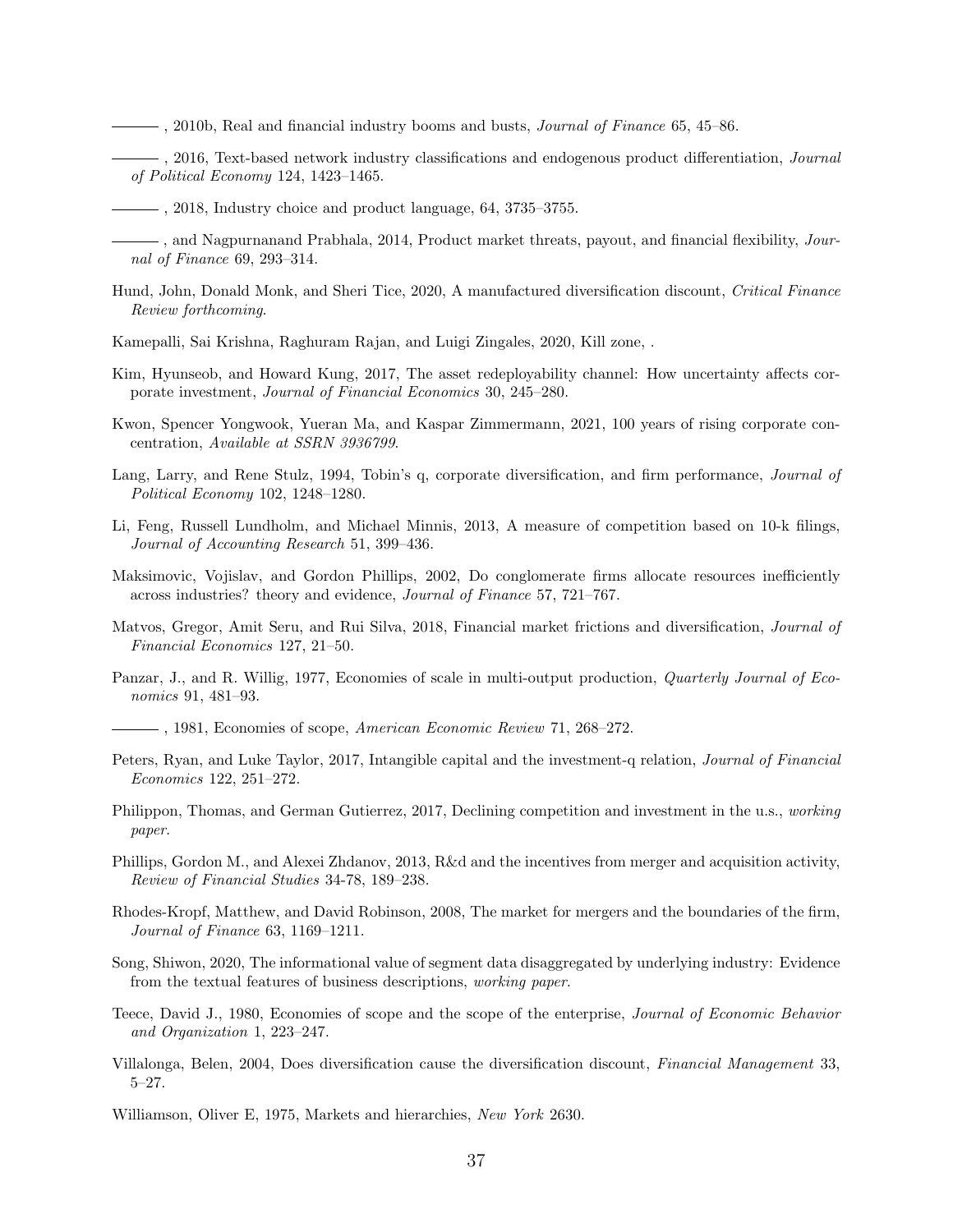———, 2010b, Real and financial industry booms and busts, *Journal of Finance* 65, 45–86.

———, 2016, Text-based network industry classifications and endogenous product differentiation, *Journal of Political Economy* 124, 1423–1465.

———, 2018, Industry choice and product language, 64, 3735–3755.

———, and Nagpurnanand Prabhala, 2014, Product market threats, payout, and financial flexibility, *Journal of Finance* 69, 293–314.

Hund, John, Donald Monk, and Sheri Tice, 2020, A manufactured diversification discount, *Critical Finance Review forthcoming*.

Kamepalli, Sai Krishna, Raghuram Rajan, and Luigi Zingales, 2020, Kill zone, .

Kim, Hyunseob, and Howard Kung, 2017, The asset redeployability channel: How uncertainty affects corporate investment, *Journal of Financial Economics* 30, 245–280.

Kwon, Spencer Yongwook, Yueran Ma, and Kaspar Zimmermann, 2021, 100 years of rising corporate concentration, *Available at SSRN 3936799*.

Lang, Larry, and Rene Stulz, 1994, Tobin's q, corporate diversification, and firm performance, *Journal of Political Economy* 102, 1248–1280.

Li, Feng, Russell Lundholm, and Michael Minnis, 2013, A measure of competition based on 10-k filings, *Journal of Accounting Research* 51, 399–436.

Maksimovic, Vojislav, and Gordon Phillips, 2002, Do conglomerate firms allocate resources inefficiently across industries? theory and evidence, *Journal of Finance* 57, 721–767.

Matvos, Gregor, Amit Seru, and Rui Silva, 2018, Financial market frictions and diversification, *Journal of Financial Economics* 127, 21–50.

Panzar, J., and R. Willig, 1977, Economies of scale in multi-output production, *Quarterly Journal of Economics* 91, 481–93.

———, 1981, Economies of scope, *American Economic Review* 71, 268–272.

Peters, Ryan, and Luke Taylor, 2017, Intangible capital and the investment-q relation, *Journal of Financial Economics* 122, 251–272.

Philippon, Thomas, and German Gutierrez, 2017, Declining competition and investment in the u.s., *working paper*.

Phillips, Gordon M., and Alexei Zhdanov, 2013, R&d and the incentives from merger and acquisition activity, *Review of Financial Studies* 34-78, 189–238.

Rhodes-Kropf, Matthew, and David Robinson, 2008, The market for mergers and the boundaries of the firm, *Journal of Finance* 63, 1169–1211.

Song, Shiwon, 2020, The informational value of segment data disaggregated by underlying industry: Evidence from the textual features of business descriptions, *working paper*.

Teece, David J., 1980, Economies of scope and the scope of the enterprise, *Journal of Economic Behavior and Organization* 1, 223–247.

Villalonga, Belen, 2004, Does diversification cause the diversification discount, *Financial Management* 33, 5–27.

Williamson, Oliver E, 1975, Markets and hierarchies, *New York* 2630.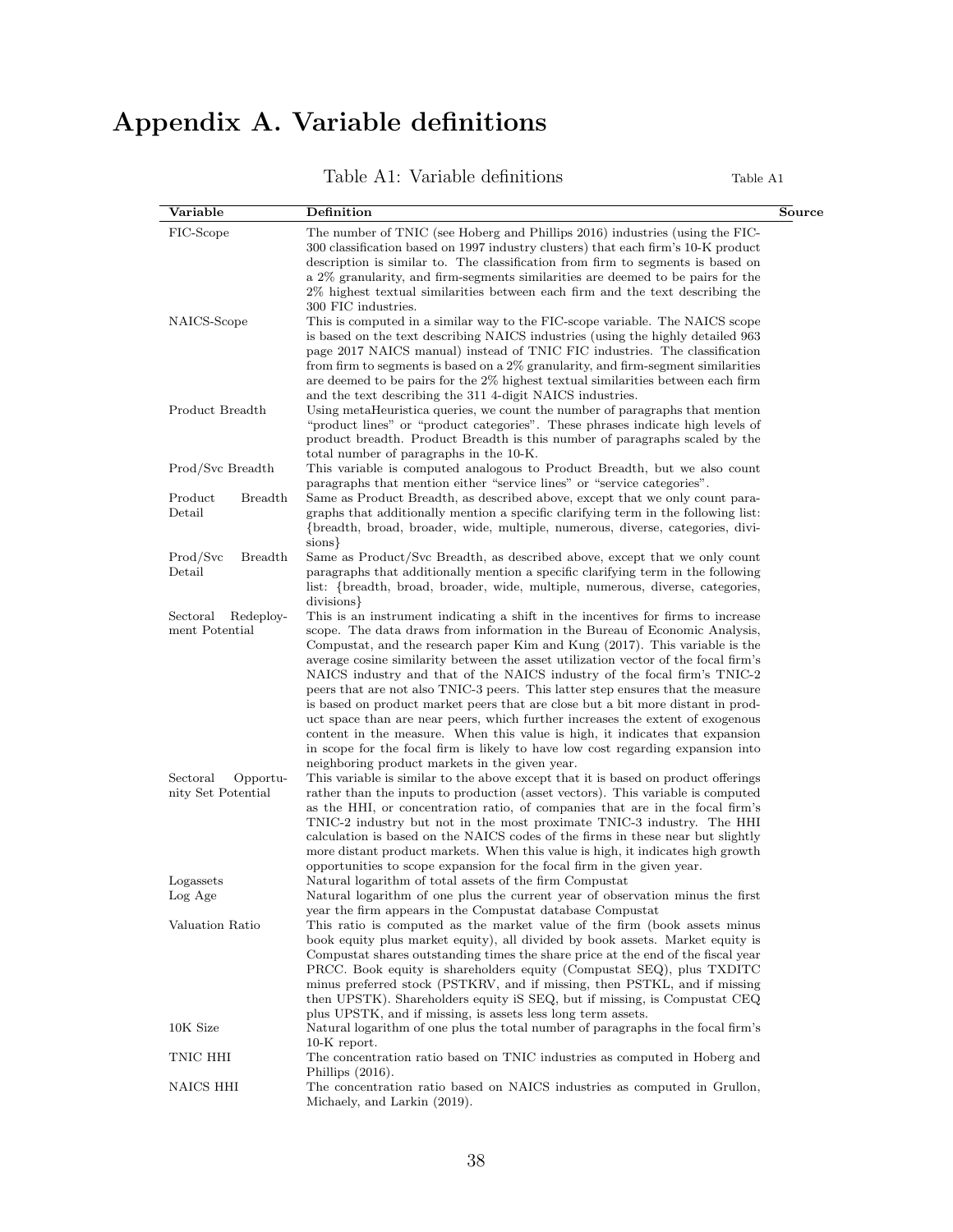# Appendix A. Variable definitions

Table A1: Variable definitions

Table A1

| Variable | Definition | Source |
|---|---|---|
| FIC-Scope | The number of TNIC (see Hoberg and Phillips 2016) industries (using the FIC-300 classification based on 1997 industry clusters) that each firm's 10-K product description is similar to. The classification from firm to segments is based on a 2% granularity, and firm-segments similarities are deemed to be pairs for the 2% highest textual similarities between each firm and the text describing the 300 FIC industries. | |
| NAICS-Scope | This is computed in a similar way to the FIC-scope variable. The NAICS scope is based on the text describing NAICS industries (using the highly detailed 963 page 2017 NAICS manual) instead of TNIC FIC industries. The classification from firm to segments is based on a 2% granularity, and firm-segment similarities are deemed to be pairs for the 2% highest textual similarities between each firm and the text describing the 311 4-digit NAICS industries. | |
| Product Breadth | Using metaHeuristica queries, we count the number of paragraphs that mention "product lines" or "product categories". These phrases indicate high levels of product breadth. Product Breadth is this number of paragraphs scaled by the total number of paragraphs in the 10-K. | |
| Prod/Svc Breadth | This variable is computed analogous to Product Breadth, but we also count paragraphs that mention either "service lines" or "service categories". | |
| Product Breadth Detail | Same as Product Breadth, as described above, except that we only count paragraphs that additionally mention a specific clarifying term in the following list: {breadth, broad, broader, wide, multiple, numerous, diverse, categories, divisions} | |
| Prod/Svc Breadth Detail | Same as Product/Svc Breadth, as described above, except that we only count paragraphs that additionally mention a specific clarifying term in the following list: {breadth, broad, broader, wide, multiple, numerous, diverse, categories, divisions} | |
| Sectoral Redeployment Potential | This is an instrument indicating a shift in the incentives for firms to increase scope. The data draws from information in the Bureau of Economic Analysis, Compustat, and the research paper Kim and Kung (2017). This variable is the average cosine similarity between the asset utilization vector of the focal firm's NAICS industry and that of the NAICS industry of the focal firm's TNIC-2 peers that are not also TNIC-3 peers. This latter step ensures that the measure is based on product market peers that are close but a bit more distant in product space than are near peers, which further increases the extent of exogenous content in the measure. When this value is high, it indicates that expansion in scope for the focal firm is likely to have low cost regarding expansion into neighboring product markets in the given year. | |
| Sectoral Opportunity Set Potential | This variable is similar to the above except that it is based on product offerings rather than the inputs to production (asset vectors). This variable is computed as the HHI, or concentration ratio, of companies that are in the focal firm's TNIC-2 industry but not in the most proximate TNIC-3 industry. The HHI calculation is based on the NAICS codes of the firms in these near but slightly more distant product markets. When this value is high, it indicates high growth opportunities to scope expansion for the focal firm in the given year. | |
| Logassets | Natural logarithm of total assets of the firm Compustat | |
| Log Age | Natural logarithm of one plus the current year of observation minus the first year the firm appears in the Compustat database Compustat | |
| Valuation Ratio | This ratio is computed as the market value of the firm (book assets minus book equity plus market equity), all divided by book assets. Market equity is Compustat shares outstanding times the share price at the end of the fiscal year PRCC. Book equity is shareholders equity (Compustat SEQ), plus TXDITC minus preferred stock (PSTKRV, and if missing, then PSTKL, and if missing then UPSTK). Shareholders equity iS SEQ, but if missing, is Compustat CEQ plus UPSTK, and if missing, is assets less long term assets. | |
| 10K Size | Natural logarithm of one plus the total number of paragraphs in the focal firm's 10-K report. | |
| TNIC HHI | The concentration ratio based on TNIC industries as computed in Hoberg and Phillips (2016). | |
| NAICS HHI | The concentration ratio based on NAICS industries as computed in Grullon, Michaely, and Larkin (2019). | |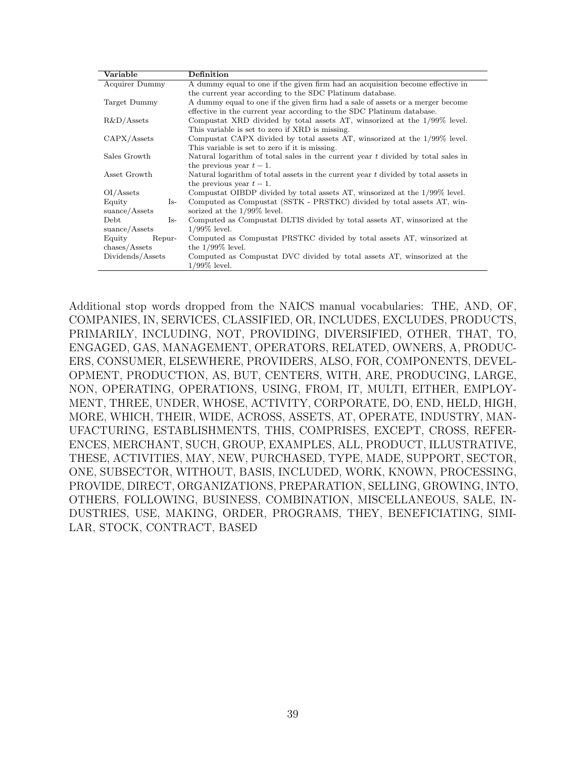| Variable | Definition |
|---|---|
| Acquirer Dummy | A dummy equal to one if the given firm had an acquisition become effective in the current year according to the SDC Platinum database. |
| Target Dummy | A dummy equal to one if the given firm had a sale of assets or a merger become effective in the current year according to the SDC Platinum database. |
| R&D/Assets | Compustat XRD divided by total assets AT, winsorized at the 1/99% level. This variable is set to zero if XRD is missing. |
| CAPX/Assets | Compustat CAPX divided by total assets AT, winsorized at the 1/99% level. This variable is set to zero if it is missing. |
| Sales Growth | Natural logarithm of total sales in the current year $t$ divided by total sales in the previous year $t-1$. |
| Asset Growth | Natural logarithm of total assets in the current year $t$ divided by total assets in the previous year $t-1$. |
| OI/Assets | Compustat OIBDP divided by total assets AT, winsorized at the 1/99% level. |
| Equity Issuance/Assets | Computed as Compustat (SSTK - PRSTKC) divided by total assets AT, winsorized at the 1/99% level. |
| Debt Issuance/Assets | Computed as Compustat DLTIS divided by total assets AT, winsorized at the 1/99% level. |
| Equity Repurchases/Assets | Computed as Compustat PRSTKC divided by total assets AT, winsorized at the 1/99% level. |
| Dividends/Assets | Computed as Compustat DVC divided by total assets AT, winsorized at the 1/99% level. |

Additional stop words dropped from the NAICS manual vocabularies: THE, AND, OF, COMPANIES, IN, SERVICES, CLASSIFIED, OR, INCLUDES, EXCLUDES, PRODUCTS, PRIMARILY, INCLUDING, NOT, PROVIDING, DIVERSIFIED, OTHER, THAT, TO, ENGAGED, GAS, MANAGEMENT, OPERATORS, RELATED, OWNERS, A, PRODUCERS, CONSUMER, ELSEWHERE, PROVIDERS, ALSO, FOR, COMPONENTS, DEVELOPMENT, PRODUCTION, AS, BUT, CENTERS, WITH, ARE, PRODUCING, LARGE, NON, OPERATING, OPERATIONS, USING, FROM, IT, MULTI, EITHER, EMPLOYMENT, THREE, UNDER, WHOSE, ACTIVITY, CORPORATE, DO, END, HELD, HIGH, MORE, WHICH, THEIR, WIDE, ACROSS, ASSETS, AT, OPERATE, INDUSTRY, MANUFACTURING, ESTABLISHMENTS, THIS, COMPRISES, EXCEPT, CROSS, REFERENCES, MERCHANT, SUCH, GROUP, EXAMPLES, ALL, PRODUCT, ILLUSTRATIVE, THESE, ACTIVITIES, MAY, NEW, PURCHASED, TYPE, MADE, SUPPORT, SECTOR, ONE, SUBSECTOR, WITHOUT, BASIS, INCLUDED, WORK, KNOWN, PROCESSING, PROVIDE, DIRECT, ORGANIZATIONS, PREPARATION, SELLING, GROWING, INTO, OTHERS, FOLLOWING, BUSINESS, COMBINATION, MISCELLANEOUS, SALE, INDUSTRIES, USE, MAKING, ORDER, PROGRAMS, THEY, BENEFICIATING, SIMILAR, STOCK, CONTRACT, BASED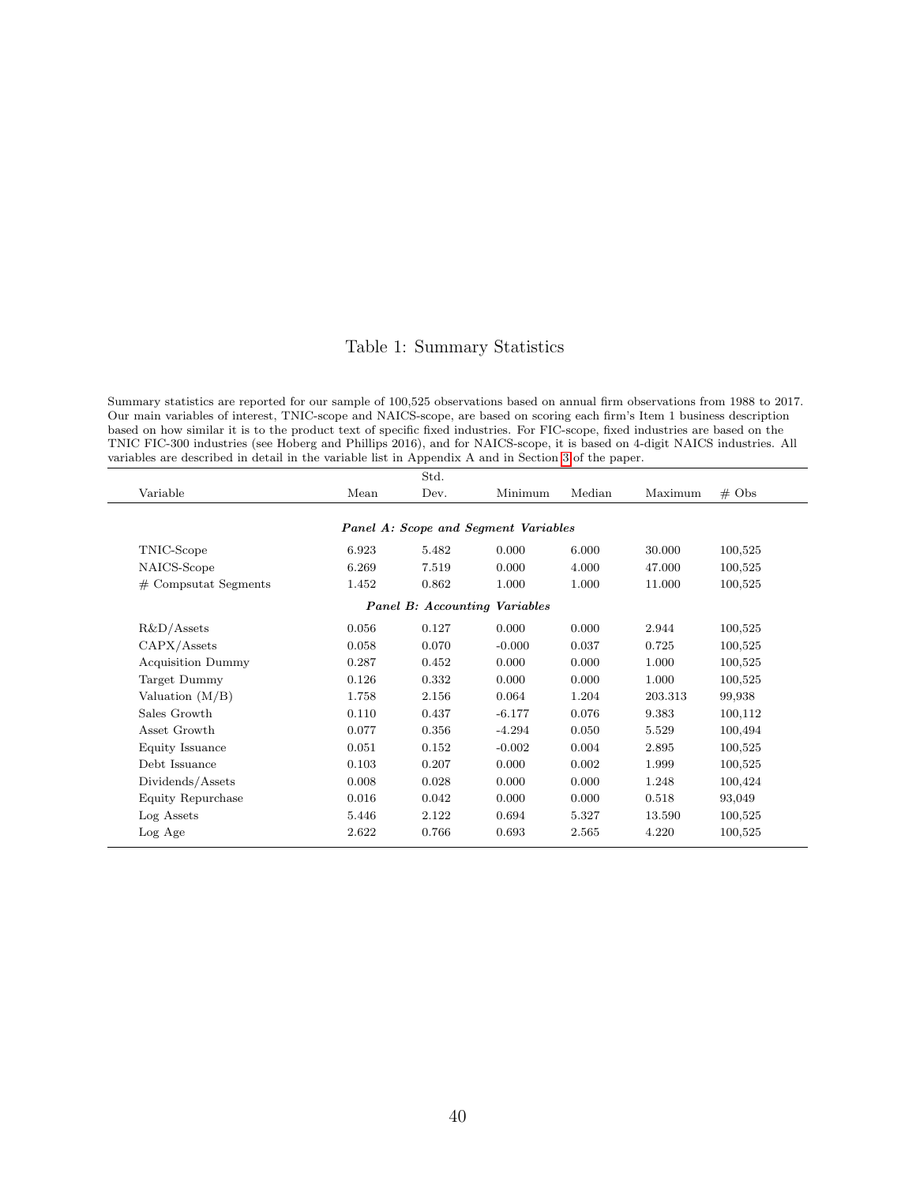# Table 1: Summary Statistics

Summary statistics are reported for our sample of 100,525 observations based on annual firm observations from 1988 to 2017. Our main variables of interest, TNIC-scope and NAICS-scope, are based on scoring each firm's Item 1 business description based on how similar it is to the product text of specific fixed industries. For FIC-scope, fixed industries are based on the TNIC FIC-300 industries (see Hoberg and Phillips 2016), and for NAICS-scope, it is based on 4-digit NAICS industries. All variables are described in detail in the variable list in Appendix A and in Section 3 of the paper.

| Variable | Mean | Std. Dev. | Minimum | Median | Maximum | # Obs |
|---|---|---|---|---|---|---|
| ***Panel A: Scope and Segment Variables*** | | | | | | |
| TNIC-Scope | 6.923 | 5.482 | 0.000 | 6.000 | 30.000 | 100,525 |
| NAICS-Scope | 6.269 | 7.519 | 0.000 | 4.000 | 47.000 | 100,525 |
| # Compsutat Segments | 1.452 | 0.862 | 1.000 | 1.000 | 11.000 | 100,525 |
| ***Panel B: Accounting Variables*** | | | | | | |
| R&D/Assets | 0.056 | 0.127 | 0.000 | 0.000 | 2.944 | 100,525 |
| CAPX/Assets | 0.058 | 0.070 | -0.000 | 0.037 | 0.725 | 100,525 |
| Acquisition Dummy | 0.287 | 0.452 | 0.000 | 0.000 | 1.000 | 100,525 |
| Target Dummy | 0.126 | 0.332 | 0.000 | 0.000 | 1.000 | 100,525 |
| Valuation (M/B) | 1.758 | 2.156 | 0.064 | 1.204 | 203.313 | 99,938 |
| Sales Growth | 0.110 | 0.437 | -6.177 | 0.076 | 9.383 | 100,112 |
| Asset Growth | 0.077 | 0.356 | -4.294 | 0.050 | 5.529 | 100,494 |
| Equity Issuance | 0.051 | 0.152 | -0.002 | 0.004 | 2.895 | 100,525 |
| Debt Issuance | 0.103 | 0.207 | 0.000 | 0.002 | 1.999 | 100,525 |
| Dividends/Assets | 0.008 | 0.028 | 0.000 | 0.000 | 1.248 | 100,424 |
| Equity Repurchase | 0.016 | 0.042 | 0.000 | 0.000 | 0.518 | 93,049 |
| Log Assets | 5.446 | 2.122 | 0.694 | 5.327 | 13.590 | 100,525 |
| Log Age | 2.622 | 0.766 | 0.693 | 2.565 | 4.220 | 100,525 |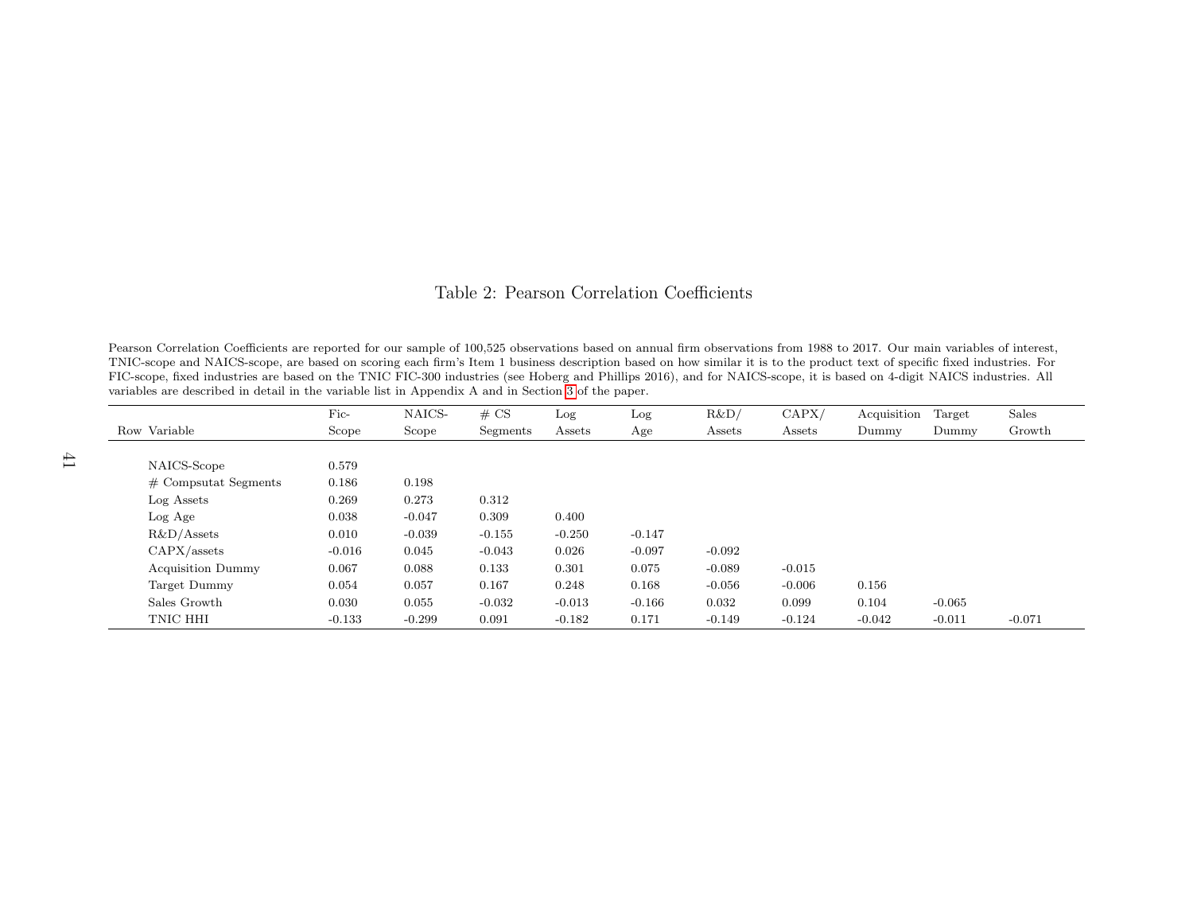# Table 2: Pearson Correlation Coefficients

Pearson Correlation Coefficients are reported for our sample of 100,525 observations based on annual firm observations from 1988 to 2017. Our main variables of interest, TNIC-scope and NAICS-scope, are based on scoring each firm's Item 1 business description based on how similar it is to the product text of specific fixed industries. For FIC-scope, fixed industries are based on the TNIC FIC-300 industries (see Hoberg and Phillips 2016), and for NAICS-scope, it is based on 4-digit NAICS industries. All variables are described in detail in the variable list in Appendix A and in Section 3 of the paper.

| Row | Variable | Fic-Scope | NAICS-Scope | # CS Segments | Log Assets | Log Age | R&D/Assets | CAPX/Assets | Acquisition Dummy | Target Dummy | Sales Growth |
|---|---|---|---|---|---|---|---|---|---|---|---|
| | NAICS-Scope | 0.579 | | | | | | | | | |
| | # Compsutat Segments | 0.186 | 0.198 | | | | | | | | |
| | Log Assets | 0.269 | 0.273 | 0.312 | | | | | | | |
| | Log Age | 0.038 | -0.047 | 0.309 | 0.400 | | | | | | |
| | R&D/Assets | 0.010 | -0.039 | -0.155 | -0.250 | -0.147 | | | | | |
| | CAPX/assets | -0.016 | 0.045 | -0.043 | 0.026 | -0.097 | -0.092 | | | | |
| | Acquisition Dummy | 0.067 | 0.088 | 0.133 | 0.301 | 0.075 | -0.089 | -0.015 | | | |
| | Target Dummy | 0.054 | 0.057 | 0.167 | 0.248 | 0.168 | -0.056 | -0.006 | 0.156 | | |
| | Sales Growth | 0.030 | 0.055 | -0.032 | -0.013 | -0.166 | 0.032 | 0.099 | 0.104 | -0.065 | |
| | TNIC HHI | -0.133 | -0.299 | 0.091 | -0.182 | 0.171 | -0.149 | -0.124 | -0.042 | -0.011 | -0.071 |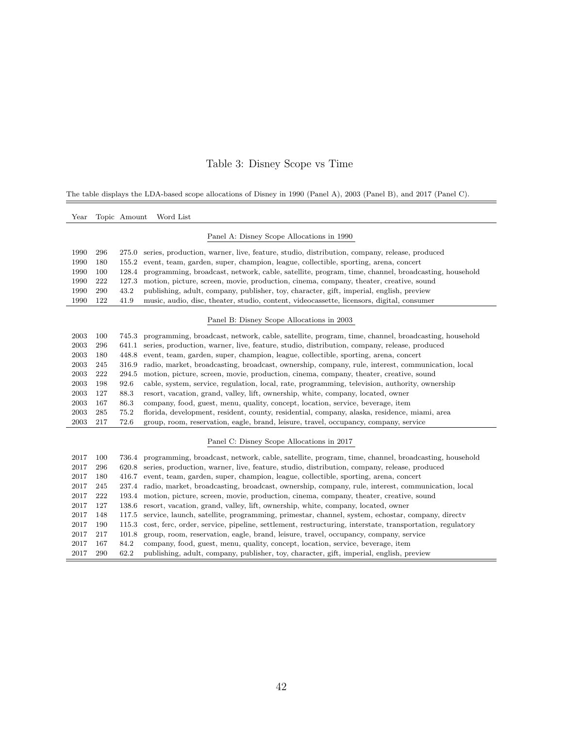# Table 3: Disney Scope vs Time

The table displays the LDA-based scope allocations of Disney in 1990 (Panel A), 2003 (Panel B), and 2017 (Panel C).

| Year | Topic | Amount | Word List |
|---|---|---|---|
| | | | Panel A: Disney Scope Allocations in 1990 |
| 1990 | 296 | 275.0 | series, production, warner, live, feature, studio, distribution, company, release, produced |
| 1990 | 180 | 155.2 | event, team, garden, super, champion, league, collectible, sporting, arena, concert |
| 1990 | 100 | 128.4 | programming, broadcast, network, cable, satellite, program, time, channel, broadcasting, household |
| 1990 | 222 | 127.3 | motion, picture, screen, movie, production, cinema, company, theater, creative, sound |
| 1990 | 290 | 43.2 | publishing, adult, company, publisher, toy, character, gift, imperial, english, preview |
| 1990 | 122 | 41.9 | music, audio, disc, theater, studio, content, videocassette, licensors, digital, consumer |
| | | | Panel B: Disney Scope Allocations in 2003 |
| 2003 | 100 | 745.3 | programming, broadcast, network, cable, satellite, program, time, channel, broadcasting, household |
| 2003 | 296 | 641.1 | series, production, warner, live, feature, studio, distribution, company, release, produced |
| 2003 | 180 | 448.8 | event, team, garden, super, champion, league, collectible, sporting, arena, concert |
| 2003 | 245 | 316.9 | radio, market, broadcasting, broadcast, ownership, company, rule, interest, communication, local |
| 2003 | 222 | 294.5 | motion, picture, screen, movie, production, cinema, company, theater, creative, sound |
| 2003 | 198 | 92.6 | cable, system, service, regulation, local, rate, programming, television, authority, ownership |
| 2003 | 127 | 88.3 | resort, vacation, grand, valley, lift, ownership, white, company, located, owner |
| 2003 | 167 | 86.3 | company, food, guest, menu, quality, concept, location, service, beverage, item |
| 2003 | 285 | 75.2 | florida, development, resident, county, residential, company, alaska, residence, miami, area |
| 2003 | 217 | 72.6 | group, room, reservation, eagle, brand, leisure, travel, occupancy, company, service |
| | | | Panel C: Disney Scope Allocations in 2017 |
| 2017 | 100 | 736.4 | programming, broadcast, network, cable, satellite, program, time, channel, broadcasting, household |
| 2017 | 296 | 620.8 | series, production, warner, live, feature, studio, distribution, company, release, produced |
| 2017 | 180 | 416.7 | event, team, garden, super, champion, league, collectible, sporting, arena, concert |
| 2017 | 245 | 237.4 | radio, market, broadcasting, broadcast, ownership, company, rule, interest, communication, local |
| 2017 | 222 | 193.4 | motion, picture, screen, movie, production, cinema, company, theater, creative, sound |
| 2017 | 127 | 138.6 | resort, vacation, grand, valley, lift, ownership, white, company, located, owner |
| 2017 | 148 | 117.5 | service, launch, satellite, programming, primestar, channel, system, echostar, company, directv |
| 2017 | 190 | 115.3 | cost, ferc, order, service, pipeline, settlement, restructuring, interstate, transportation, regulatory |
| 2017 | 217 | 101.8 | group, room, reservation, eagle, brand, leisure, travel, occupancy, company, service |
| 2017 | 167 | 84.2 | company, food, guest, menu, quality, concept, location, service, beverage, item |
| 2017 | 290 | 62.2 | publishing, adult, company, publisher, toy, character, gift, imperial, english, preview |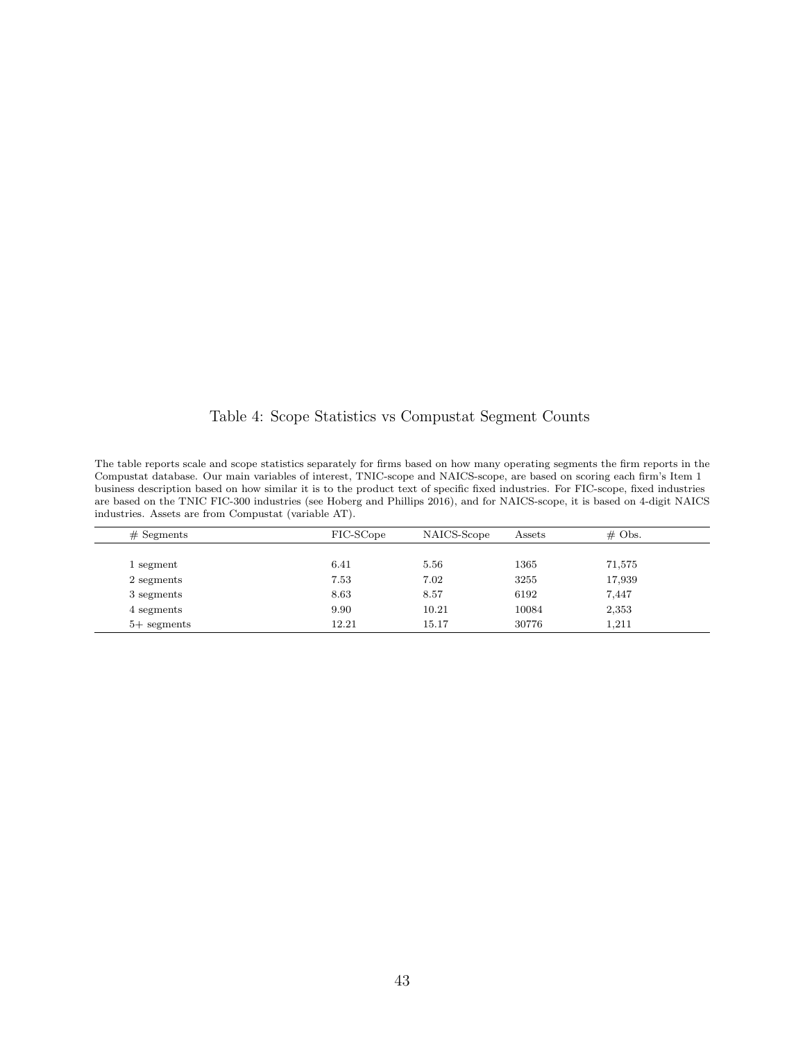## Table 4: Scope Statistics vs Compustat Segment Counts

The table reports scale and scope statistics separately for firms based on how many operating segments the firm reports in the Compustat database. Our main variables of interest, TNIC-scope and NAICS-scope, are based on scoring each firm's Item 1 business description based on how similar it is to the product text of specific fixed industries. For FIC-scope, fixed industries are based on the TNIC FIC-300 industries (see Hoberg and Phillips 2016), and for NAICS-scope, it is based on 4-digit NAICS industries. Assets are from Compustat (variable AT).

| # Segments | FIC-SCope | NAICS-Scope | Assets | # Obs. |
|---|---|---|---|---|
| 1 segment | 6.41 | 5.56 | 1365 | 71,575 |
| 2 segments | 7.53 | 7.02 | 3255 | 17,939 |
| 3 segments | 8.63 | 8.57 | 6192 | 7,447 |
| 4 segments | 9.90 | 10.21 | 10084 | 2,353 |
| 5+ segments | 12.21 | 15.17 | 30776 | 1,211 |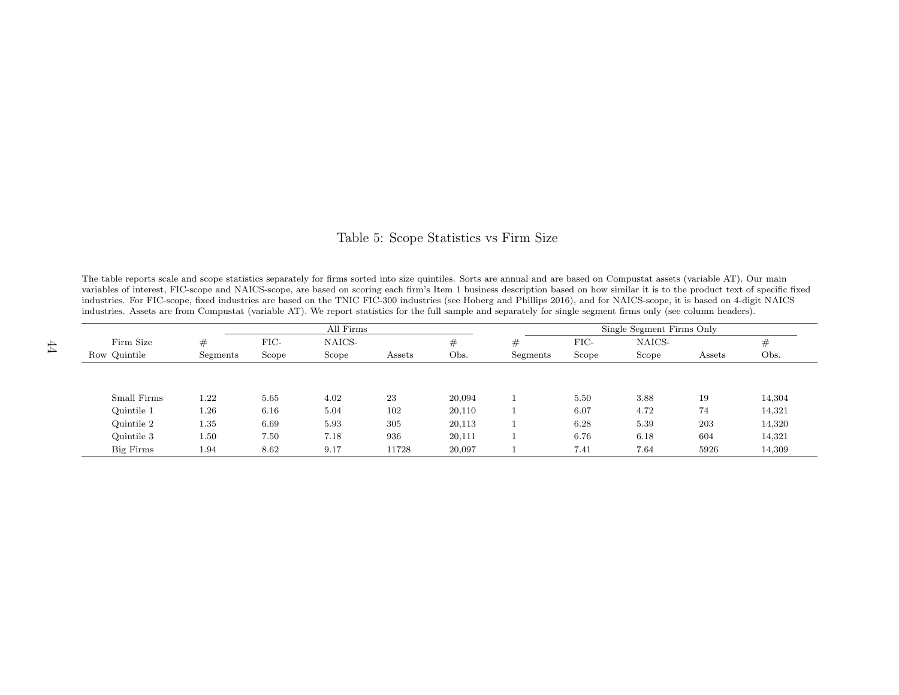# Table 5: Scope Statistics vs Firm Size

The table reports scale and scope statistics separately for firms sorted into size quintiles. Sorts are annual and are based on Compustat assets (variable AT). Our main variables of interest, FIC-scope and NAICS-scope, are based on scoring each firm's Item 1 business description based on how similar it is to the product text of specific fixed industries. For FIC-scope, fixed industries are based on the TNIC FIC-300 industries (see Hoberg and Phillips 2016), and for NAICS-scope, it is based on 4-digit NAICS industries. Assets are from Compustat (variable AT). We report statistics for the full sample and separately for single segment firms only (see column headers).

| | | All Firms | | | | | Single Segment Firms Only | | | | |
|---|---|---|---|---|---|---|---|---|---|---|---|
| Row | Firm Size Quintile | # Segments | FIC-Scope | NAICS-Scope | Assets | # Obs. | # Segments | FIC-Scope | NAICS-Scope | Assets | # Obs. |
| | Small Firms | 1.22 | 5.65 | 4.02 | 23 | 20,094 | 1 | 5.50 | 3.88 | 19 | 14,304 |
| | Quintile 1 | 1.26 | 6.16 | 5.04 | 102 | 20,110 | 1 | 6.07 | 4.72 | 74 | 14,321 |
| | Quintile 2 | 1.35 | 6.69 | 5.93 | 305 | 20,113 | 1 | 6.28 | 5.39 | 203 | 14,320 |
| | Quintile 3 | 1.50 | 7.50 | 7.18 | 936 | 20,111 | 1 | 6.76 | 6.18 | 604 | 14,321 |
| | Big Firms | 1.94 | 8.62 | 9.17 | 11728 | 20,097 | 1 | 7.41 | 7.64 | 5926 | 14,309 |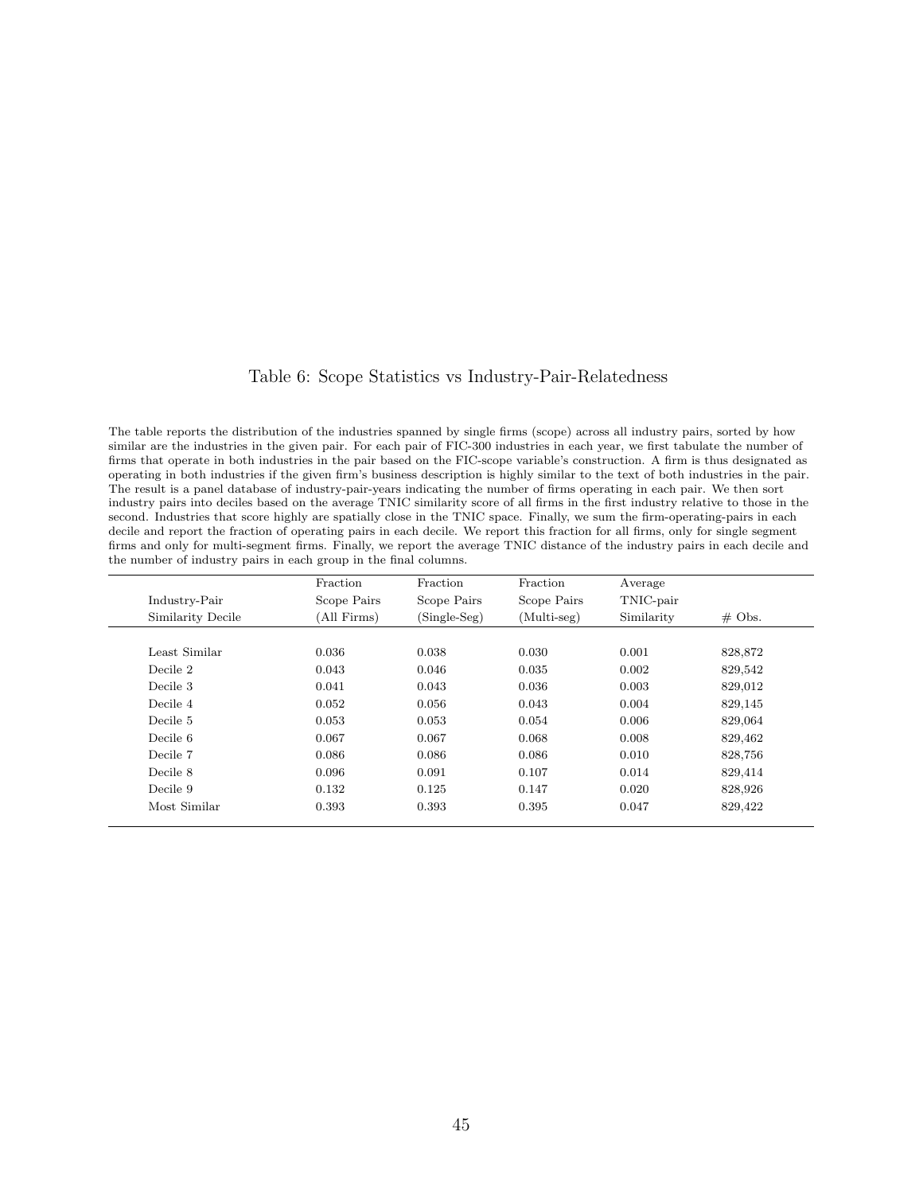# Table 6: Scope Statistics vs Industry-Pair-Relatedness

The table reports the distribution of the industries spanned by single firms (scope) across all industry pairs, sorted by how similar are the industries in the given pair. For each pair of FIC-300 industries in each year, we first tabulate the number of firms that operate in both industries in the pair based on the FIC-scope variable's construction. A firm is thus designated as operating in both industries if the given firm's business description is highly similar to the text of both industries in the pair. The result is a panel database of industry-pair-years indicating the number of firms operating in each pair. We then sort industry pairs into deciles based on the average TNIC similarity score of all firms in the first industry relative to those in the second. Industries that score highly are spatially close in the TNIC space. Finally, we sum the firm-operating-pairs in each decile and report the fraction of operating pairs in each decile. We report this fraction for all firms, only for single segment firms and only for multi-segment firms. Finally, we report the average TNIC distance of the industry pairs in each decile and the number of industry pairs in each group in the final columns.

| Industry-Pair Similarity Decile | Fraction Scope Pairs (All Firms) | Fraction Scope Pairs (Single-Seg) | Fraction Scope Pairs (Multi-seg) | Average TNIC-pair Similarity | # Obs. |
|---|---|---|---|---|---|
| Least Similar | 0.036 | 0.038 | 0.030 | 0.001 | 828,872 |
| Decile 2 | 0.043 | 0.046 | 0.035 | 0.002 | 829,542 |
| Decile 3 | 0.041 | 0.043 | 0.036 | 0.003 | 829,012 |
| Decile 4 | 0.052 | 0.056 | 0.043 | 0.004 | 829,145 |
| Decile 5 | 0.053 | 0.053 | 0.054 | 0.006 | 829,064 |
| Decile 6 | 0.067 | 0.067 | 0.068 | 0.008 | 829,462 |
| Decile 7 | 0.086 | 0.086 | 0.086 | 0.010 | 828,756 |
| Decile 8 | 0.096 | 0.091 | 0.107 | 0.014 | 829,414 |
| Decile 9 | 0.132 | 0.125 | 0.147 | 0.020 | 828,926 |
| Most Similar | 0.393 | 0.393 | 0.395 | 0.047 | 829,422 |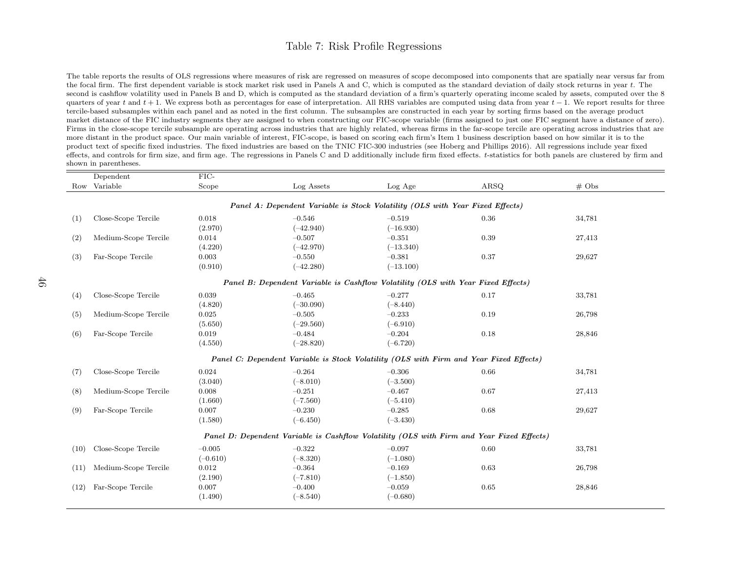# Table 7: Risk Profile Regressions

The table reports the results of OLS regressions where measures of risk are regressed on measures of scope decomposed into components that are spatially near versus far from the focal firm. The first dependent variable is stock market risk used in Panels A and C, which is computed as the standard deviation of daily stock returns in year $t$. The second is cashflow volatility used in Panels B and D, which is computed as the standard deviation of a firm's quarterly operating income scaled by assets, computed over the 8 quarters of year $t$ and $t+1$. We express both as percentages for ease of interpretation. All RHS variables are computed using data from year $t-1$. We report results for three tercile-based subsamples within each panel and as noted in the first column. The subsamples are constructed in each year by sorting firms based on the average product market distance of the FIC industry segments they are assigned to when constructing our FIC-scope variable (firms assigned to just one FIC segment have a distance of zero). Firms in the close-scope tercile subsample are operating across industries that are highly related, whereas firms in the far-scope tercile are operating across industries that are more distant in the product space. Our main variable of interest, FIC-scope, is based on scoring each firm's Item 1 business description based on how similar it is to the product text of specific fixed industries. The fixed industries are based on the TNIC FIC-300 industries (see Hoberg and Phillips 2016). All regressions include year fixed effects, and controls for firm size, and firm age. The regressions in Panels C and D additionally include firm fixed effects. $t$-statistics for both panels are clustered by firm and shown in parentheses.

| Row | Dependent Variable | FIC-Scope | Log Assets | Log Age | ARSQ | # Obs |
|---|---|---|---|---|---|---|
| | ***Panel A: Dependent Variable is Stock Volatility (OLS with Year Fixed Effects)*** | | | | | |
| (1) | Close-Scope Tercile | 0.018 | −0.546 | −0.519 | 0.36 | 34,781 |
| | | (2.970) | (−42.940) | (−16.930) | | |
| (2) | Medium-Scope Tercile | 0.014 | −0.507 | −0.351 | 0.39 | 27,413 |
| | | (4.220) | (−42.970) | (−13.340) | | |
| (3) | Far-Scope Tercile | 0.003 | −0.550 | −0.381 | 0.37 | 29,627 |
| | | (0.910) | (−42.280) | (−13.100) | | |
| | ***Panel B: Dependent Variable is Cashflow Volatility (OLS with Year Fixed Effects)*** | | | | | |
| (4) | Close-Scope Tercile | 0.039 | −0.465 | −0.277 | 0.17 | 33,781 |
| | | (4.820) | (−30.090) | (−8.440) | | |
| (5) | Medium-Scope Tercile | 0.025 | −0.505 | −0.233 | 0.19 | 26,798 |
| | | (5.650) | (−29.560) | (−6.910) | | |
| (6) | Far-Scope Tercile | 0.019 | −0.484 | −0.204 | 0.18 | 28,846 |
| | | (4.550) | (−28.820) | (−6.720) | | |
| | ***Panel C: Dependent Variable is Stock Volatility (OLS with Firm and Year Fixed Effects)*** | | | | | |
| (7) | Close-Scope Tercile | 0.024 | −0.264 | −0.306 | 0.66 | 34,781 |
| | | (3.040) | (−8.010) | (−3.500) | | |
| (8) | Medium-Scope Tercile | 0.008 | −0.251 | −0.467 | 0.67 | 27,413 |
| | | (1.660) | (−7.560) | (−5.410) | | |
| (9) | Far-Scope Tercile | 0.007 | −0.230 | −0.285 | 0.68 | 29,627 |
| | | (1.580) | (−6.450) | (−3.430) | | |
| | ***Panel D: Dependent Variable is Cashflow Volatility (OLS with Firm and Year Fixed Effects)*** | | | | | |
| (10) | Close-Scope Tercile | −0.005 | −0.322 | −0.097 | 0.60 | 33,781 |
| | | (−0.610) | (−8.320) | (−1.080) | | |
| (11) | Medium-Scope Tercile | 0.012 | −0.364 | −0.169 | 0.63 | 26,798 |
| | | (2.190) | (−7.810) | (−1.850) | | |
| (12) | Far-Scope Tercile | 0.007 | −0.400 | −0.059 | 0.65 | 28,846 |
| | | (1.490) | (−8.540) | (−0.680) | | |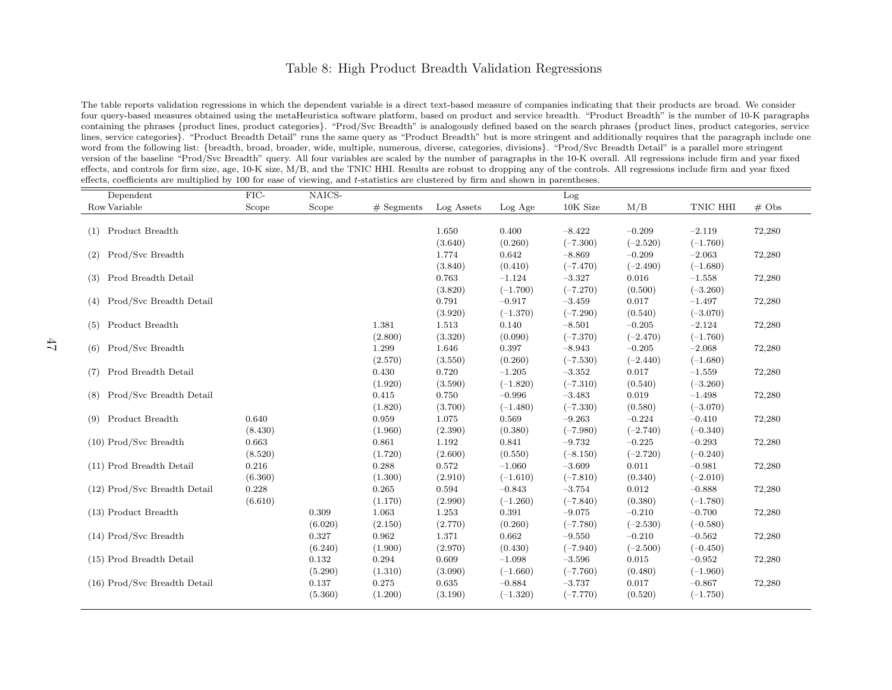# Table 8: High Product Breadth Validation Regressions

The table reports validation regressions in which the dependent variable is a direct text-based measure of companies indicating that their products are broad. We consider four query-based measures obtained using the metaHeuristica software platform, based on product and service breadth. "Product Breadth" is the number of 10-K paragraphs containing the phrases {product lines, product categories}. "Prod/Svc Breadth" is analogously defined based on the search phrases {product lines, product categories, service lines, service categories}. "Product Breadth Detail" runs the same query as "Product Breadth" but is more stringent and additionally requires that the paragraph include one word from the following list: {breadth, broad, broader, wide, multiple, numerous, diverse, categories, divisions}. "Prod/Svc Breadth Detail" is a parallel more stringent version of the baseline "Prod/Svc Breadth" query. All four variables are scaled by the number of paragraphs in the 10-K overall. All regressions include firm and year fixed effects, and controls for firm size, age, 10-K size, M/B, and the TNIC HHI. Results are robust to dropping any of the controls. All regressions include firm and year fixed effects, coefficients are multiplied by 100 for ease of viewing, and *t*-statistics are clustered by firm and shown in parentheses.

| Row | Dependent Variable | FIC-Scope | NAICS-Scope | # Segments | Log Assets | Log Age | Log 10K Size | M/B | TNIC HHI | # Obs |
|---|---|---|---|---|---|---|---|---|---|---|
| (1) | Product Breadth | | | | 1.650 | 0.400 | –8.422 | –0.209 | –2.119 | 72,280 |
| | | | | | (3.640) | (0.260) | (–7.300) | (–2.520) | (–1.760) | |
| (2) | Prod/Svc Breadth | | | | 1.774 | 0.642 | –8.869 | –0.209 | –2.063 | 72,280 |
| | | | | | (3.840) | (0.410) | (–7.470) | (–2.490) | (–1.680) | |
| (3) | Prod Breadth Detail | | | | 0.763 | –1.124 | –3.327 | 0.016 | –1.558 | 72,280 |
| | | | | | (3.820) | (–1.700) | (–7.270) | (0.500) | (–3.260) | |
| (4) | Prod/Svc Breadth Detail | | | | 0.791 | –0.917 | –3.459 | 0.017 | –1.497 | 72,280 |
| | | | | | (3.920) | (–1.370) | (–7.290) | (0.540) | (–3.070) | |
| (5) | Product Breadth | | | 1.381 | 1.513 | 0.140 | –8.501 | –0.205 | –2.124 | 72,280 |
| | | | | (2.800) | (3.320) | (0.090) | (–7.370) | (–2.470) | (–1.760) | |
| (6) | Prod/Svc Breadth | | | 1.299 | 1.646 | 0.397 | –8.943 | –0.205 | –2.068 | 72,280 |
| | | | | (2.570) | (3.550) | (0.260) | (–7.530) | (–2.440) | (–1.680) | |
| (7) | Prod Breadth Detail | | | 0.430 | 0.720 | –1.205 | –3.352 | 0.017 | –1.559 | 72,280 |
| | | | | (1.920) | (3.590) | (–1.820) | (–7.310) | (0.540) | (–3.260) | |
| (8) | Prod/Svc Breadth Detail | | | 0.415 | 0.750 | –0.996 | –3.483 | 0.019 | –1.498 | 72,280 |
| | | | | (1.820) | (3.700) | (–1.480) | (–7.330) | (0.580) | (–3.070) | |
| (9) | Product Breadth | 0.640 | | 0.959 | 1.075 | 0.569 | –9.263 | –0.224 | –0.410 | 72,280 |
| | | (8.430) | | (1.960) | (2.390) | (0.380) | (–7.980) | (–2.740) | (–0.340) | |
| (10) | Prod/Svc Breadth | 0.663 | | 0.861 | 1.192 | 0.841 | –9.732 | –0.225 | –0.293 | 72,280 |
| | | (8.520) | | (1.720) | (2.600) | (0.550) | (–8.150) | (–2.720) | (–0.240) | |
| (11) | Prod Breadth Detail | 0.216 | | 0.288 | 0.572 | –1.060 | –3.609 | 0.011 | –0.981 | 72,280 |
| | | (6.360) | | (1.300) | (2.910) | (–1.610) | (–7.810) | (0.340) | (–2.010) | |
| (12) | Prod/Svc Breadth Detail | 0.228 | | 0.265 | 0.594 | –0.843 | –3.754 | 0.012 | –0.888 | 72,280 |
| | | (6.610) | | (1.170) | (2.990) | (–1.260) | (–7.840) | (0.380) | (–1.780) | |
| (13) | Product Breadth | | 0.309 | 1.063 | 1.253 | 0.391 | –9.075 | –0.210 | –0.700 | 72,280 |
| | | | (6.020) | (2.150) | (2.770) | (0.260) | (–7.780) | (–2.530) | (–0.580) | |
| (14) | Prod/Svc Breadth | | 0.327 | 0.962 | 1.371 | 0.662 | –9.550 | –0.210 | –0.562 | 72,280 |
| | | | (6.240) | (1.900) | (2.970) | (0.430) | (–7.940) | (–2.500) | (–0.450) | |
| (15) | Prod Breadth Detail | | 0.132 | 0.294 | 0.609 | –1.098 | –3.596 | 0.015 | –0.952 | 72,280 |
| | | | (5.290) | (1.310) | (3.090) | (–1.660) | (–7.760) | (0.480) | (–1.960) | |
| (16) | Prod/Svc Breadth Detail | | 0.137 | 0.275 | 0.635 | –0.884 | –3.737 | 0.017 | –0.867 | 72,280 |
| | | | (5.360) | (1.200) | (3.190) | (–1.320) | (–7.770) | (0.520) | (–1.750) | |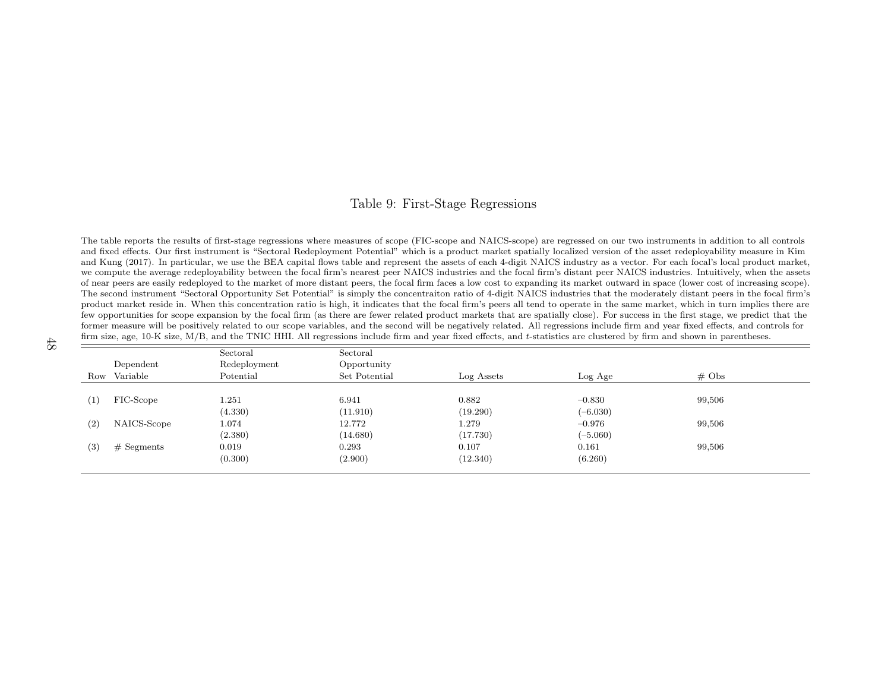# Table 9: First-Stage Regressions

The table reports the results of first-stage regressions where measures of scope (FIC-scope and NAICS-scope) are regressed on our two instruments in addition to all controls and fixed effects. Our first instrument is "Sectoral Redeployment Potential" which is a product market spatially localized version of the asset redeployability measure in Kim and Kung (2017). In particular, we use the BEA capital flows table and represent the assets of each 4-digit NAICS industry as a vector. For each focal's local product market, we compute the average redeployability between the focal firm's nearest peer NAICS industries and the focal firm's distant peer NAICS industries. Intuitively, when the assets of near peers are easily redeployed to the market of more distant peers, the focal firm faces a low cost to expanding its market outward in space (lower cost of increasing scope). The second instrument "Sectoral Opportunity Set Potential" is simply the concentraiton ratio of 4-digit NAICS industries that the moderately distant peers in the focal firm's product market reside in. When this concentration ratio is high, it indicates that the focal firm's peers all tend to operate in the same market, which in turn implies there are few opportunities for scope expansion by the focal firm (as there are fewer related product markets that are spatially close). For success in the first stage, we predict that the former measure will be positively related to our scope variables, and the second will be negatively related. All regressions include firm and year fixed effects, and controls for firm size, age, 10-K size, M/B, and the TNIC HHI. All regressions include firm and year fixed effects, and $t$-statistics are clustered by firm and shown in parentheses.

| Row | Dependent Variable | Sectoral Redeployment Potential | Sectoral Opportunity Set Potential | Log Assets | Log Age | # Obs |
|---|---|---|---|---|---|---|
| (1) | FIC-Scope | 1.251 | 6.941 | 0.882 | –0.830 | 99,506 |
| | | (4.330) | (11.910) | (19.290) | (–6.030) | |
| (2) | NAICS-Scope | 1.074 | 12.772 | 1.279 | –0.976 | 99,506 |
| | | (2.380) | (14.680) | (17.730) | (–5.060) | |
| (3) | # Segments | 0.019 | 0.293 | 0.107 | 0.161 | 99,506 |
| | | (0.300) | (2.900) | (12.340) | (6.260) | |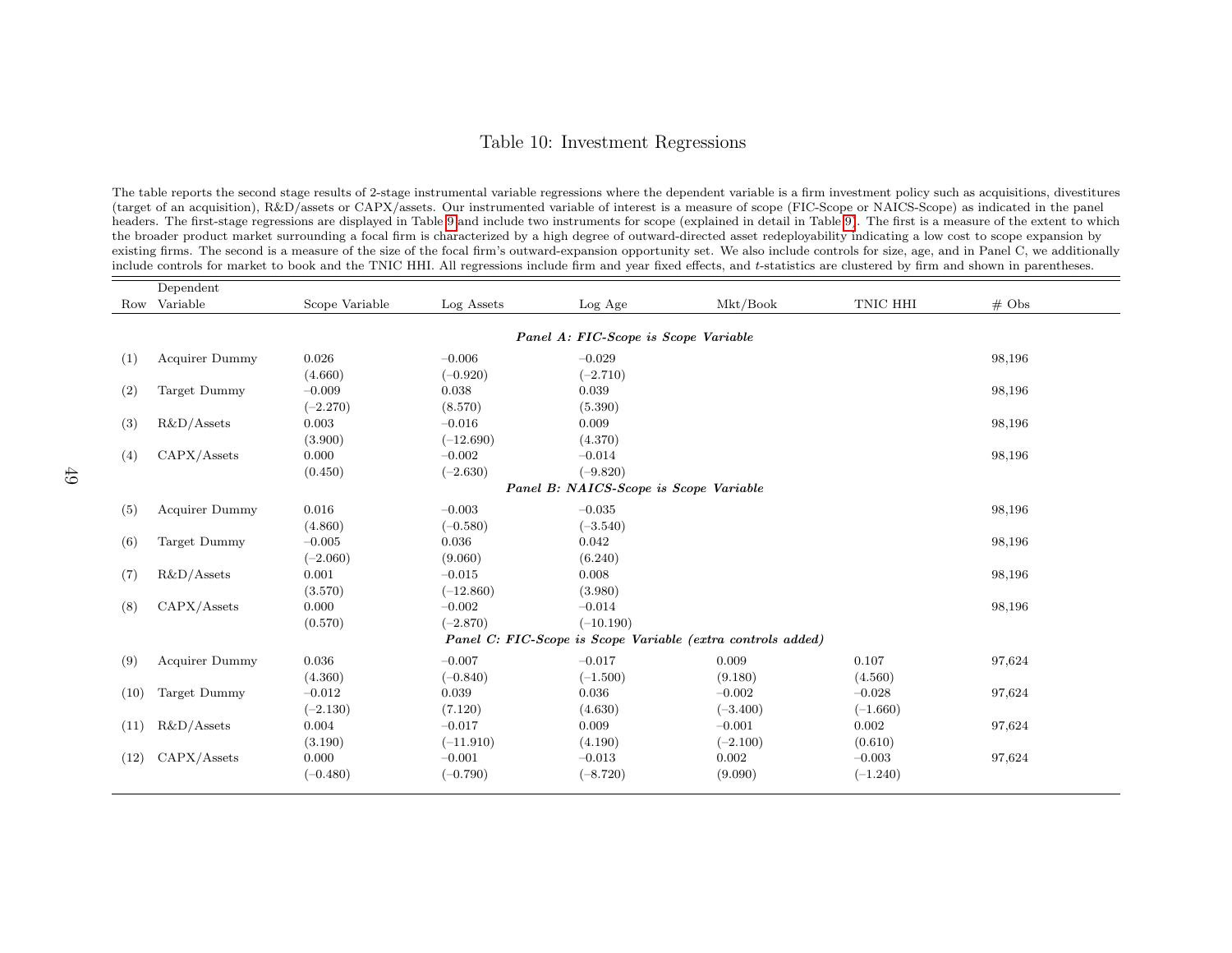# Table 10: Investment Regressions

The table reports the second stage results of 2-stage instrumental variable regressions where the dependent variable is a firm investment policy such as acquisitions, divestitures (target of an acquisition), R&D/assets or CAPX/assets. Our instrumented variable of interest is a measure of scope (FIC-Scope or NAICS-Scope) as indicated in the panel headers. The first-stage regressions are displayed in Table 9 and include two instruments for scope (explained in detail in Table 9). The first is a measure of the extent to which the broader product market surrounding a focal firm is characterized by a high degree of outward-directed asset redeployability indicating a low cost to scope expansion by existing firms. The second is a measure of the size of the focal firm's outward-expansion opportunity set. We also include controls for size, age, and in Panel C, we additionally include controls for market to book and the TNIC HHI. All regressions include firm and year fixed effects, and $t$-statistics are clustered by firm and shown in parentheses.

| Row | Dependent Variable | Scope Variable | Log Assets | Log Age | Mkt/Book | TNIC HHI | # Obs |
|---|---|---|---|---|---|---|---|
| | | | | ***Panel A: FIC-Scope is Scope Variable*** | | | |
| (1) | Acquirer Dummy | 0.026 | −0.006 | −0.029 | | | 98,196 |
| | | (4.660) | (−0.920) | (−2.710) | | | |
| (2) | Target Dummy | −0.009 | 0.038 | 0.039 | | | 98,196 |
| | | (−2.270) | (8.570) | (5.390) | | | |
| (3) | R&D/Assets | 0.003 | −0.016 | 0.009 | | | 98,196 |
| | | (3.900) | (−12.690) | (4.370) | | | |
| (4) | CAPX/Assets | 0.000 | −0.002 | −0.014 | | | 98,196 |
| | | (0.450) | (−2.630) | (−9.820) | | | |
| | | | | ***Panel B: NAICS-Scope is Scope Variable*** | | | |
| (5) | Acquirer Dummy | 0.016 | −0.003 | −0.035 | | | 98,196 |
| | | (4.860) | (−0.580) | (−3.540) | | | |
| (6) | Target Dummy | −0.005 | 0.036 | 0.042 | | | 98,196 |
| | | (−2.060) | (9.060) | (6.240) | | | |
| (7) | R&D/Assets | 0.001 | −0.015 | 0.008 | | | 98,196 |
| | | (3.570) | (−12.860) | (3.980) | | | |
| (8) | CAPX/Assets | 0.000 | −0.002 | −0.014 | | | 98,196 |
| | | (0.570) | (−2.870) | (−10.190) | | | |
| | | | | ***Panel C: FIC-Scope is Scope Variable (extra controls added)*** | | | |
| (9) | Acquirer Dummy | 0.036 | −0.007 | −0.017 | 0.009 | 0.107 | 97,624 |
| | | (4.360) | (−0.840) | (−1.500) | (9.180) | (4.560) | |
| (10) | Target Dummy | −0.012 | 0.039 | 0.036 | −0.002 | −0.028 | 97,624 |
| | | (−2.130) | (7.120) | (4.630) | (−3.400) | (−1.660) | |
| (11) | R&D/Assets | 0.004 | −0.017 | 0.009 | −0.001 | 0.002 | 97,624 |
| | | (3.190) | (−11.910) | (4.190) | (−2.100) | (0.610) | |
| (12) | CAPX/Assets | 0.000 | −0.001 | −0.013 | 0.002 | −0.003 | 97,624 |
| | | (−0.480) | (−0.790) | (−8.720) | (9.090) | (−1.240) | |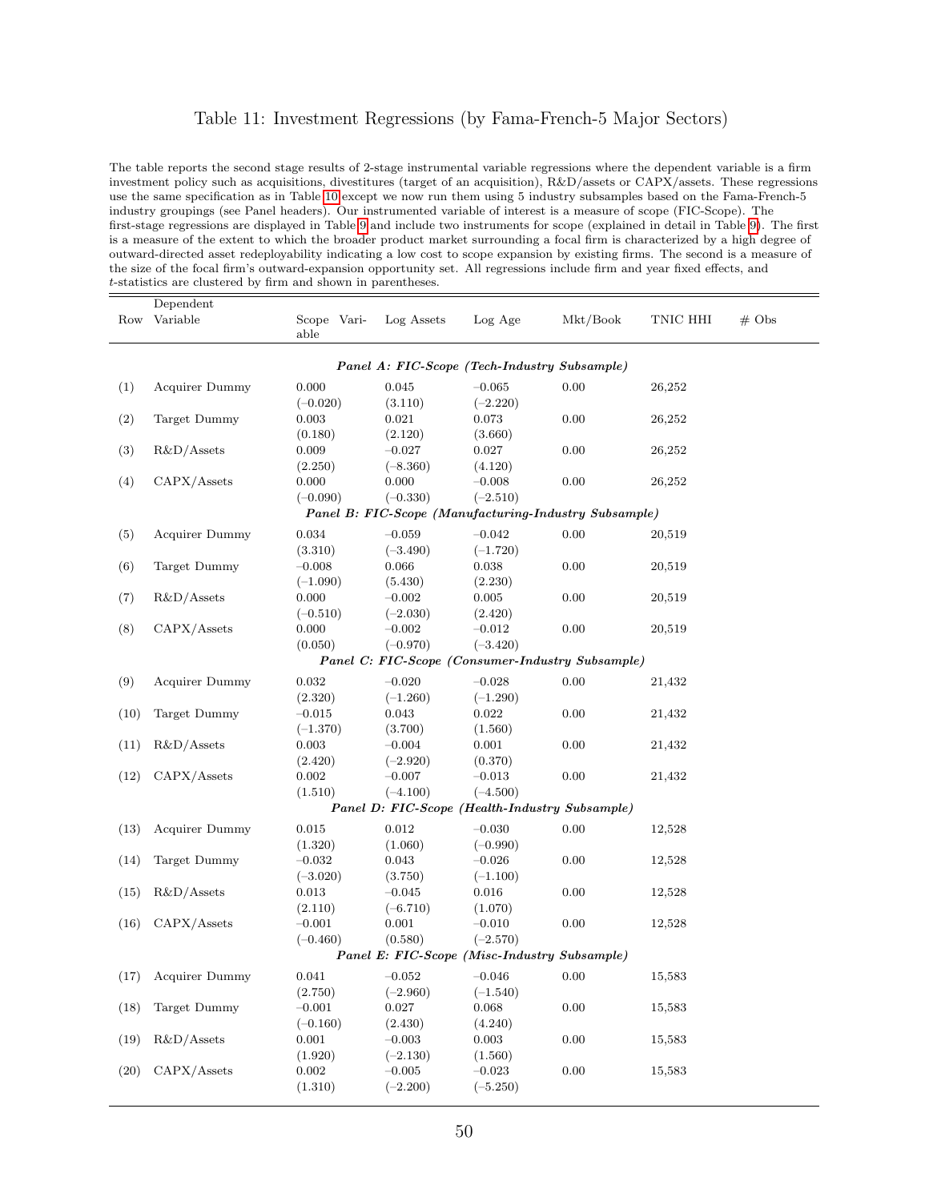# Table 11: Investment Regressions (by Fama-French-5 Major Sectors)

The table reports the second stage results of 2-stage instrumental variable regressions where the dependent variable is a firm investment policy such as acquisitions, divestitures (target of an acquisition), R&D/assets or CAPX/assets. These regressions use the same specification as in Table 10 except we now run them using 5 industry subsamples based on the Fama-French-5 industry groupings (see Panel headers). Our instrumented variable of interest is a measure of scope (FIC-Scope). The first-stage regressions are displayed in Table 9 and include two instruments for scope (explained in detail in Table 9). The first is a measure of the extent to which the broader product market surrounding a focal firm is characterized by a high degree of outward-directed asset redeployability indicating a low cost to scope expansion by existing firms. The second is a measure of the size of the focal firm's outward-expansion opportunity set. All regressions include firm and year fixed effects, and $t$-statistics are clustered by firm and shown in parentheses.

| Row | Dependent Variable | Scope Variable | Log Assets | Log Age | Mkt/Book | TNIC HHI | # Obs |
|---|---|---|---|---|---|---|---|
| | | | ***Panel A: FIC-Scope (Tech-Industry Subsample)*** | | | | |
| (1) | Acquirer Dummy | 0.000 | 0.045 | −0.065 | 0.00 | 26,252 | |
| | | (−0.020) | (3.110) | (−2.220) | | | |
| (2) | Target Dummy | 0.003 | 0.021 | 0.073 | 0.00 | 26,252 | |
| | | (0.180) | (2.120) | (3.660) | | | |
| (3) | R&D/Assets | 0.009 | −0.027 | 0.027 | 0.00 | 26,252 | |
| | | (2.250) | (−8.360) | (4.120) | | | |
| (4) | CAPX/Assets | 0.000 | 0.000 | −0.008 | 0.00 | 26,252 | |
| | | (−0.090) | (−0.330) | (−2.510) | | | |
| | | | ***Panel B: FIC-Scope (Manufacturing-Industry Subsample)*** | | | | |
| (5) | Acquirer Dummy | 0.034 | −0.059 | −0.042 | 0.00 | 20,519 | |
| | | (3.310) | (−3.490) | (−1.720) | | | |
| (6) | Target Dummy | −0.008 | 0.066 | 0.038 | 0.00 | 20,519 | |
| | | (−1.090) | (5.430) | (2.230) | | | |
| (7) | R&D/Assets | 0.000 | −0.002 | 0.005 | 0.00 | 20,519 | |
| | | (−0.510) | (−2.030) | (2.420) | | | |
| (8) | CAPX/Assets | 0.000 | −0.002 | −0.012 | 0.00 | 20,519 | |
| | | (0.050) | (−0.970) | (−3.420) | | | |
| | | | ***Panel C: FIC-Scope (Consumer-Industry Subsample)*** | | | | |
| (9) | Acquirer Dummy | 0.032 | −0.020 | −0.028 | 0.00 | 21,432 | |
| | | (2.320) | (−1.260) | (−1.290) | | | |
| (10) | Target Dummy | −0.015 | 0.043 | 0.022 | 0.00 | 21,432 | |
| | | (−1.370) | (3.700) | (1.560) | | | |
| (11) | R&D/Assets | 0.003 | −0.004 | 0.001 | 0.00 | 21,432 | |
| | | (2.420) | (−2.920) | (0.370) | | | |
| (12) | CAPX/Assets | 0.002 | −0.007 | −0.013 | 0.00 | 21,432 | |
| | | (1.510) | (−4.100) | (−4.500) | | | |
| | | | ***Panel D: FIC-Scope (Health-Industry Subsample)*** | | | | |
| (13) | Acquirer Dummy | 0.015 | 0.012 | −0.030 | 0.00 | 12,528 | |
| | | (1.320) | (1.060) | (−0.990) | | | |
| (14) | Target Dummy | −0.032 | 0.043 | −0.026 | 0.00 | 12,528 | |
| | | (−3.020) | (3.750) | (−1.100) | | | |
| (15) | R&D/Assets | 0.013 | −0.045 | 0.016 | 0.00 | 12,528 | |
| | | (2.110) | (−6.710) | (1.070) | | | |
| (16) | CAPX/Assets | −0.001 | 0.001 | −0.010 | 0.00 | 12,528 | |
| | | (−0.460) | (0.580) | (−2.570) | | | |
| | | | ***Panel E: FIC-Scope (Misc-Industry Subsample)*** | | | | |
| (17) | Acquirer Dummy | 0.041 | −0.052 | −0.046 | 0.00 | 15,583 | |
| | | (2.750) | (−2.960) | (−1.540) | | | |
| (18) | Target Dummy | −0.001 | 0.027 | 0.068 | 0.00 | 15,583 | |
| | | (−0.160) | (2.430) | (4.240) | | | |
| (19) | R&D/Assets | 0.001 | −0.003 | 0.003 | 0.00 | 15,583 | |
| | | (1.920) | (−2.130) | (1.560) | | | |
| (20) | CAPX/Assets | 0.002 | −0.005 | −0.023 | 0.00 | 15,583 | |
| | | (1.310) | (−2.200) | (−5.250) | | | |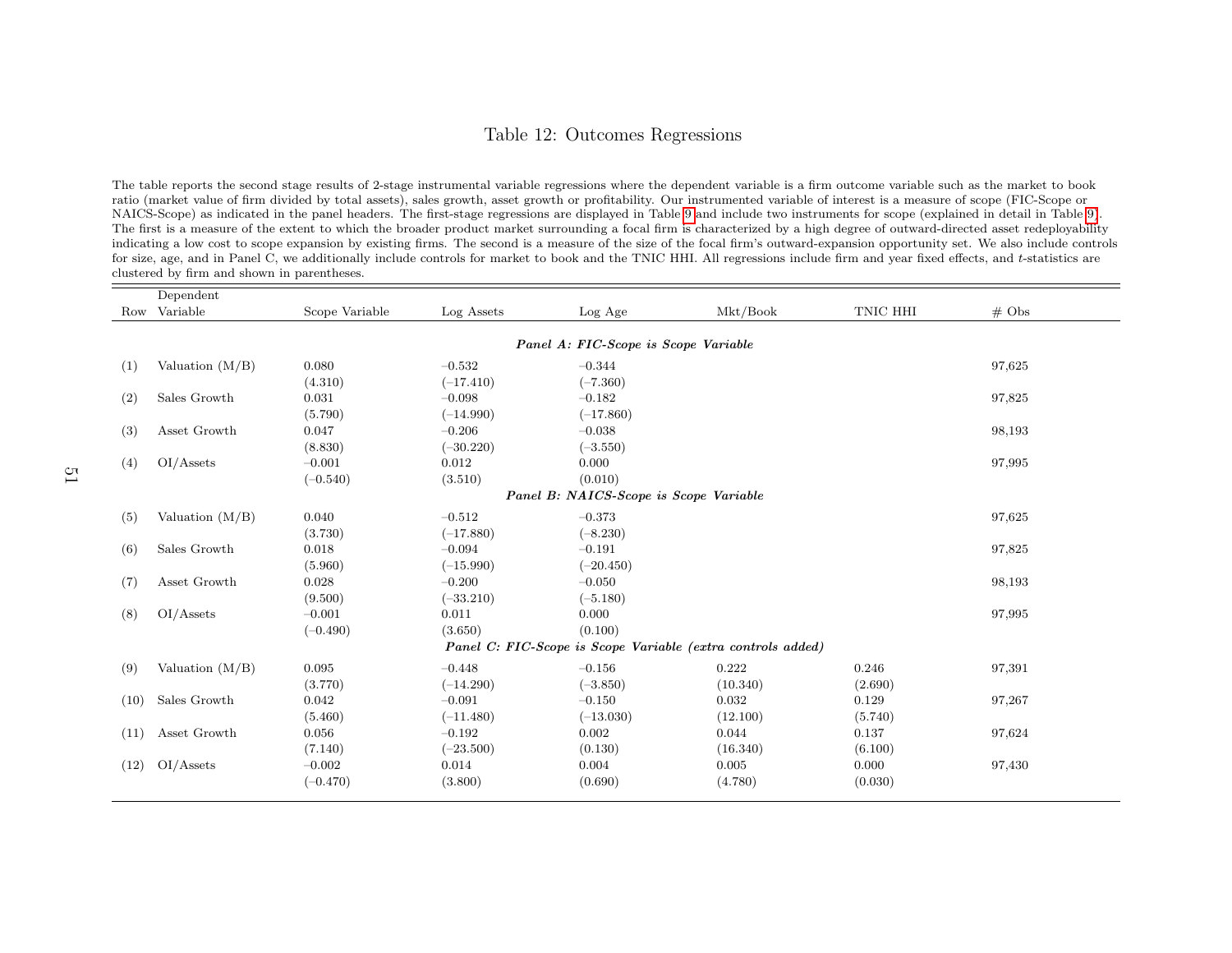## Table 12: Outcomes Regressions

The table reports the second stage results of 2-stage instrumental variable regressions where the dependent variable is a firm outcome variable such as the market to book ratio (market value of firm divided by total assets), sales growth, asset growth or profitability. Our instrumented variable of interest is a measure of scope (FIC-Scope or NAICS-Scope) as indicated in the panel headers. The first-stage regressions are displayed in Table 9 and include two instruments for scope (explained in detail in Table 9). The first is a measure of the extent to which the broader product market surrounding a focal firm is characterized by a high degree of outward-directed asset redeployability indicating a low cost to scope expansion by existing firms. The second is a measure of the size of the focal firm's outward-expansion opportunity set. We also include controls for size, age, and in Panel C, we additionally include controls for market to book and the TNIC HHI. All regressions include firm and year fixed effects, and $t$-statistics are clustered by firm and shown in parentheses.

| Row | Dependent Variable | Scope Variable | Log Assets | Log Age | Mkt/Book | TNIC HHI | # Obs |
|---|---|---|---|---|---|---|---|
| | | ***Panel A: FIC-Scope is Scope Variable*** | | | | | |
| (1) | Valuation (M/B) | 0.080 | −0.532 | −0.344 | | | 97,625 |
| | | (4.310) | (−17.410) | (−7.360) | | | |
| (2) | Sales Growth | 0.031 | −0.098 | −0.182 | | | 97,825 |
| | | (5.790) | (−14.990) | (−17.860) | | | |
| (3) | Asset Growth | 0.047 | −0.206 | −0.038 | | | 98,193 |
| | | (8.830) | (−30.220) | (−3.550) | | | |
| (4) | OI/Assets | −0.001 | 0.012 | 0.000 | | | 97,995 |
| | | (−0.540) | (3.510) | (0.010) | | | |
| | | ***Panel B: NAICS-Scope is Scope Variable*** | | | | | |
| (5) | Valuation (M/B) | 0.040 | −0.512 | −0.373 | | | 97,625 |
| | | (3.730) | (−17.880) | (−8.230) | | | |
| (6) | Sales Growth | 0.018 | −0.094 | −0.191 | | | 97,825 |
| | | (5.960) | (−15.990) | (−20.450) | | | |
| (7) | Asset Growth | 0.028 | −0.200 | −0.050 | | | 98,193 |
| | | (9.500) | (−33.210) | (−5.180) | | | |
| (8) | OI/Assets | −0.001 | 0.011 | 0.000 | | | 97,995 |
| | | (−0.490) | (3.650) | (0.100) | | | |
| | | ***Panel C: FIC-Scope is Scope Variable (extra controls added)*** | | | | | |
| (9) | Valuation (M/B) | 0.095 | −0.448 | −0.156 | 0.222 | 0.246 | 97,391 |
| | | (3.770) | (−14.290) | (−3.850) | (10.340) | (2.690) | |
| (10) | Sales Growth | 0.042 | −0.091 | −0.150 | 0.032 | 0.129 | 97,267 |
| | | (5.460) | (−11.480) | (−13.030) | (12.100) | (5.740) | |
| (11) | Asset Growth | 0.056 | −0.192 | 0.002 | 0.044 | 0.137 | 97,624 |
| | | (7.140) | (−23.500) | (0.130) | (16.340) | (6.100) | |
| (12) | OI/Assets | −0.002 | 0.014 | 0.004 | 0.005 | 0.000 | 97,430 |
| | | (−0.470) | (3.800) | (0.690) | (4.780) | (0.030) | |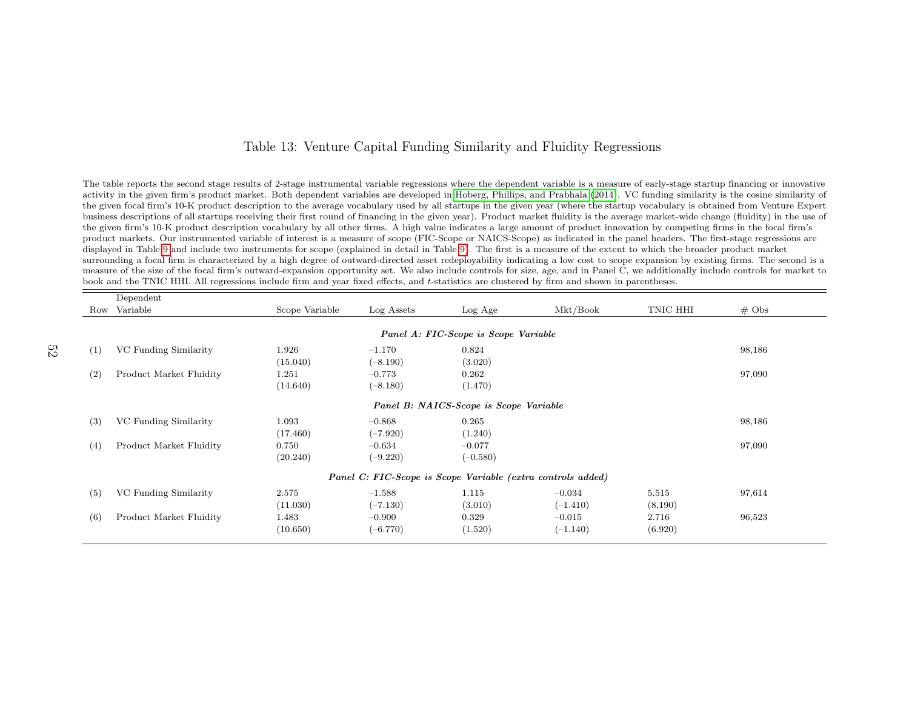# Table 13: Venture Capital Funding Similarity and Fluidity Regressions

The table reports the second stage results of 2-stage instrumental variable regressions where the dependent variable is a measure of early-stage startup financing or innovative activity in the given firm's product market. Both dependent variables are developed in Hoberg, Phillips, and Prabhala (2014). VC funding similarity is the cosine similarity of the given focal firm's 10-K product description to the average vocabulary used by all startups in the given year (where the startup vocabulary is obtained from Venture Expert business descriptions of all startups receiving their first round of financing in the given year). Product market fluidity is the average market-wide change (fluidity) in the use of the given firm's 10-K product description vocabulary by all other firms. A high value indicates a large amount of product innovation by competing firms in the focal firm's product markets. Our instrumented variable of interest is a measure of scope (FIC-Scope or NAICS-Scope) as indicated in the panel headers. The first-stage regressions are displayed in Table 9 and include two instruments for scope (explained in detail in Table 9). The first is a measure of the extent to which the broader product market surrounding a focal firm is characterized by a high degree of outward-directed asset redeployability indicating a low cost to scope expansion by existing firms. The second is a measure of the size of the focal firm's outward-expansion opportunity set. We also include controls for size, age, and in Panel C, we additionally include controls for market to book and the TNIC HHI. All regressions include firm and year fixed effects, and *t*-statistics are clustered by firm and shown in parentheses.

| Row | Dependent Variable | Scope Variable | Log Assets | Log Age | Mkt/Book | TNIC HHI | # Obs |
|---|---|---|---|---|---|---|---|
| | | | ***Panel A: FIC-Scope is Scope Variable*** | | | | |
| (1) | VC Funding Similarity | 1.926 | −1.170 | 0.824 | | | 98,186 |
| | | (15.040) | (−8.190) | (3.020) | | | |
| (2) | Product Market Fluidity | 1.251 | −0.773 | 0.262 | | | 97,090 |
| | | (14.640) | (−8.180) | (1.470) | | | |
| | | | ***Panel B: NAICS-Scope is Scope Variable*** | | | | |
| (3) | VC Funding Similarity | 1.093 | −0.868 | 0.265 | | | 98,186 |
| | | (17.460) | (−7.920) | (1.240) | | | |
| (4) | Product Market Fluidity | 0.750 | −0.634 | −0.077 | | | 97,090 |
| | | (20.240) | (−9.220) | (−0.580) | | | |
| | | | ***Panel C: FIC-Scope is Scope Variable (extra controls added)*** | | | | |
| (5) | VC Funding Similarity | 2.575 | −1.588 | 1.115 | −0.034 | 5.515 | 97,614 |
| | | (11.030) | (−7.130) | (3.010) | (−1.410) | (8.190) | |
| (6) | Product Market Fluidity | 1.483 | −0.900 | 0.329 | −0.015 | 2.716 | 96,523 |
| | | (10.650) | (−6.770) | (1.520) | (−1.140) | (6.920) | |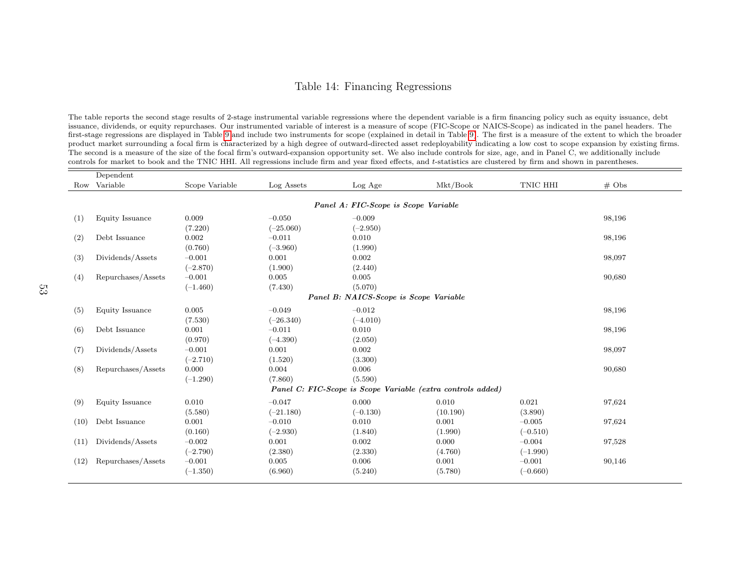# Table 14: Financing Regressions

The table reports the second stage results of 2-stage instrumental variable regressions where the dependent variable is a firm financing policy such as equity issuance, debt issuance, dividends, or equity repurchases. Our instrumented variable of interest is a measure of scope (FIC-Scope or NAICS-Scope) as indicated in the panel headers. The first-stage regressions are displayed in Table 9 and include two instruments for scope (explained in detail in Table 9). The first is a measure of the extent to which the broader product market surrounding a focal firm is characterized by a high degree of outward-directed asset redeployability indicating a low cost to scope expansion by existing firms. The second is a measure of the size of the focal firm's outward-expansion opportunity set. We also include controls for size, age, and in Panel C, we additionally include controls for market to book and the TNIC HHI. All regressions include firm and year fixed effects, and $t$-statistics are clustered by firm and shown in parentheses.

| Row | Dependent Variable | Scope Variable | Log Assets | Log Age | Mkt/Book | TNIC HHI | # Obs |
|---|---|---|---|---|---|---|---|
| | | | ***Panel A: FIC-Scope is Scope Variable*** | | | | |
| (1) | Equity Issuance | 0.009 | –0.050 | –0.009 | | | 98,196 |
| | | (7.220) | (–25.060) | (–2.950) | | | |
| (2) | Debt Issuance | 0.002 | –0.011 | 0.010 | | | 98,196 |
| | | (0.760) | (–3.960) | (1.990) | | | |
| (3) | Dividends/Assets | –0.001 | 0.001 | 0.002 | | | 98,097 |
| | | (–2.870) | (1.900) | (2.440) | | | |
| (4) | Repurchases/Assets | –0.001 | 0.005 | 0.005 | | | 90,680 |
| | | (–1.460) | (7.430) | (5.070) | | | |
| | | | ***Panel B: NAICS-Scope is Scope Variable*** | | | | |
| (5) | Equity Issuance | 0.005 | –0.049 | –0.012 | | | 98,196 |
| | | (7.530) | (–26.340) | (–4.010) | | | |
| (6) | Debt Issuance | 0.001 | –0.011 | 0.010 | | | 98,196 |
| | | (0.970) | (–4.390) | (2.050) | | | |
| (7) | Dividends/Assets | –0.001 | 0.001 | 0.002 | | | 98,097 |
| | | (–2.710) | (1.520) | (3.300) | | | |
| (8) | Repurchases/Assets | 0.000 | 0.004 | 0.006 | | | 90,680 |
| | | (–1.290) | (7.860) | (5.590) | | | |
| | | | ***Panel C: FIC-Scope is Scope Variable (extra controls added)*** | | | | |
| (9) | Equity Issuance | 0.010 | –0.047 | 0.000 | 0.010 | 0.021 | 97,624 |
| | | (5.580) | (–21.180) | (–0.130) | (10.190) | (3.890) | |
| (10) | Debt Issuance | 0.001 | –0.010 | 0.010 | 0.001 | –0.005 | 97,624 |
| | | (0.160) | (–2.930) | (1.840) | (1.990) | (–0.510) | |
| (11) | Dividends/Assets | –0.002 | 0.001 | 0.002 | 0.000 | –0.004 | 97,528 |
| | | (–2.790) | (2.380) | (2.330) | (4.760) | (–1.990) | |
| (12) | Repurchases/Assets | –0.001 | 0.005 | 0.006 | 0.001 | –0.001 | 90,146 |
| | | (–1.350) | (6.960) | (5.240) | (5.780) | (–0.660) | |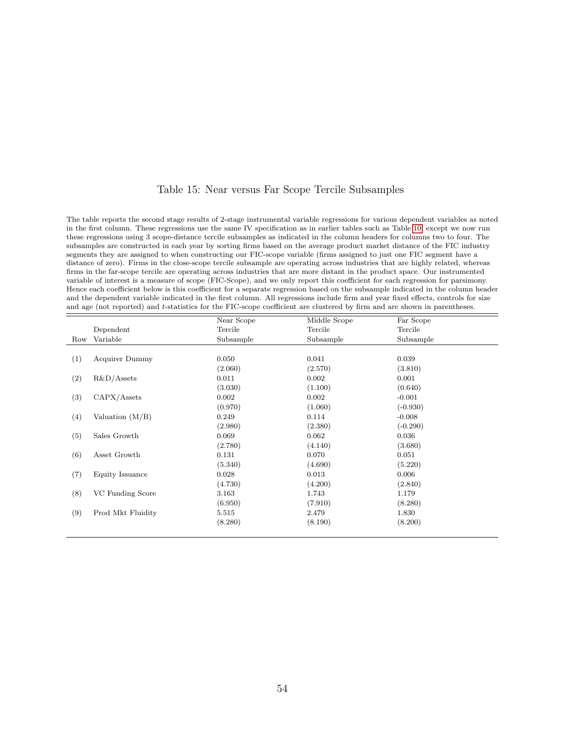# Table 15: Near versus Far Scope Tercile Subsamples

The table reports the second stage results of 2-stage instrumental variable regressions for various dependent variables as noted in the first column. These regressions use the same IV specification as in earlier tables such as Table 10, except we now run these regressions using 3 scope-distance tercile subsamples as indicated in the column headers for columns two to four. The subsamples are constructed in each year by sorting firms based on the average product market distance of the FIC industry segments they are assigned to when constructing our FIC-scope variable (firms assigned to just one FIC segment have a distance of zero). Firms in the close-scope tercile subsample are operating across industries that are highly related, whereas firms in the far-scope tercile are operating across industries that are more distant in the product space. Our instrumented variable of interest is a measure of scope (FIC-Scope), and we only report this coefficient for each regression for parsimony. Hence each coefficient below is this coefficient for a separate regression based on the subsample indicated in the column header and the dependent variable indicated in the first column. All regressions include firm and year fixed effects, controls for size and age (not reported) and $t$-statistics for the FIC-scope coefficient are clustered by firm and are shown in parentheses.

| Row | Dependent Variable | Near Scope Tercile Subsample | Middle Scope Tercile Subsample | Far Scope Tercile Subsample |
|---|---|---|---|---|
| (1) | Acquirer Dummy | 0.050 | 0.041 | 0.039 |
| | | (2.060) | (2.570) | (3.810) |
| (2) | R&D/Assets | 0.011 | 0.002 | 0.001 |
| | | (3.030) | (1.100) | (0.640) |
| (3) | CAPX/Assets | 0.002 | 0.002 | -0.001 |
| | | (0.970) | (1.060) | (-0.930) |
| (4) | Valuation (M/B) | 0.249 | 0.114 | -0.008 |
| | | (2.980) | (2.380) | (-0.290) |
| (5) | Sales Growth | 0.069 | 0.062 | 0.036 |
| | | (2.780) | (4.140) | (3.680) |
| (6) | Asset Growth | 0.131 | 0.070 | 0.051 |
| | | (5.340) | (4.690) | (5.220) |
| (7) | Equity Issuance | 0.028 | 0.013 | 0.006 |
| | | (4.730) | (4.200) | (2.840) |
| (8) | VC Funding Score | 3.163 | 1.743 | 1.179 |
| | | (6.950) | (7.910) | (8.280) |
| (9) | Prod Mkt Fluidity | 5.515 | 2.479 | 1.830 |
| | | (8.280) | (8.190) | (8.200) |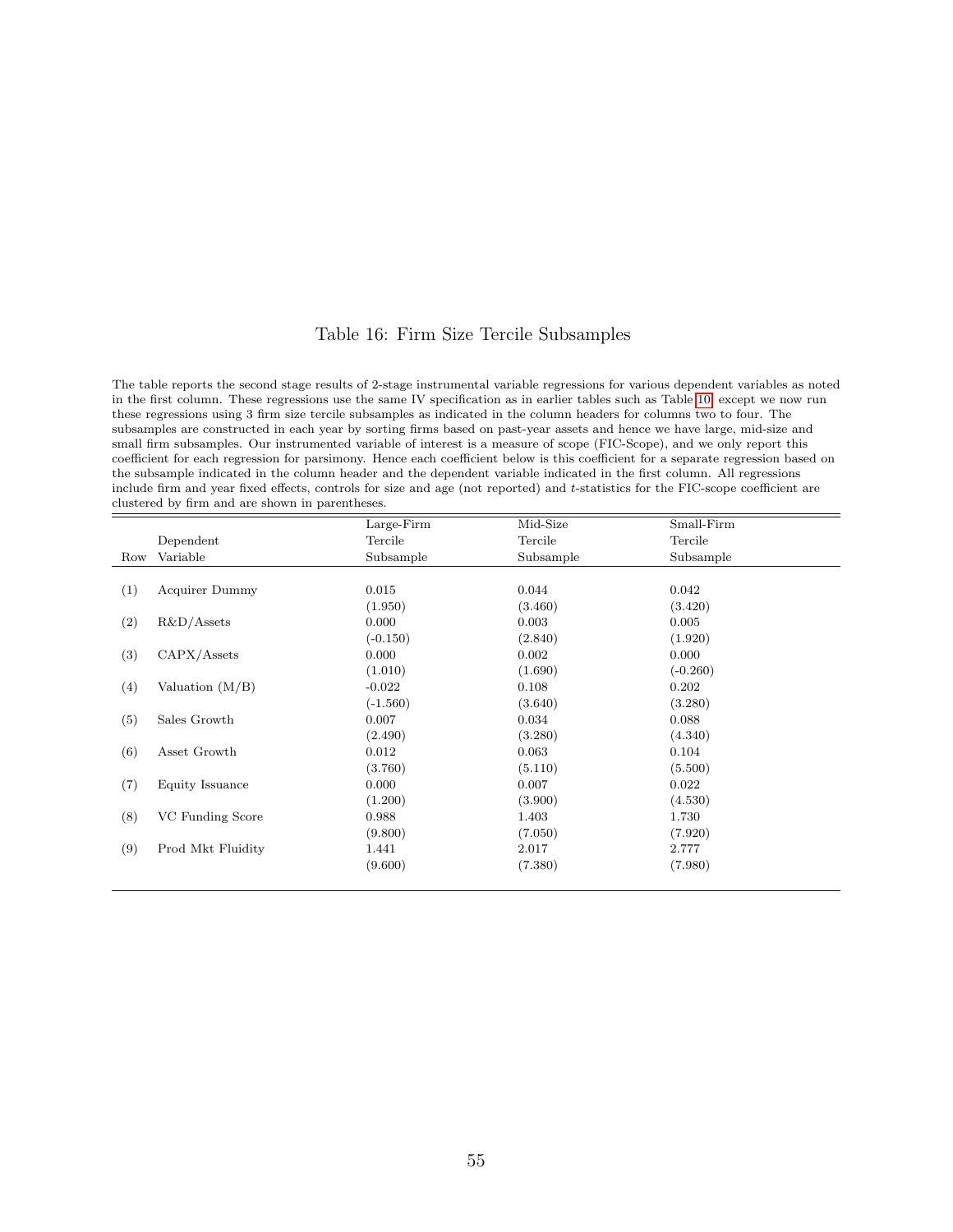## Table 16: Firm Size Tercile Subsamples

The table reports the second stage results of 2-stage instrumental variable regressions for various dependent variables as noted in the first column. These regressions use the same IV specification as in earlier tables such as Table 10, except we now run these regressions using 3 firm size tercile subsamples as indicated in the column headers for columns two to four. The subsamples are constructed in each year by sorting firms based on past-year assets and hence we have large, mid-size and small firm subsamples. Our instrumented variable of interest is a measure of scope (FIC-Scope), and we only report this coefficient for each regression for parsimony. Hence each coefficient below is this coefficient for a separate regression based on the subsample indicated in the column header and the dependent variable indicated in the first column. All regressions include firm and year fixed effects, controls for size and age (not reported) and *t*-statistics for the FIC-scope coefficient are clustered by firm and are shown in parentheses.

| Row | Dependent Variable | Large-Firm Tercile Subsample | Mid-Size Tercile Subsample | Small-Firm Tercile Subsample |
|---|---|---|---|---|
| (1) | Acquirer Dummy | 0.015 | 0.044 | 0.042 |
| | | (1.950) | (3.460) | (3.420) |
| (2) | R&D/Assets | 0.000 | 0.003 | 0.005 |
| | | (-0.150) | (2.840) | (1.920) |
| (3) | CAPX/Assets | 0.000 | 0.002 | 0.000 |
| | | (1.010) | (1.690) | (-0.260) |
| (4) | Valuation (M/B) | -0.022 | 0.108 | 0.202 |
| | | (-1.560) | (3.640) | (3.280) |
| (5) | Sales Growth | 0.007 | 0.034 | 0.088 |
| | | (2.490) | (3.280) | (4.340) |
| (6) | Asset Growth | 0.012 | 0.063 | 0.104 |
| | | (3.760) | (5.110) | (5.500) |
| (7) | Equity Issuance | 0.000 | 0.007 | 0.022 |
| | | (1.200) | (3.900) | (4.530) |
| (8) | VC Funding Score | 0.988 | 1.403 | 1.730 |
| | | (9.800) | (7.050) | (7.920) |
| (9) | Prod Mkt Fluidity | 1.441 | 2.017 | 2.777 |
| | | (9.600) | (7.380) | (7.980) |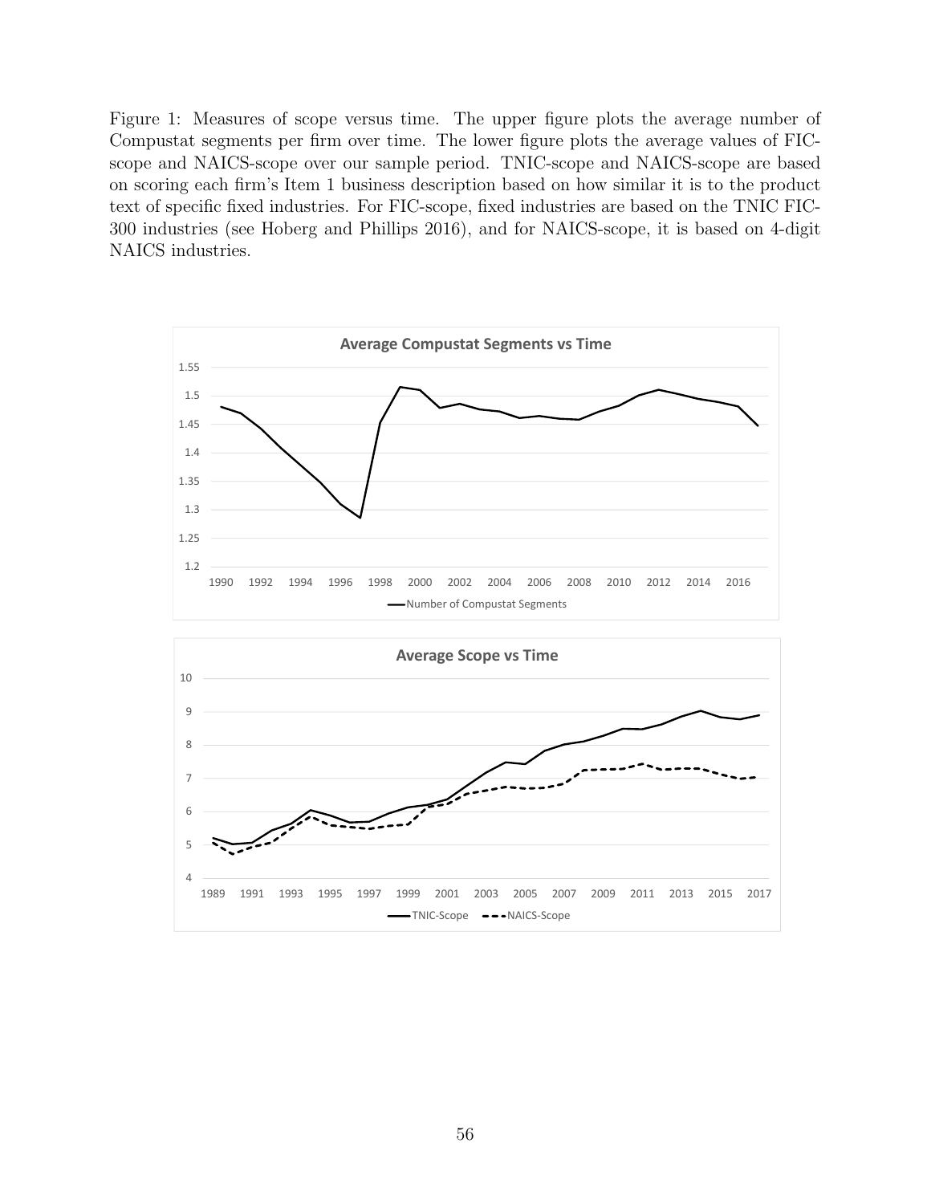Figure 1: Measures of scope versus time. The upper figure plots the average number of Compustat segments per firm over time. The lower figure plots the average values of FIC-scope and NAICS-scope over our sample period. TNIC-scope and NAICS-scope are based on scoring each firm's Item 1 business description based on how similar it is to the product text of specific fixed industries. For FIC-scope, fixed industries are based on the TNIC FIC-300 industries (see Hoberg and Phillips 2016), and for NAICS-scope, it is based on 4-digit NAICS industries.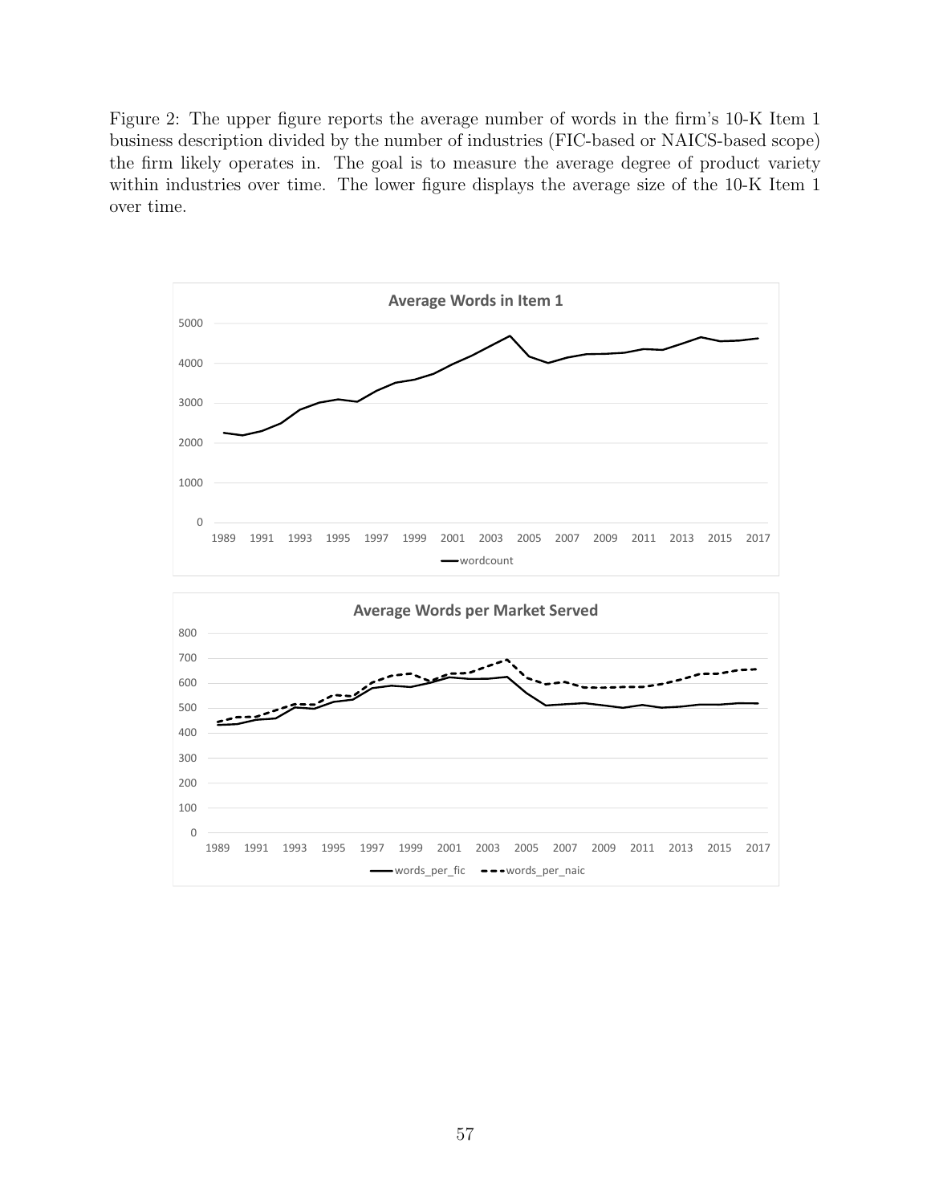Figure 2: The upper figure reports the average number of words in the firm's 10-K Item 1 business description divided by the number of industries (FIC-based or NAICS-based scope) the firm likely operates in. The goal is to measure the average degree of product variety within industries over time. The lower figure displays the average size of the 10-K Item 1 over time.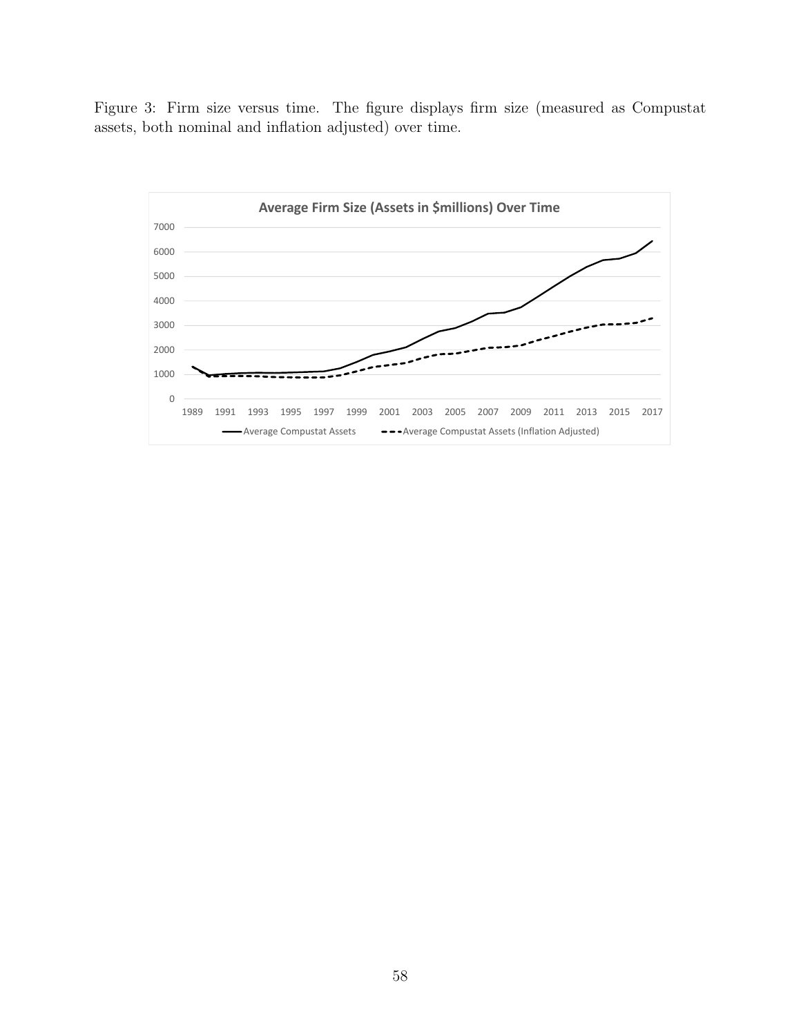Figure 3: Firm size versus time. The figure displays firm size (measured as Compustat assets, both nominal and inflation adjusted) over time.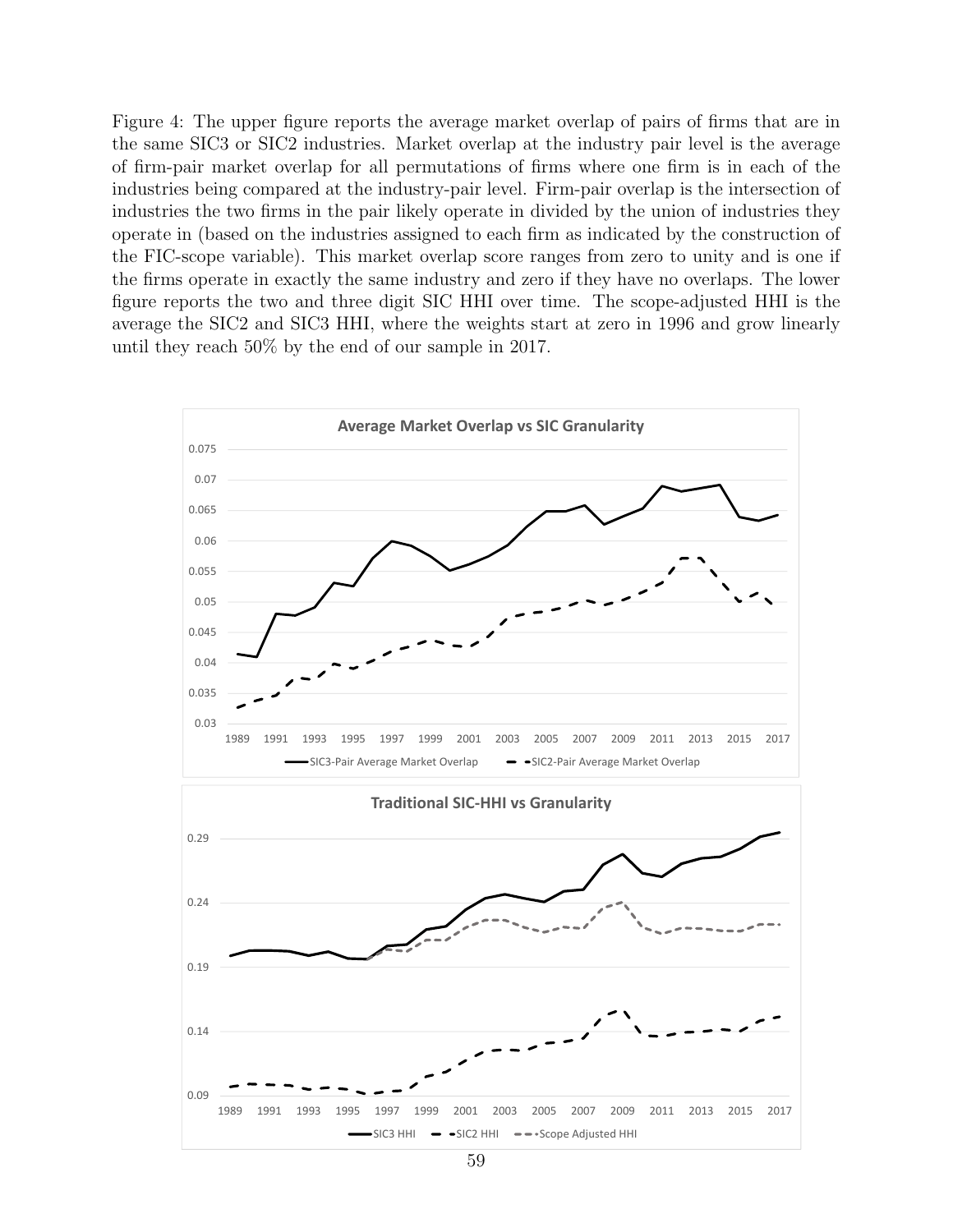Figure 4: The upper figure reports the average market overlap of pairs of firms that are in the same SIC3 or SIC2 industries. Market overlap at the industry pair level is the average of firm-pair market overlap for all permutations of firms where one firm is in each of the industries being compared at the industry-pair level. Firm-pair overlap is the intersection of industries the two firms in the pair likely operate in divided by the union of industries they operate in (based on the industries assigned to each firm as indicated by the construction of the FIC-scope variable). This market overlap score ranges from zero to unity and is one if the firms operate in exactly the same industry and zero if they have no overlaps. The lower figure reports the two and three digit SIC HHI over time. The scope-adjusted HHI is the average the SIC2 and SIC3 HHI, where the weights start at zero in 1996 and grow linearly until they reach 50% by the end of our sample in 2017.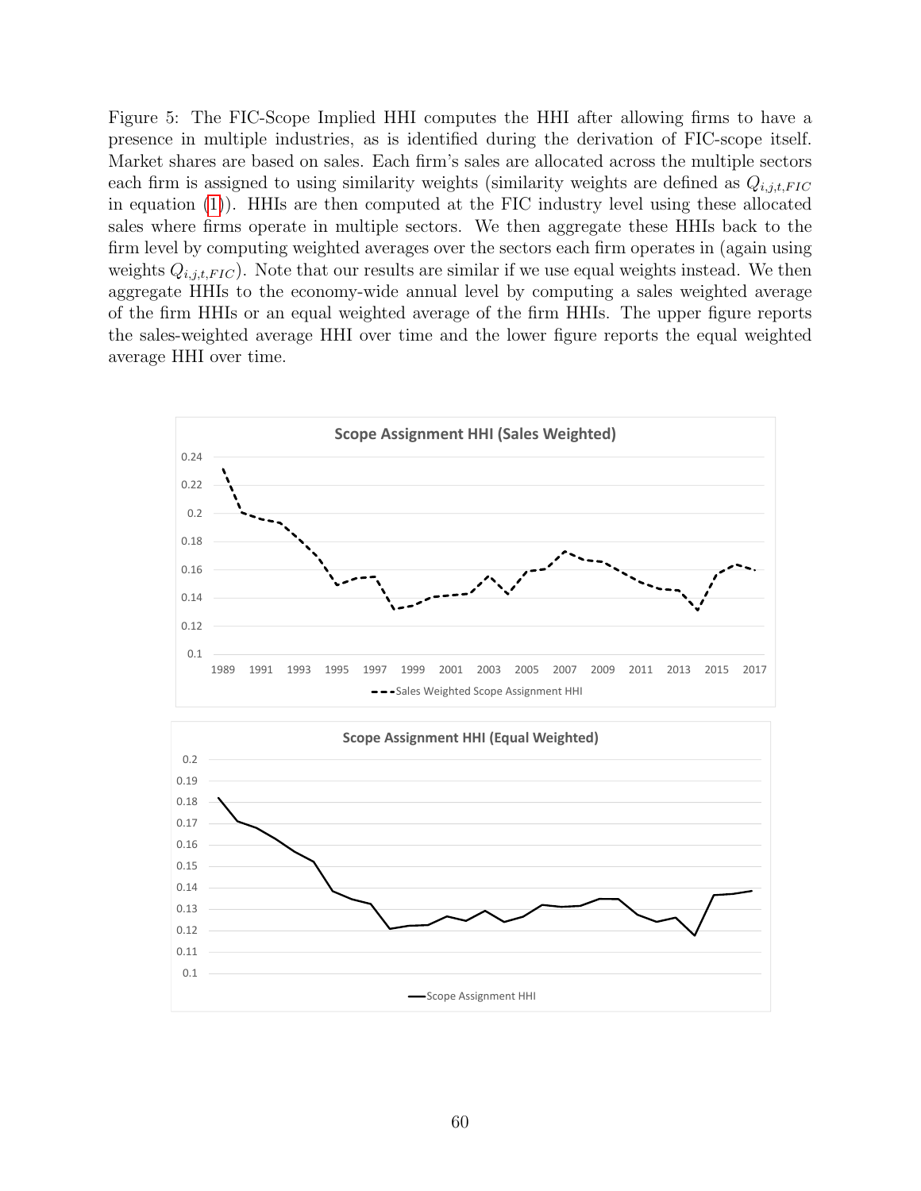Figure 5: The FIC-Scope Implied HHI computes the HHI after allowing firms to have a presence in multiple industries, as is identified during the derivation of FIC-scope itself. Market shares are based on sales. Each firm's sales are allocated across the multiple sectors each firm is assigned to using similarity weights (similarity weights are defined as $Q_{i,j,t,FIC}$ in equation (1)). HHIs are then computed at the FIC industry level using these allocated sales where firms operate in multiple sectors. We then aggregate these HHIs back to the firm level by computing weighted averages over the sectors each firm operates in (again using weights $Q_{i,j,t,FIC}$). Note that our results are similar if we use equal weights instead. We then aggregate HHIs to the economy-wide annual level by computing a sales weighted average of the firm HHIs or an equal weighted average of the firm HHIs. The upper figure reports the sales-weighted average HHI over time and the lower figure reports the equal weighted average HHI over time.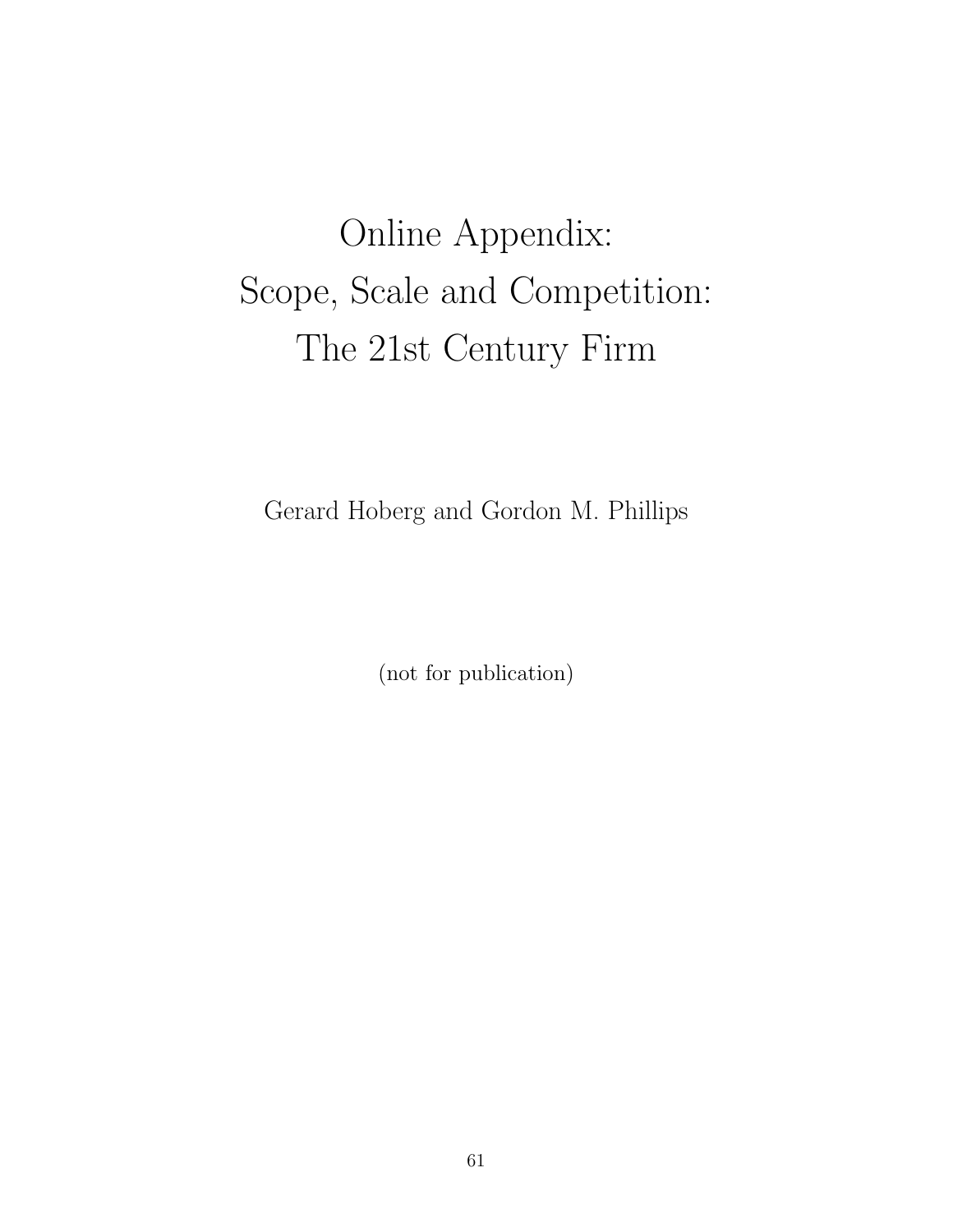# Online Appendix: Scope, Scale and Competition: The 21st Century Firm

Gerard Hoberg and Gordon M. Phillips

(not for publication)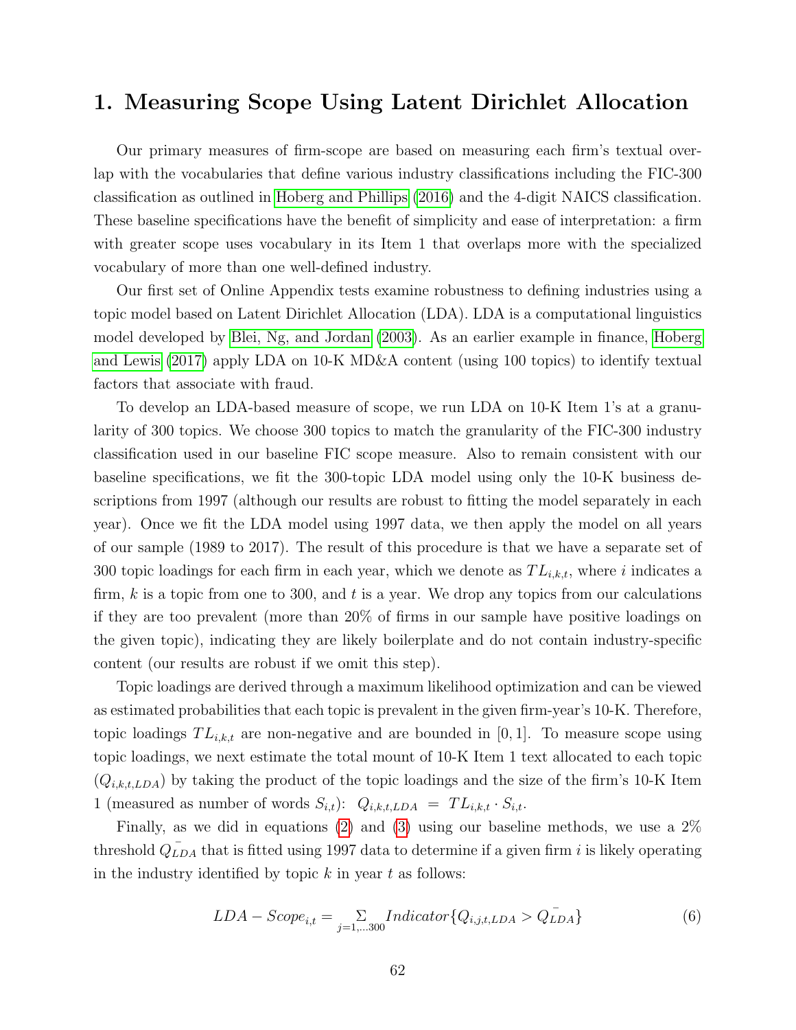# 1. Measuring Scope Using Latent Dirichlet Allocation

Our primary measures of firm-scope are based on measuring each firm's textual overlap with the vocabularies that define various industry classifications including the FIC-300 classification as outlined in Hoberg and Phillips (2016) and the 4-digit NAICS classification. These baseline specifications have the benefit of simplicity and ease of interpretation: a firm with greater scope uses vocabulary in its Item 1 that overlaps more with the specialized vocabulary of more than one well-defined industry.

Our first set of Online Appendix tests examine robustness to defining industries using a topic model based on Latent Dirichlet Allocation (LDA). LDA is a computational linguistics model developed by Blei, Ng, and Jordan (2003). As an earlier example in finance, Hoberg and Lewis (2017) apply LDA on 10-K MD&A content (using 100 topics) to identify textual factors that associate with fraud.

To develop an LDA-based measure of scope, we run LDA on 10-K Item 1's at a granularity of 300 topics. We choose 300 topics to match the granularity of the FIC-300 industry classification used in our baseline FIC scope measure. Also to remain consistent with our baseline specifications, we fit the 300-topic LDA model using only the 10-K business descriptions from 1997 (although our results are robust to fitting the model separately in each year). Once we fit the LDA model using 1997 data, we then apply the model on all years of our sample (1989 to 2017). The result of this procedure is that we have a separate set of 300 topic loadings for each firm in each year, which we denote as $TL_{i,k,t}$, where $i$ indicates a firm, $k$ is a topic from one to 300, and $t$ is a year. We drop any topics from our calculations if they are too prevalent (more than 20% of firms in our sample have positive loadings on the given topic), indicating they are likely boilerplate and do not contain industry-specific content (our results are robust if we omit this step).

Topic loadings are derived through a maximum likelihood optimization and can be viewed as estimated probabilities that each topic is prevalent in the given firm-year's 10-K. Therefore, topic loadings $TL_{i,k,t}$ are non-negative and are bounded in $[0, 1]$. To measure scope using topic loadings, we next estimate the total mount of 10-K Item 1 text allocated to each topic ($Q_{i,k,t,LDA}$) by taking the product of the topic loadings and the size of the firm's 10-K Item 1 (measured as number of words $S_{i,t}$): $Q_{i,k,t,LDA} = TL_{i,k,t} \cdot S_{i,t}$.

Finally, as we did in equations (2) and (3) using our baseline methods, we use a 2% threshold $\bar{Q}_{LDA}$ that is fitted using 1997 data to determine if a given firm $i$ is likely operating in the industry identified by topic $k$ in year $t$ as follows:

$$LDA - Scope_{i,t} = \sum_{j=1,...300} Indicator\{Q_{i,j,t,LDA} > \bar{Q}_{LDA}\} \tag{6}$$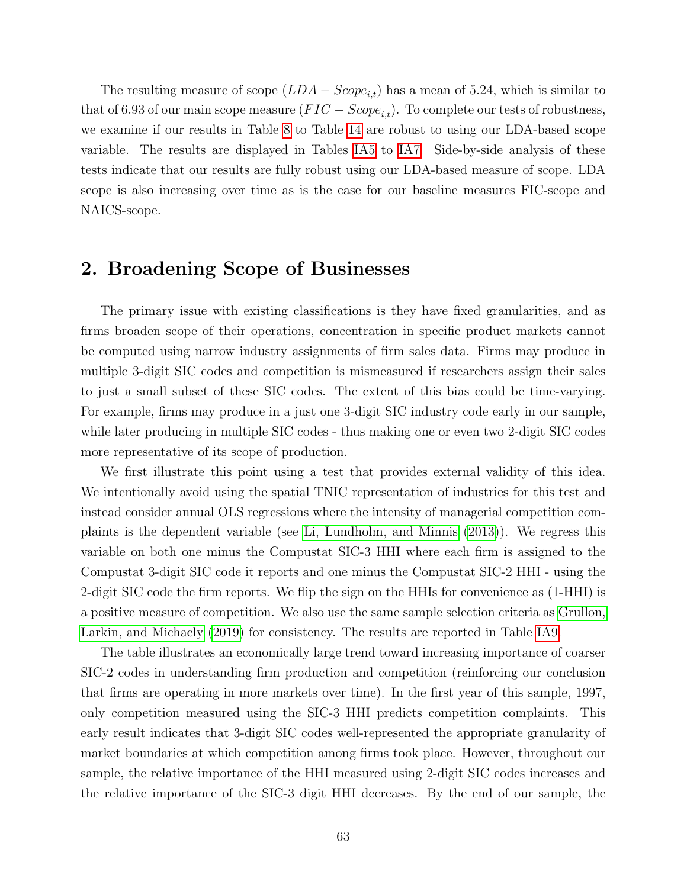The resulting measure of scope ($LDA - Scope_{i,t}$) has a mean of 5.24, which is similar to that of 6.93 of our main scope measure ($FIC - Scope_{i,t}$). To complete our tests of robustness, we examine if our results in Table 8 to Table 14 are robust to using our LDA-based scope variable. The results are displayed in Tables IA5 to IA7. Side-by-side analysis of these tests indicate that our results are fully robust using our LDA-based measure of scope. LDA scope is also increasing over time as is the case for our baseline measures FIC-scope and NAICS-scope.

## 2. Broadening Scope of Businesses

The primary issue with existing classifications is they have fixed granularities, and as firms broaden scope of their operations, concentration in specific product markets cannot be computed using narrow industry assignments of firm sales data. Firms may produce in multiple 3-digit SIC codes and competition is mismeasured if researchers assign their sales to just a small subset of these SIC codes. The extent of this bias could be time-varying. For example, firms may produce in a just one 3-digit SIC industry code early in our sample, while later producing in multiple SIC codes - thus making one or even two 2-digit SIC codes more representative of its scope of production.

We first illustrate this point using a test that provides external validity of this idea. We intentionally avoid using the spatial TNIC representation of industries for this test and instead consider annual OLS regressions where the intensity of managerial competition complaints is the dependent variable (see Li, Lundholm, and Minnis (2013)). We regress this variable on both one minus the Compustat SIC-3 HHI where each firm is assigned to the Compustat 3-digit SIC code it reports and one minus the Compustat SIC-2 HHI - using the 2-digit SIC code the firm reports. We flip the sign on the HHIs for convenience as (1-HHI) is a positive measure of competition. We also use the same sample selection criteria as Grullon, Larkin, and Michaely (2019) for consistency. The results are reported in Table IA9.

The table illustrates an economically large trend toward increasing importance of coarser SIC-2 codes in understanding firm production and competition (reinforcing our conclusion that firms are operating in more markets over time). In the first year of this sample, 1997, only competition measured using the SIC-3 HHI predicts competition complaints. This early result indicates that 3-digit SIC codes well-represented the appropriate granularity of market boundaries at which competition among firms took place. However, throughout our sample, the relative importance of the HHI measured using 2-digit SIC codes increases and the relative importance of the SIC-3 digit HHI decreases. By the end of our sample, the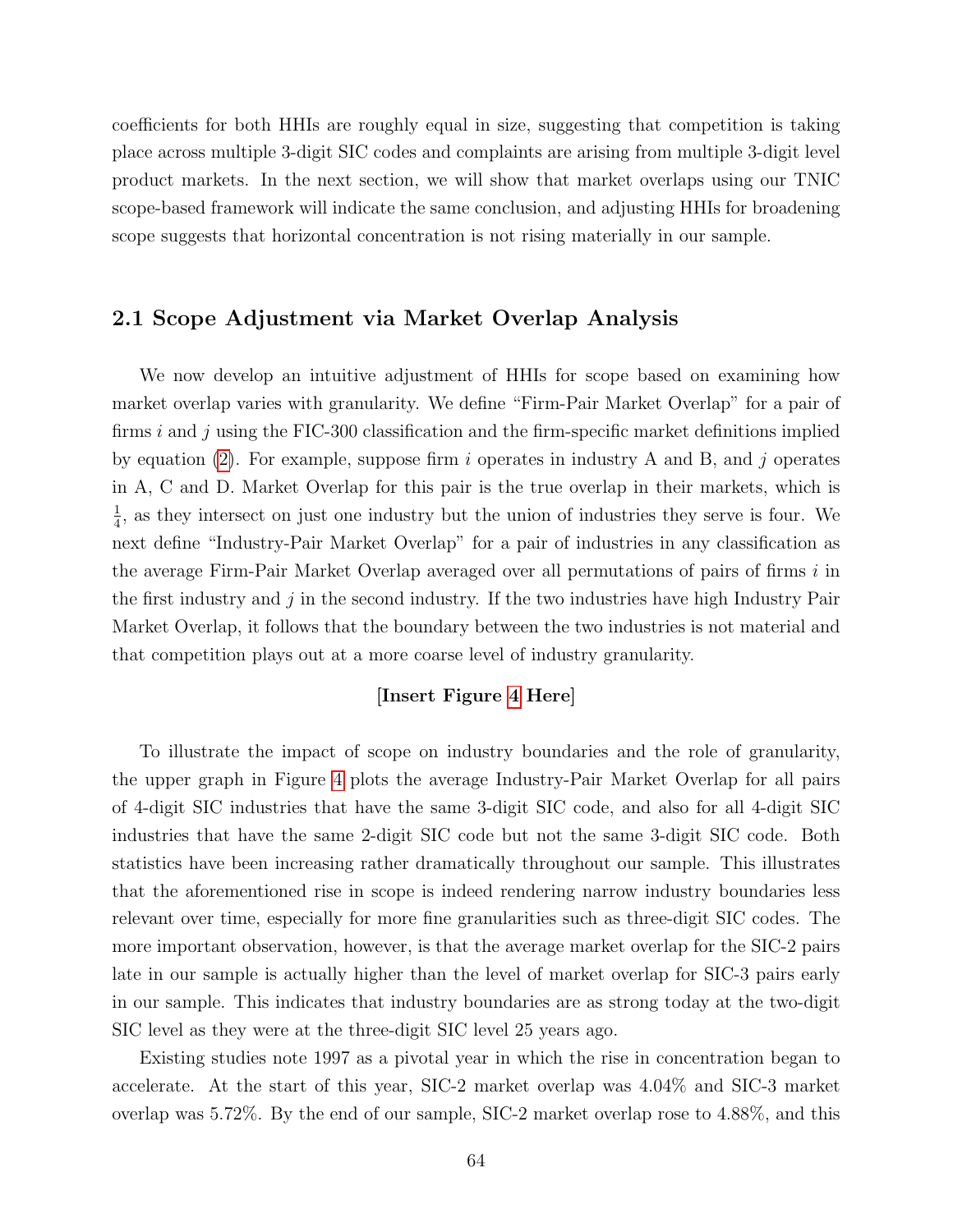coefficients for both HHIs are roughly equal in size, suggesting that competition is taking place across multiple 3-digit SIC codes and complaints are arising from multiple 3-digit level product markets. In the next section, we will show that market overlaps using our TNIC scope-based framework will indicate the same conclusion, and adjusting HHIs for broadening scope suggests that horizontal concentration is not rising materially in our sample.

## 2.1 Scope Adjustment via Market Overlap Analysis

We now develop an intuitive adjustment of HHIs for scope based on examining how market overlap varies with granularity. We define "Firm-Pair Market Overlap" for a pair of firms $i$ and $j$ using the FIC-300 classification and the firm-specific market definitions implied by equation (2). For example, suppose firm $i$ operates in industry A and B, and $j$ operates in A, C and D. Market Overlap for this pair is the true overlap in their markets, which is $\frac{1}{4}$, as they intersect on just one industry but the union of industries they serve is four. We next define "Industry-Pair Market Overlap" for a pair of industries in any classification as the average Firm-Pair Market Overlap averaged over all permutations of pairs of firms $i$ in the first industry and $j$ in the second industry. If the two industries have high Industry Pair Market Overlap, it follows that the boundary between the two industries is not material and that competition plays out at a more coarse level of industry granularity.

**[Insert Figure 4 Here]**

To illustrate the impact of scope on industry boundaries and the role of granularity, the upper graph in Figure 4 plots the average Industry-Pair Market Overlap for all pairs of 4-digit SIC industries that have the same 3-digit SIC code, and also for all 4-digit SIC industries that have the same 2-digit SIC code but not the same 3-digit SIC code. Both statistics have been increasing rather dramatically throughout our sample. This illustrates that the aforementioned rise in scope is indeed rendering narrow industry boundaries less relevant over time, especially for more fine granularities such as three-digit SIC codes. The more important observation, however, is that the average market overlap for the SIC-2 pairs late in our sample is actually higher than the level of market overlap for SIC-3 pairs early in our sample. This indicates that industry boundaries are as strong today at the two-digit SIC level as they were at the three-digit SIC level 25 years ago.

Existing studies note 1997 as a pivotal year in which the rise in concentration began to accelerate. At the start of this year, SIC-2 market overlap was 4.04% and SIC-3 market overlap was 5.72%. By the end of our sample, SIC-2 market overlap rose to 4.88%, and this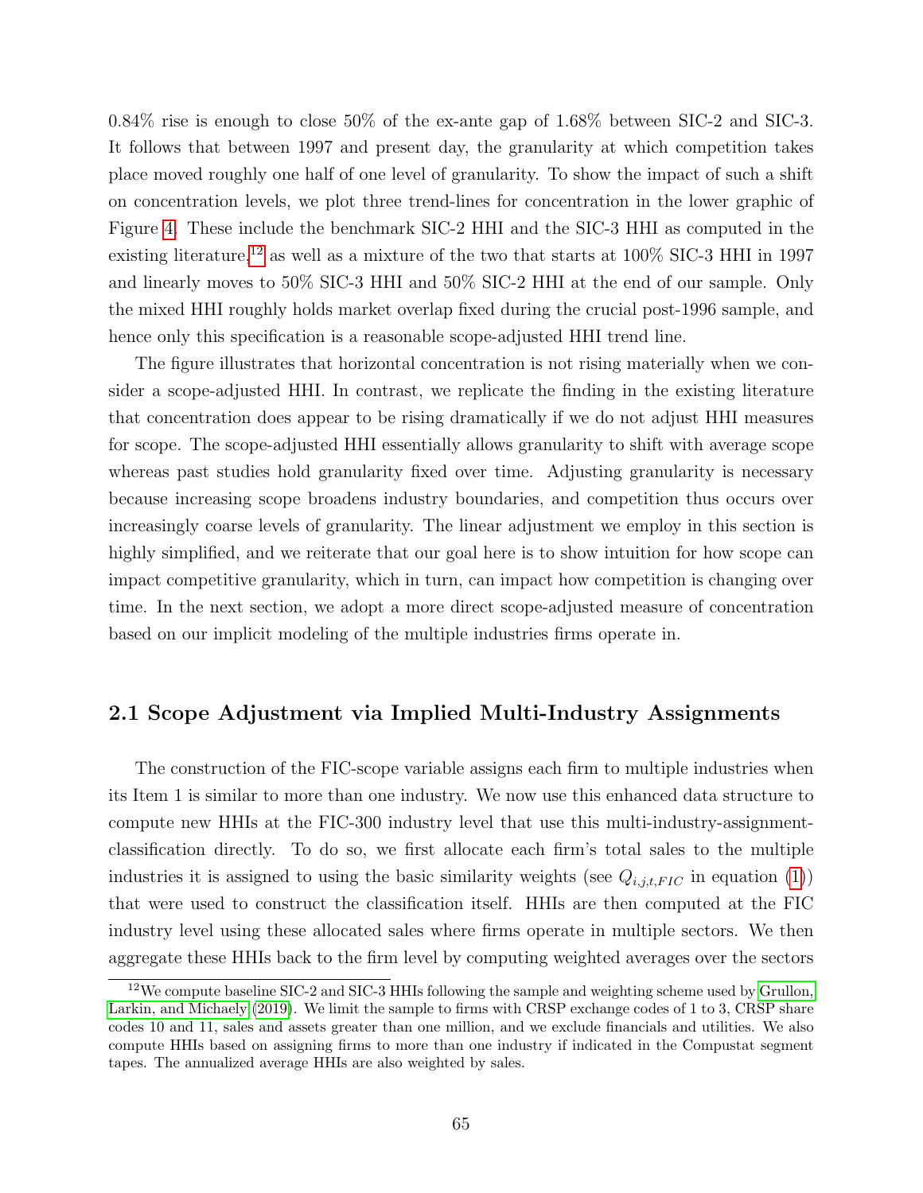0.84% rise is enough to close 50% of the ex-ante gap of 1.68% between SIC-2 and SIC-3. It follows that between 1997 and present day, the granularity at which competition takes place moved roughly one half of one level of granularity. To show the impact of such a shift on concentration levels, we plot three trend-lines for concentration in the lower graphic of Figure 4. These include the benchmark SIC-2 HHI and the SIC-3 HHI as computed in the existing literature,[12] as well as a mixture of the two that starts at 100% SIC-3 HHI in 1997 and linearly moves to 50% SIC-3 HHI and 50% SIC-2 HHI at the end of our sample. Only the mixed HHI roughly holds market overlap fixed during the crucial post-1996 sample, and hence only this specification is a reasonable scope-adjusted HHI trend line.

The figure illustrates that horizontal concentration is not rising materially when we consider a scope-adjusted HHI. In contrast, we replicate the finding in the existing literature that concentration does appear to be rising dramatically if we do not adjust HHI measures for scope. The scope-adjusted HHI essentially allows granularity to shift with average scope whereas past studies hold granularity fixed over time. Adjusting granularity is necessary because increasing scope broadens industry boundaries, and competition thus occurs over increasingly coarse levels of granularity. The linear adjustment we employ in this section is highly simplified, and we reiterate that our goal here is to show intuition for how scope can impact competitive granularity, which in turn, can impact how competition is changing over time. In the next section, we adopt a more direct scope-adjusted measure of concentration based on our implicit modeling of the multiple industries firms operate in.

## 2.1 Scope Adjustment via Implied Multi-Industry Assignments

The construction of the FIC-scope variable assigns each firm to multiple industries when its Item 1 is similar to more than one industry. We now use this enhanced data structure to compute new HHIs at the FIC-300 industry level that use this multi-industry-assignment-classification directly. To do so, we first allocate each firm's total sales to the multiple industries it is assigned to using the basic similarity weights (see $Q_{i,j,t,FIC}$ in equation (1)) that were used to construct the classification itself. HHIs are then computed at the FIC industry level using these allocated sales where firms operate in multiple sectors. We then aggregate these HHIs back to the firm level by computing weighted averages over the sectors

[12] We compute baseline SIC-2 and SIC-3 HHIs following the sample and weighting scheme used by Grullon, Larkin, and Michaely (2019). We limit the sample to firms with CRSP exchange codes of 1 to 3, CRSP share codes 10 and 11, sales and assets greater than one million, and we exclude financials and utilities. We also compute HHIs based on assigning firms to more than one industry if indicated in the Compustat segment tapes. The annualized average HHIs are also weighted by sales.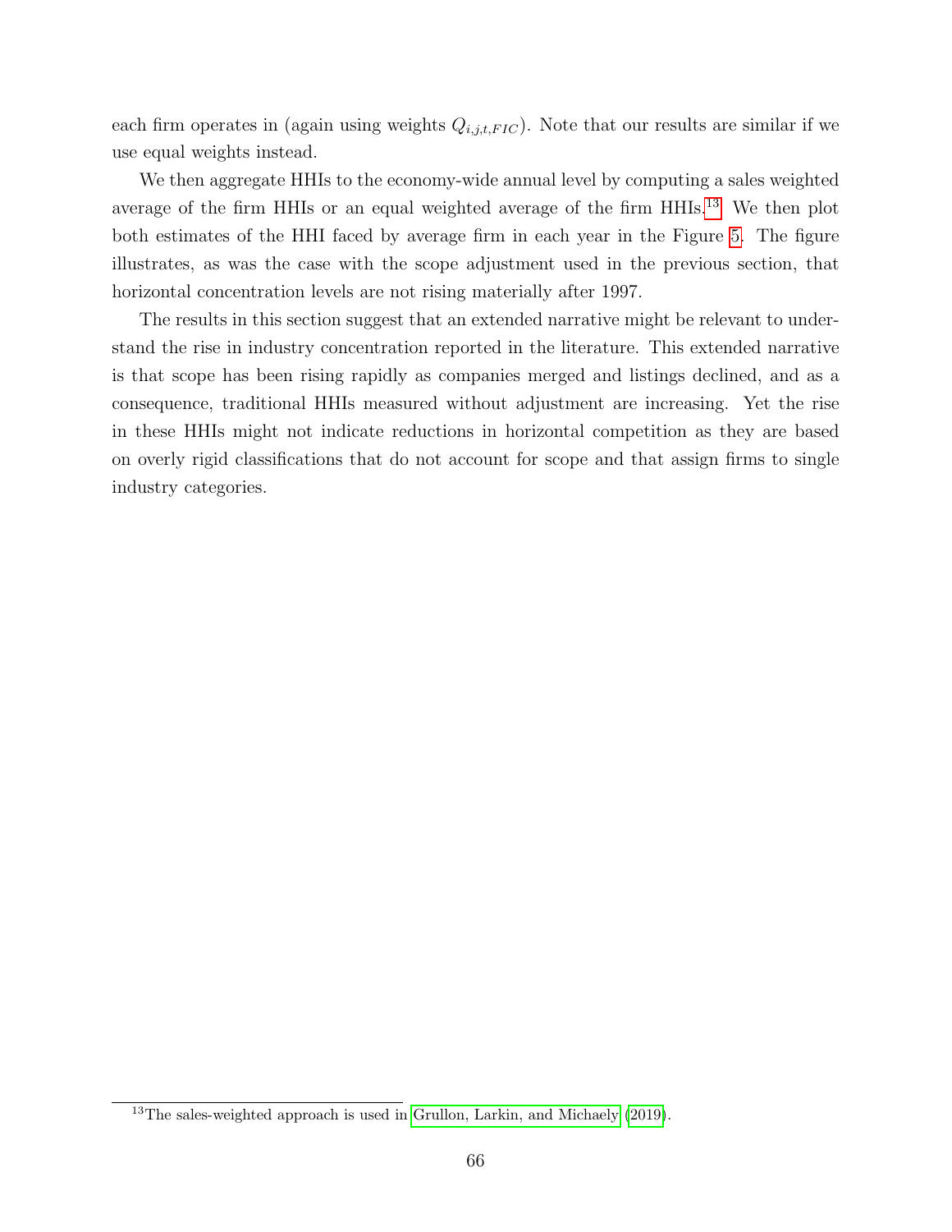each firm operates in (again using weights $Q_{i,j,t,FIC}$). Note that our results are similar if we use equal weights instead.

We then aggregate HHIs to the economy-wide annual level by computing a sales weighted average of the firm HHIs or an equal weighted average of the firm HHIs.[13] We then plot both estimates of the HHI faced by average firm in each year in the Figure 5. The figure illustrates, as was the case with the scope adjustment used in the previous section, that horizontal concentration levels are not rising materially after 1997.

The results in this section suggest that an extended narrative might be relevant to understand the rise in industry concentration reported in the literature. This extended narrative is that scope has been rising rapidly as companies merged and listings declined, and as a consequence, traditional HHIs measured without adjustment are increasing. Yet the rise in these HHIs might not indicate reductions in horizontal competition as they are based on overly rigid classifications that do not account for scope and that assign firms to single industry categories.

[13] The sales-weighted approach is used in Grullon, Larkin, and Michaely (2019).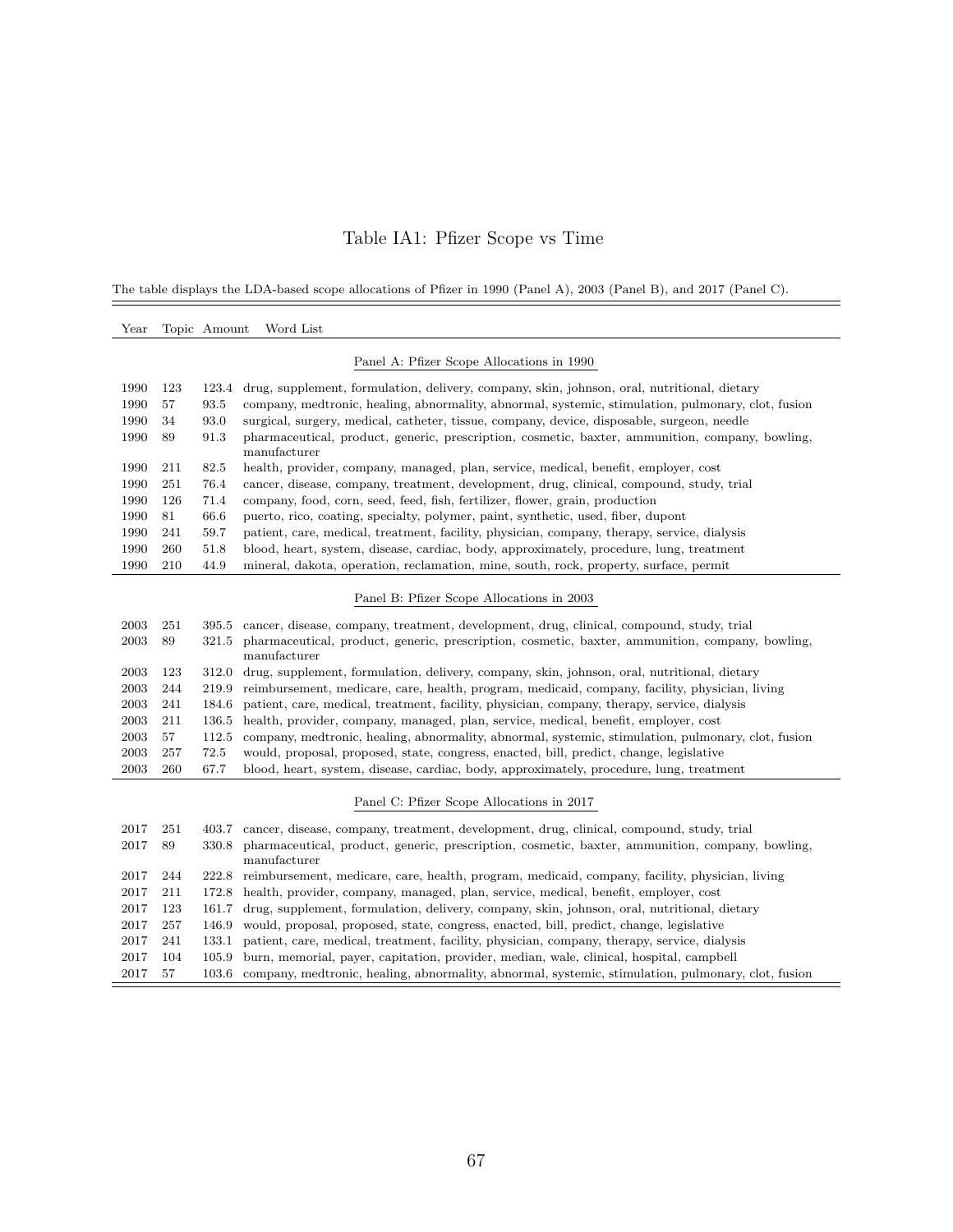# Table IA1: Pfizer Scope vs Time

The table displays the LDA-based scope allocations of Pfizer in 1990 (Panel A), 2003 (Panel B), and 2017 (Panel C).

| Year | Topic | Amount | Word List |
|---|---|---|---|
| | | | **Panel A: Pfizer Scope Allocations in 1990** |
| 1990 | 123 | 123.4 | drug, supplement, formulation, delivery, company, skin, johnson, oral, nutritional, dietary |
| 1990 | 57 | 93.5 | company, medtronic, healing, abnormality, abnormal, systemic, stimulation, pulmonary, clot, fusion |
| 1990 | 34 | 93.0 | surgical, surgery, medical, catheter, tissue, company, device, disposable, surgeon, needle |
| 1990 | 89 | 91.3 | pharmaceutical, product, generic, prescription, cosmetic, baxter, ammunition, company, bowling, manufacturer |
| 1990 | 211 | 82.5 | health, provider, company, managed, plan, service, medical, benefit, employer, cost |
| 1990 | 251 | 76.4 | cancer, disease, company, treatment, development, drug, clinical, compound, study, trial |
| 1990 | 126 | 71.4 | company, food, corn, seed, feed, fish, fertilizer, flower, grain, production |
| 1990 | 81 | 66.6 | puerto, rico, coating, specialty, polymer, paint, synthetic, used, fiber, dupont |
| 1990 | 241 | 59.7 | patient, care, medical, treatment, facility, physician, company, therapy, service, dialysis |
| 1990 | 260 | 51.8 | blood, heart, system, disease, cardiac, body, approximately, procedure, lung, treatment |
| 1990 | 210 | 44.9 | mineral, dakota, operation, reclamation, mine, south, rock, property, surface, permit |
| | | | **Panel B: Pfizer Scope Allocations in 2003** |
| 2003 | 251 | 395.5 | cancer, disease, company, treatment, development, drug, clinical, compound, study, trial |
| 2003 | 89 | 321.5 | pharmaceutical, product, generic, prescription, cosmetic, baxter, ammunition, company, bowling, manufacturer |
| 2003 | 123 | 312.0 | drug, supplement, formulation, delivery, company, skin, johnson, oral, nutritional, dietary |
| 2003 | 244 | 219.9 | reimbursement, medicare, care, health, program, medicaid, company, facility, physician, living |
| 2003 | 241 | 184.6 | patient, care, medical, treatment, facility, physician, company, therapy, service, dialysis |
| 2003 | 211 | 136.5 | health, provider, company, managed, plan, service, medical, benefit, employer, cost |
| 2003 | 57 | 112.5 | company, medtronic, healing, abnormality, abnormal, systemic, stimulation, pulmonary, clot, fusion |
| 2003 | 257 | 72.5 | would, proposal, proposed, state, congress, enacted, bill, predict, change, legislative |
| 2003 | 260 | 67.7 | blood, heart, system, disease, cardiac, body, approximately, procedure, lung, treatment |
| | | | **Panel C: Pfizer Scope Allocations in 2017** |
| 2017 | 251 | 403.7 | cancer, disease, company, treatment, development, drug, clinical, compound, study, trial |
| 2017 | 89 | 330.8 | pharmaceutical, product, generic, prescription, cosmetic, baxter, ammunition, company, bowling, manufacturer |
| 2017 | 244 | 222.8 | reimbursement, medicare, care, health, program, medicaid, company, facility, physician, living |
| 2017 | 211 | 172.8 | health, provider, company, managed, plan, service, medical, benefit, employer, cost |
| 2017 | 123 | 161.7 | drug, supplement, formulation, delivery, company, skin, johnson, oral, nutritional, dietary |
| 2017 | 257 | 146.9 | would, proposal, proposed, state, congress, enacted, bill, predict, change, legislative |
| 2017 | 241 | 133.1 | patient, care, medical, treatment, facility, physician, company, therapy, service, dialysis |
| 2017 | 104 | 105.9 | burn, memorial, payer, capitation, provider, median, wale, clinical, hospital, campbell |
| 2017 | 57 | 103.6 | company, medtronic, healing, abnormality, abnormal, systemic, stimulation, pulmonary, clot, fusion |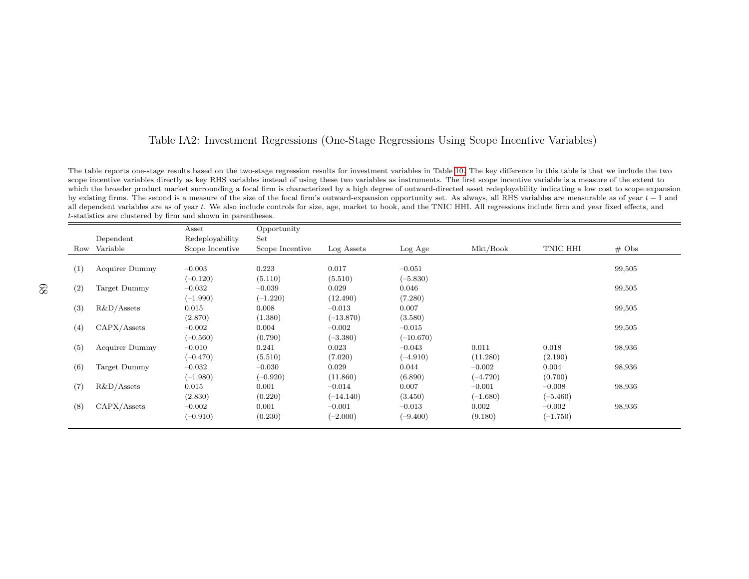# Table IA2: Investment Regressions (One-Stage Regressions Using Scope Incentive Variables)

The table reports one-stage results based on the two-stage regression results for investment variables in Table 10. The key difference in this table is that we include the two scope incentive variables directly as key RHS variables instead of using these two variables as instruments. The first scope incentive variable is a measure of the extent to which the broader product market surrounding a focal firm is characterized by a high degree of outward-directed asset redeployability indicating a low cost to scope expansion by existing firms. The second is a measure of the size of the focal firm's outward-expansion opportunity set. As always, all RHS variables are measurable as of year $t-1$ and all dependent variables are as of year $t$. We also include controls for size, age, market to book, and the TNIC HHI. All regressions include firm and year fixed effects, and $t$-statistics are clustered by firm and shown in parentheses.

| Row | Dependent Variable | Asset Redeployability Scope Incentive | Opportunity Set Scope Incentive | Log Assets | Log Age | Mkt/Book | TNIC HHI | # Obs |
|---|---|---|---|---|---|---|---|---|
| (1) | Acquirer Dummy | –0.003 | 0.223 | 0.017 | –0.051 | | | 99,505 |
| | | (–0.120) | (5.110) | (5.510) | (–5.830) | | | |
| (2) | Target Dummy | –0.032 | –0.039 | 0.029 | 0.046 | | | 99,505 |
| | | (–1.990) | (–1.220) | (12.490) | (7.280) | | | |
| (3) | R&D/Assets | 0.015 | 0.008 | –0.013 | 0.007 | | | 99,505 |
| | | (2.870) | (1.380) | (–13.870) | (3.580) | | | |
| (4) | CAPX/Assets | –0.002 | 0.004 | –0.002 | –0.015 | | | 99,505 |
| | | (–0.560) | (0.790) | (–3.380) | (–10.670) | | | |
| (5) | Acquirer Dummy | –0.010 | 0.241 | 0.023 | –0.043 | 0.011 | 0.018 | 98,936 |
| | | (–0.470) | (5.510) | (7.020) | (–4.910) | (11.280) | (2.190) | |
| (6) | Target Dummy | –0.032 | –0.030 | 0.029 | 0.044 | –0.002 | 0.004 | 98,936 |
| | | (–1.980) | (–0.920) | (11.860) | (6.890) | (–4.720) | (0.700) | |
| (7) | R&D/Assets | 0.015 | 0.001 | –0.014 | 0.007 | –0.001 | –0.008 | 98,936 |
| | | (2.830) | (0.220) | (–14.140) | (3.450) | (–1.680) | (–5.460) | |
| (8) | CAPX/Assets | –0.002 | 0.001 | –0.001 | –0.013 | 0.002 | –0.002 | 98,936 |
| | | (–0.910) | (0.230) | (–2.000) | (–9.400) | (9.180) | (–1.750) | |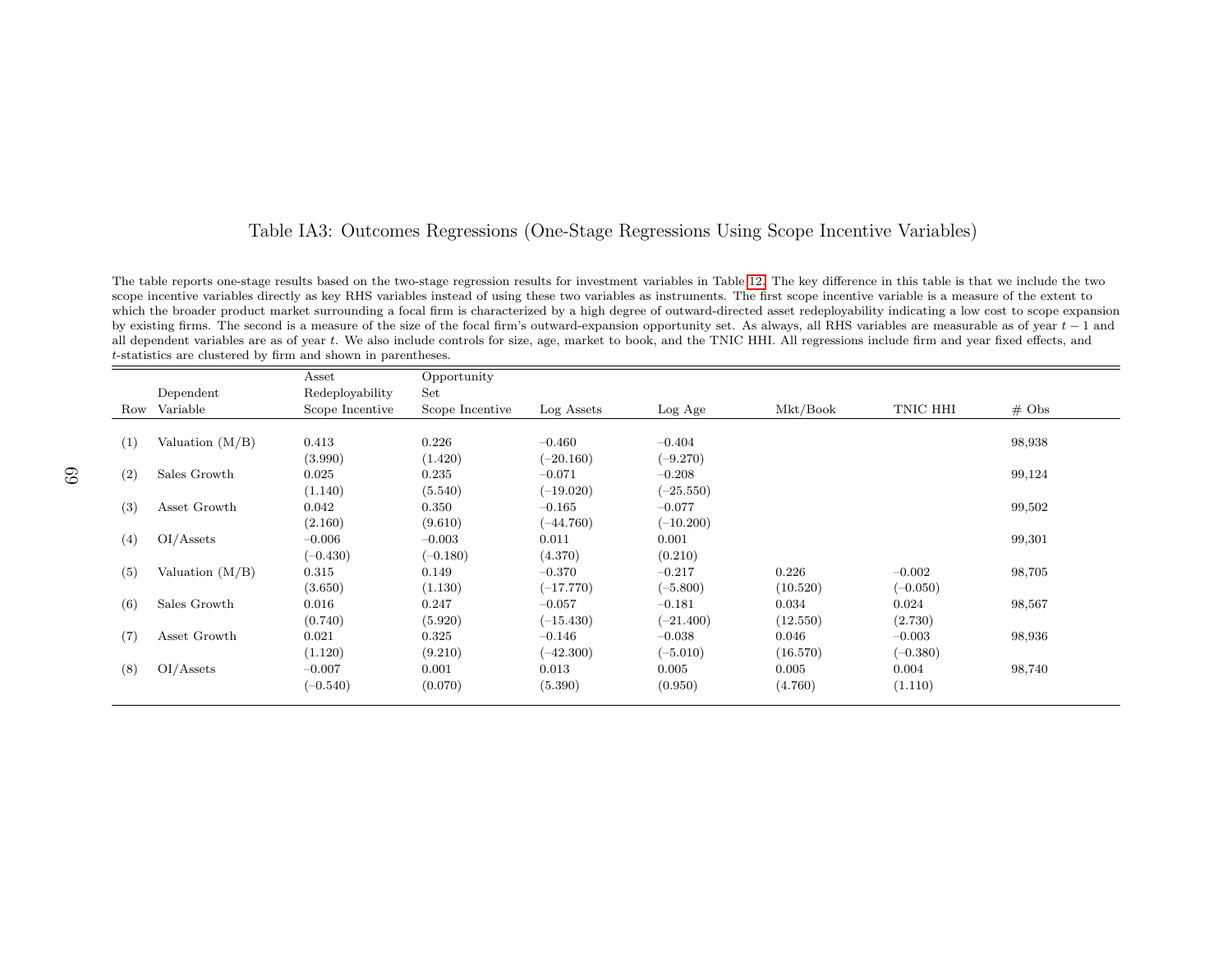# Table IA3: Outcomes Regressions (One-Stage Regressions Using Scope Incentive Variables)

The table reports one-stage results based on the two-stage regression results for investment variables in Table 12. The key difference in this table is that we include the two scope incentive variables directly as key RHS variables instead of using these two variables as instruments. The first scope incentive variable is a measure of the extent to which the broader product market surrounding a focal firm is characterized by a high degree of outward-directed asset redeployability indicating a low cost to scope expansion by existing firms. The second is a measure of the size of the focal firm's outward-expansion opportunity set. As always, all RHS variables are measurable as of year $t-1$ and all dependent variables are as of year $t$. We also include controls for size, age, market to book, and the TNIC HHI. All regressions include firm and year fixed effects, and $t$-statistics are clustered by firm and shown in parentheses.

| Row | Dependent Variable | Asset Redeployability Scope Incentive | Opportunity Set Scope Incentive | Log Assets | Log Age | Mkt/Book | TNIC HHI | # Obs |
|---|---|---|---|---|---|---|---|---|
| (1) | Valuation (M/B) | 0.413 | 0.226 | –0.460 | –0.404 | | | 98,938 |
| | | (3.990) | (1.420) | (–20.160) | (–9.270) | | | |
| (2) | Sales Growth | 0.025 | 0.235 | –0.071 | –0.208 | | | 99,124 |
| | | (1.140) | (5.540) | (–19.020) | (–25.550) | | | |
| (3) | Asset Growth | 0.042 | 0.350 | –0.165 | –0.077 | | | 99,502 |
| | | (2.160) | (9.610) | (–44.760) | (–10.200) | | | |
| (4) | OI/Assets | –0.006 | –0.003 | 0.011 | 0.001 | | | 99,301 |
| | | (–0.430) | (–0.180) | (4.370) | (0.210) | | | |
| (5) | Valuation (M/B) | 0.315 | 0.149 | –0.370 | –0.217 | 0.226 | –0.002 | 98,705 |
| | | (3.650) | (1.130) | (–17.770) | (–5.800) | (10.520) | (–0.050) | |
| (6) | Sales Growth | 0.016 | 0.247 | –0.057 | –0.181 | 0.034 | 0.024 | 98,567 |
| | | (0.740) | (5.920) | (–15.430) | (–21.400) | (12.550) | (2.730) | |
| (7) | Asset Growth | 0.021 | 0.325 | –0.146 | –0.038 | 0.046 | –0.003 | 98,936 |
| | | (1.120) | (9.210) | (–42.300) | (–5.010) | (16.570) | (–0.380) | |
| (8) | OI/Assets | –0.007 | 0.001 | 0.013 | 0.005 | 0.005 | 0.004 | 98,740 |
| | | (–0.540) | (0.070) | (5.390) | (0.950) | (4.760) | (1.110) | |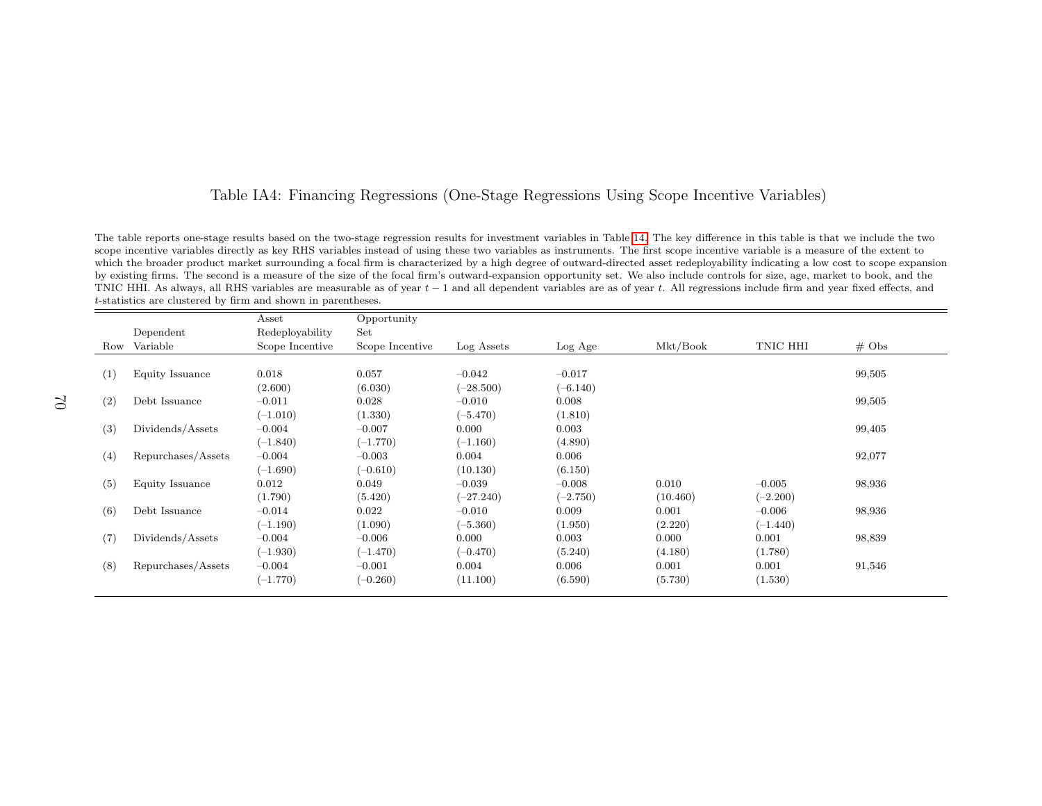# Table IA4: Financing Regressions (One-Stage Regressions Using Scope Incentive Variables)

The table reports one-stage results based on the two-stage regression results for investment variables in Table 14. The key difference in this table is that we include the two scope incentive variables directly as key RHS variables instead of using these two variables as instruments. The first scope incentive variable is a measure of the extent to which the broader product market surrounding a focal firm is characterized by a high degree of outward-directed asset redeployability indicating a low cost to scope expansion by existing firms. The second is a measure of the size of the focal firm's outward-expansion opportunity set. We also include controls for size, age, market to book, and the TNIC HHI. As always, all RHS variables are measurable as of year $t-1$ and all dependent variables are as of year $t$. All regressions include firm and year fixed effects, and $t$-statistics are clustered by firm and shown in parentheses.

| Row | Dependent Variable | Asset Redeployability Scope Incentive | Opportunity Set Scope Incentive | Log Assets | Log Age | Mkt/Book | TNIC HHI | # Obs |
|---|---|---|---|---|---|---|---|---|
| (1) | Equity Issuance | 0.018 | 0.057 | –0.042 | –0.017 | | | 99,505 |
| | | (2.600) | (6.030) | (–28.500) | (–6.140) | | | |
| (2) | Debt Issuance | –0.011 | 0.028 | –0.010 | 0.008 | | | 99,505 |
| | | (–1.010) | (1.330) | (–5.470) | (1.810) | | | |
| (3) | Dividends/Assets | –0.004 | –0.007 | 0.000 | 0.003 | | | 99,405 |
| | | (–1.840) | (–1.770) | (–1.160) | (4.890) | | | |
| (4) | Repurchases/Assets | –0.004 | –0.003 | 0.004 | 0.006 | | | 92,077 |
| | | (–1.690) | (–0.610) | (10.130) | (6.150) | | | |
| (5) | Equity Issuance | 0.012 | 0.049 | –0.039 | –0.008 | 0.010 | –0.005 | 98,936 |
| | | (1.790) | (5.420) | (–27.240) | (–2.750) | (10.460) | (–2.200) | |
| (6) | Debt Issuance | –0.014 | 0.022 | –0.010 | 0.009 | 0.001 | –0.006 | 98,936 |
| | | (–1.190) | (1.090) | (–5.360) | (1.950) | (2.220) | (–1.440) | |
| (7) | Dividends/Assets | –0.004 | –0.006 | 0.000 | 0.003 | 0.000 | 0.001 | 98,839 |
| | | (–1.930) | (–1.470) | (–0.470) | (5.240) | (4.180) | (1.780) | |
| (8) | Repurchases/Assets | –0.004 | –0.001 | 0.004 | 0.006 | 0.001 | 0.001 | 91,546 |
| | | (–1.770) | (–0.260) | (11.100) | (6.590) | (5.730) | (1.530) | |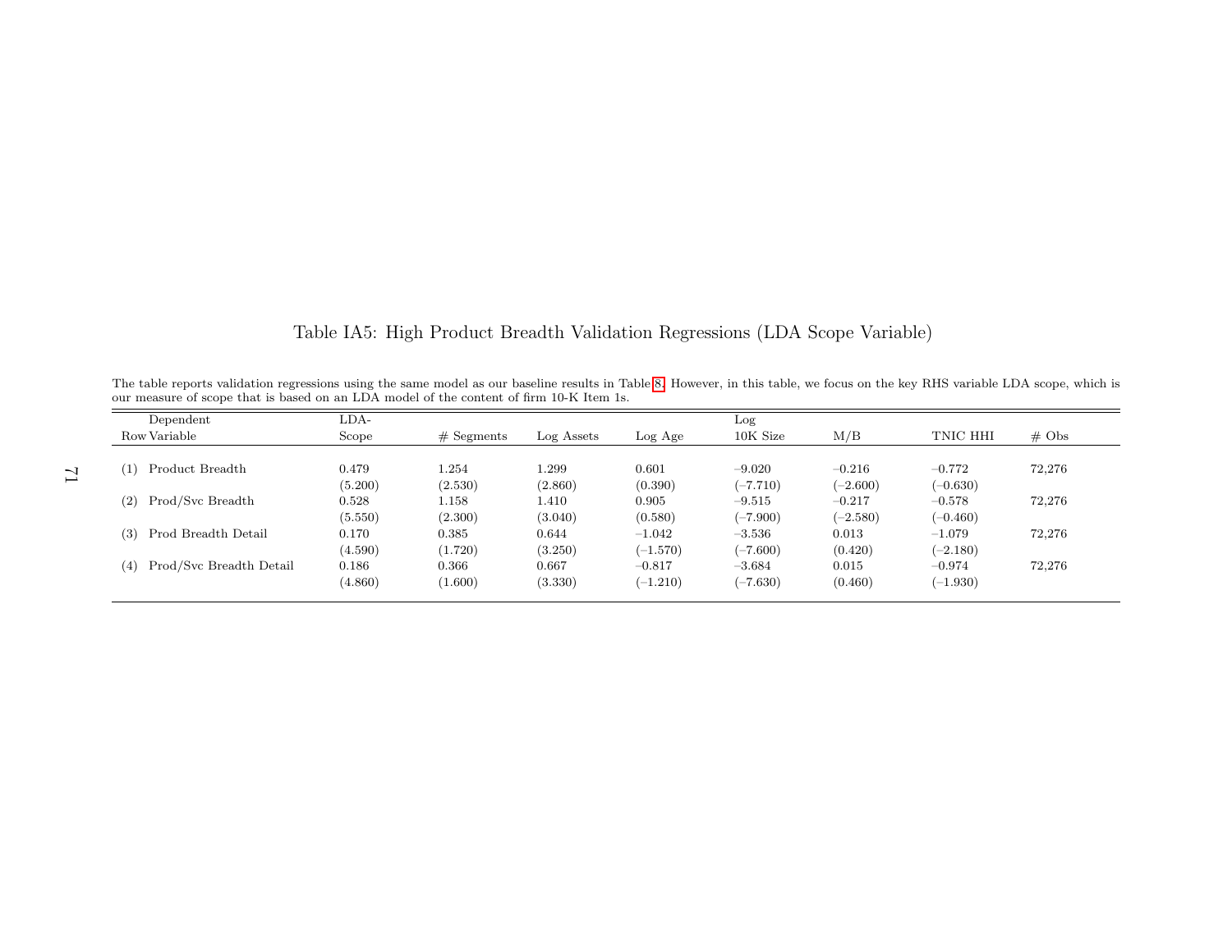# Table IA5: High Product Breadth Validation Regressions (LDA Scope Variable)

The table reports validation regressions using the same model as our baseline results in Table 8. However, in this table, we focus on the key RHS variable LDA scope, which is our measure of scope that is based on an LDA model of the content of firm 10-K Item 1s.

| Row | Dependent Variable | LDA-Scope | # Segments | Log Assets | Log Age | Log 10K Size | M/B | TNIC HHI | # Obs |
|---|---|---|---|---|---|---|---|---|---|
| (1) | Product Breadth | 0.479 | 1.254 | 1.299 | 0.601 | –9.020 | –0.216 | –0.772 | 72,276 |
| | | (5.200) | (2.530) | (2.860) | (0.390) | (–7.710) | (–2.600) | (–0.630) | |
| (2) | Prod/Svc Breadth | 0.528 | 1.158 | 1.410 | 0.905 | –9.515 | –0.217 | –0.578 | 72,276 |
| | | (5.550) | (2.300) | (3.040) | (0.580) | (–7.900) | (–2.580) | (–0.460) | |
| (3) | Prod Breadth Detail | 0.170 | 0.385 | 0.644 | –1.042 | –3.536 | 0.013 | –1.079 | 72,276 |
| | | (4.590) | (1.720) | (3.250) | (–1.570) | (–7.600) | (0.420) | (–2.180) | |
| (4) | Prod/Svc Breadth Detail | 0.186 | 0.366 | 0.667 | –0.817 | –3.684 | 0.015 | –0.974 | 72,276 |
| | | (4.860) | (1.600) | (3.330) | (–1.210) | (–7.630) | (0.460) | (–1.930) | |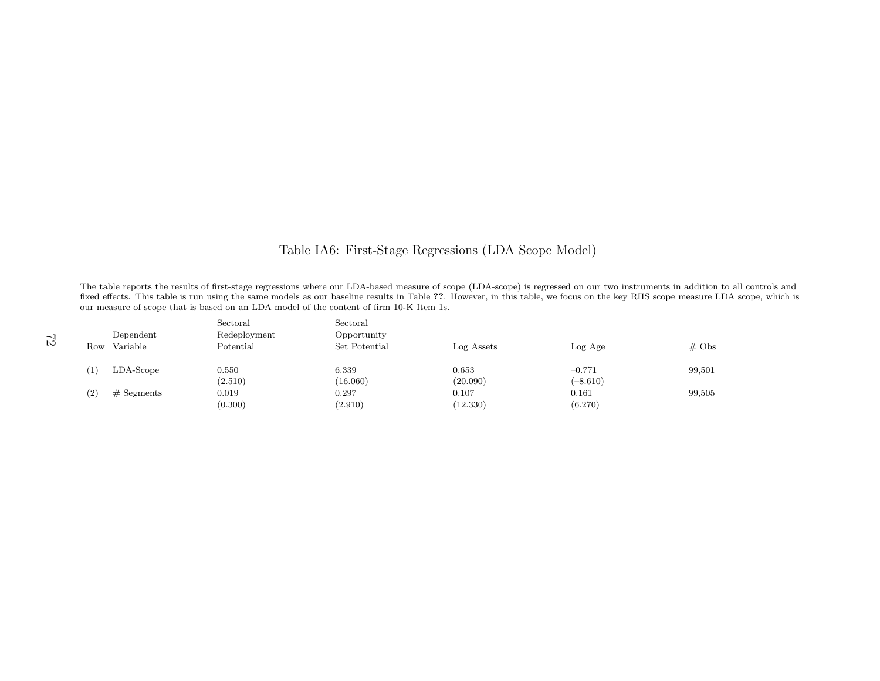# Table IA6: First-Stage Regressions (LDA Scope Model)

The table reports the results of first-stage regressions where our LDA-based measure of scope (LDA-scope) is regressed on our two instruments in addition to all controls and fixed effects. This table is run using the same models as our baseline results in Table **??**. However, in this table, we focus on the key RHS scope measure LDA scope, which is our measure of scope that is based on an LDA model of the content of firm 10-K Item 1s.

| Row | Dependent Variable | Sectoral Redeployment Potential | Sectoral Opportunity Set Potential | Log Assets | Log Age | # Obs |
|---|---|---|---|---|---|---|
| (1) | LDA-Scope | 0.550 | 6.339 | 0.653 | –0.771 | 99,501 |
| | | (2.510) | (16.060) | (20.090) | (–8.610) | |
| (2) | # Segments | 0.019 | 0.297 | 0.107 | 0.161 | 99,505 |
| | | (0.300) | (2.910) | (12.330) | (6.270) | |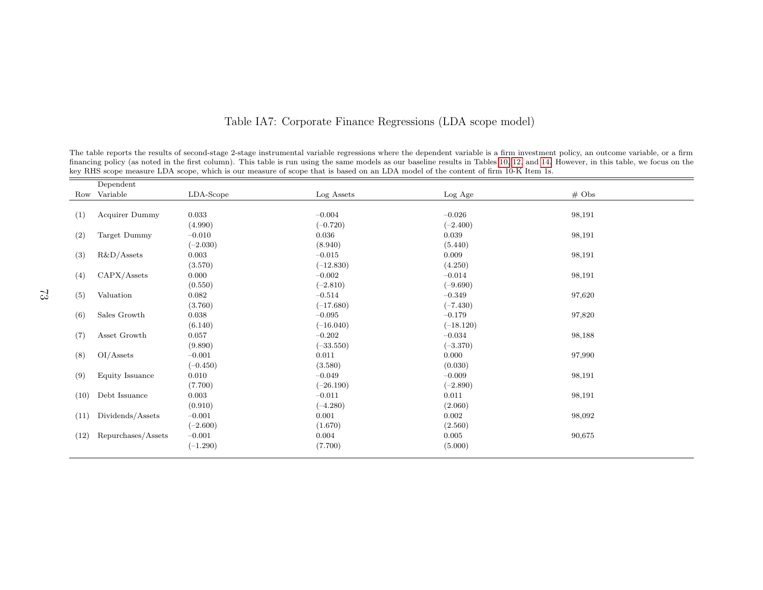# Table IA7: Corporate Finance Regressions (LDA scope model)

The table reports the results of second-stage 2-stage instrumental variable regressions where the dependent variable is a firm investment policy, an outcome variable, or a firm financing policy (as noted in the first column). This table is run using the same models as our baseline results in Tables 10, 12, and 14. However, in this table, we focus on the key RHS scope measure LDA scope, which is our measure of scope that is based on an LDA model of the content of firm 10-K Item 1s.

| Row | Dependent Variable | LDA-Scope | Log Assets | Log Age | # Obs |
|---|---|---|---|---|---|
| (1) | Acquirer Dummy | 0.033 | –0.004 | –0.026 | 98,191 |
| | | (4.990) | (–0.720) | (–2.400) | |
| (2) | Target Dummy | –0.010 | 0.036 | 0.039 | 98,191 |
| | | (–2.030) | (8.940) | (5.440) | |
| (3) | R&D/Assets | 0.003 | –0.015 | 0.009 | 98,191 |
| | | (3.570) | (–12.830) | (4.250) | |
| (4) | CAPX/Assets | 0.000 | –0.002 | –0.014 | 98,191 |
| | | (0.550) | (–2.810) | (–9.690) | |
| (5) | Valuation | 0.082 | –0.514 | –0.349 | 97,620 |
| | | (3.760) | (–17.680) | (–7.430) | |
| (6) | Sales Growth | 0.038 | –0.095 | –0.179 | 97,820 |
| | | (6.140) | (–16.040) | (–18.120) | |
| (7) | Asset Growth | 0.057 | –0.202 | –0.034 | 98,188 |
| | | (9.890) | (–33.550) | (–3.370) | |
| (8) | OI/Assets | –0.001 | 0.011 | 0.000 | 97,990 |
| | | (–0.450) | (3.580) | (0.030) | |
| (9) | Equity Issuance | 0.010 | –0.049 | –0.009 | 98,191 |
| | | (7.700) | (–26.190) | (–2.890) | |
| (10) | Debt Issuance | 0.003 | –0.011 | 0.011 | 98,191 |
| | | (0.910) | (–4.280) | (2.060) | |
| (11) | Dividends/Assets | –0.001 | 0.001 | 0.002 | 98,092 |
| | | (–2.600) | (1.670) | (2.560) | |
| (12) | Repurchases/Assets | –0.001 | 0.004 | 0.005 | 90,675 |
| | | (–1.290) | (7.700) | (5.000) | |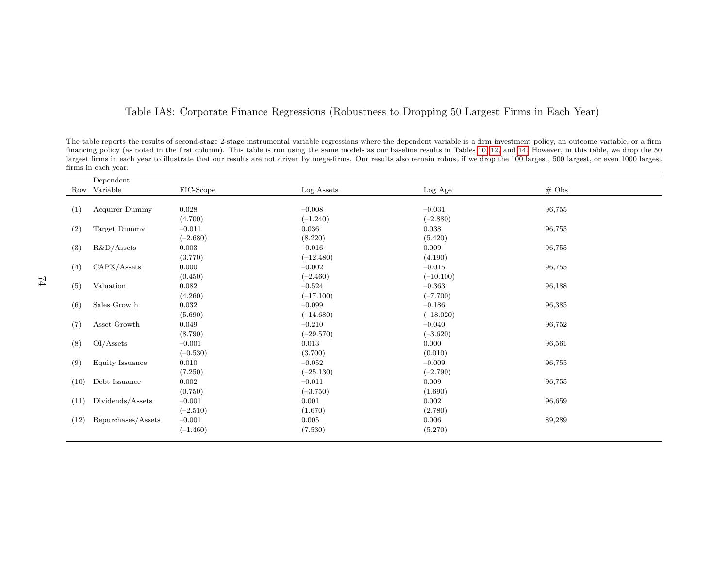# Table IA8: Corporate Finance Regressions (Robustness to Dropping 50 Largest Firms in Each Year)

The table reports the results of second-stage 2-stage instrumental variable regressions where the dependent variable is a firm investment policy, an outcome variable, or a firm financing policy (as noted in the first column). This table is run using the same models as our baseline results in Tables 10, 12, and 14. However, in this table, we drop the 50 largest firms in each year to illustrate that our results are not driven by mega-firms. Our results also remain robust if we drop the 100 largest, 500 largest, or even 1000 largest firms in each year.

| Row | Dependent Variable | FIC-Scope | Log Assets | Log Age | # Obs |
|---|---|---|---|---|---|
| (1) | Acquirer Dummy | 0.028 | –0.008 | –0.031 | 96,755 |
| | | (4.700) | (–1.240) | (–2.880) | |
| (2) | Target Dummy | –0.011 | 0.036 | 0.038 | 96,755 |
| | | (–2.680) | (8.220) | (5.420) | |
| (3) | R&D/Assets | 0.003 | –0.016 | 0.009 | 96,755 |
| | | (3.770) | (–12.480) | (4.190) | |
| (4) | CAPX/Assets | 0.000 | –0.002 | –0.015 | 96,755 |
| | | (0.450) | (–2.460) | (–10.100) | |
| (5) | Valuation | 0.082 | –0.524 | –0.363 | 96,188 |
| | | (4.260) | (–17.100) | (–7.700) | |
| (6) | Sales Growth | 0.032 | –0.099 | –0.186 | 96,385 |
| | | (5.690) | (–14.680) | (–18.020) | |
| (7) | Asset Growth | 0.049 | –0.210 | –0.040 | 96,752 |
| | | (8.790) | (–29.570) | (–3.620) | |
| (8) | OI/Assets | –0.001 | 0.013 | 0.000 | 96,561 |
| | | (–0.530) | (3.700) | (0.010) | |
| (9) | Equity Issuance | 0.010 | –0.052 | –0.009 | 96,755 |
| | | (7.250) | (–25.130) | (–2.790) | |
| (10) | Debt Issuance | 0.002 | –0.011 | 0.009 | 96,755 |
| | | (0.750) | (–3.750) | (1.690) | |
| (11) | Dividends/Assets | –0.001 | 0.001 | 0.002 | 96,659 |
| | | (–2.510) | (1.670) | (2.780) | |
| (12) | Repurchases/Assets | –0.001 | 0.005 | 0.006 | 89,289 |
| | | (–1.460) | (7.530) | (5.270) | |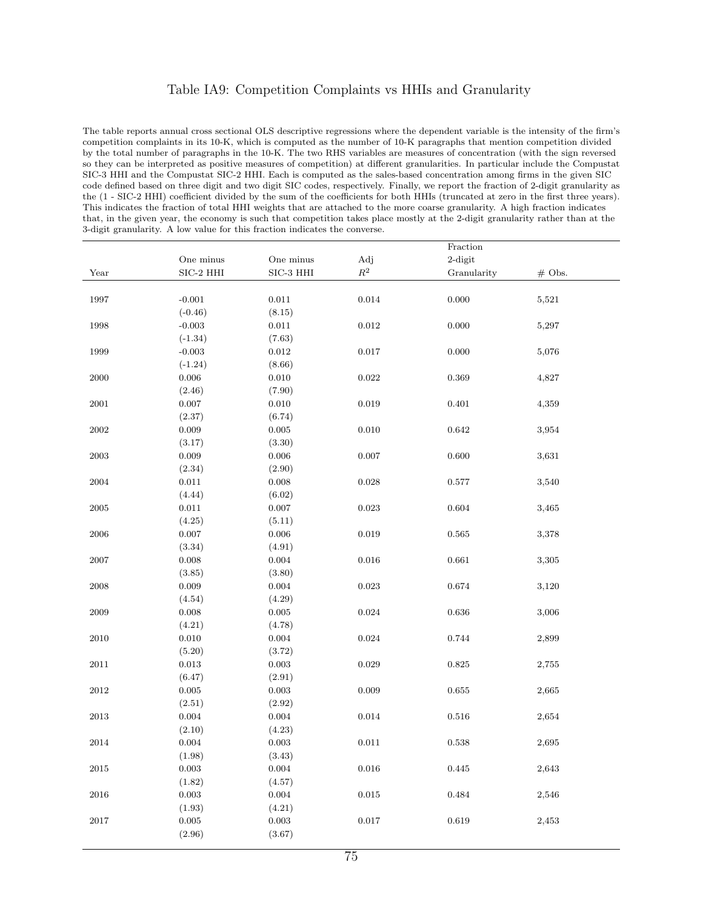# Table IA9: Competition Complaints vs HHIs and Granularity

The table reports annual cross sectional OLS descriptive regressions where the dependent variable is the intensity of the firm's competition complaints in its 10-K, which is computed as the number of 10-K paragraphs that mention competition divided by the total number of paragraphs in the 10-K. The two RHS variables are measures of concentration (with the sign reversed so they can be interpreted as positive measures of competition) at different granularities. In particular include the Compustat SIC-3 HHI and the Compustat SIC-2 HHI. Each is computed as the sales-based concentration among firms in the given SIC code defined based on three digit and two digit SIC codes, respectively. Finally, we report the fraction of 2-digit granularity as the (1 - SIC-2 HHI) coefficient divided by the sum of the coefficients for both HHIs (truncated at zero in the first three years). This indicates the fraction of total HHI weights that are attached to the more coarse granularity. A high fraction indicates that, in the given year, the economy is such that competition takes place mostly at the 2-digit granularity rather than at the 3-digit granularity. A low value for this fraction indicates the converse.

| Year | One minus SIC-2 HHI | One minus SIC-3 HHI | Adj $R^2$ | Fraction 2-digit Granularity | # Obs. |
|---|---|---|---|---|---|
| 1997 | -0.001 | 0.011 | 0.014 | 0.000 | 5,521 |
| | (-0.46) | (8.15) | | | |
| 1998 | -0.003 | 0.011 | 0.012 | 0.000 | 5,297 |
| | (-1.34) | (7.63) | | | |
| 1999 | -0.003 | 0.012 | 0.017 | 0.000 | 5,076 |
| | (-1.24) | (8.66) | | | |
| 2000 | 0.006 | 0.010 | 0.022 | 0.369 | 4,827 |
| | (2.46) | (7.90) | | | |
| 2001 | 0.007 | 0.010 | 0.019 | 0.401 | 4,359 |
| | (2.37) | (6.74) | | | |
| 2002 | 0.009 | 0.005 | 0.010 | 0.642 | 3,954 |
| | (3.17) | (3.30) | | | |
| 2003 | 0.009 | 0.006 | 0.007 | 0.600 | 3,631 |
| | (2.34) | (2.90) | | | |
| 2004 | 0.011 | 0.008 | 0.028 | 0.577 | 3,540 |
| | (4.44) | (6.02) | | | |
| 2005 | 0.011 | 0.007 | 0.023 | 0.604 | 3,465 |
| | (4.25) | (5.11) | | | |
| 2006 | 0.007 | 0.006 | 0.019 | 0.565 | 3,378 |
| | (3.34) | (4.91) | | | |
| 2007 | 0.008 | 0.004 | 0.016 | 0.661 | 3,305 |
| | (3.85) | (3.80) | | | |
| 2008 | 0.009 | 0.004 | 0.023 | 0.674 | 3,120 |
| | (4.54) | (4.29) | | | |
| 2009 | 0.008 | 0.005 | 0.024 | 0.636 | 3,006 |
| | (4.21) | (4.78) | | | |
| 2010 | 0.010 | 0.004 | 0.024 | 0.744 | 2,899 |
| | (5.20) | (3.72) | | | |
| 2011 | 0.013 | 0.003 | 0.029 | 0.825 | 2,755 |
| | (6.47) | (2.91) | | | |
| 2012 | 0.005 | 0.003 | 0.009 | 0.655 | 2,665 |
| | (2.51) | (2.92) | | | |
| 2013 | 0.004 | 0.004 | 0.014 | 0.516 | 2,654 |
| | (2.10) | (4.23) | | | |
| 2014 | 0.004 | 0.003 | 0.011 | 0.538 | 2,695 |
| | (1.98) | (3.43) | | | |
| 2015 | 0.003 | 0.004 | 0.016 | 0.445 | 2,643 |
| | (1.82) | (4.57) | | | |
| 2016 | 0.003 | 0.004 | 0.015 | 0.484 | 2,546 |
| | (1.93) | (4.21) | | | |
| 2017 | 0.005 | 0.003 | 0.017 | 0.619 | 2,453 |
| | (2.96) | (3.67) | | | |